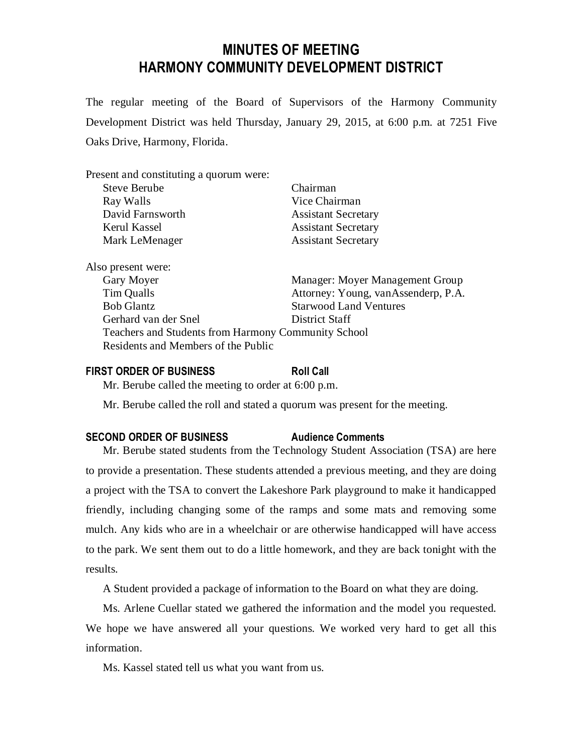# MINUTES OF MEETING
# HARMONY COMMUNITY DEVELOPMENT DISTRICT

The regular meeting of the Board of Supervisors of the Harmony Community Development District was held Thursday, January 29, 2015, at 6:00 p.m. at 7251 Five Oaks Drive, Harmony, Florida.

Present and constituting a quorum were:

| | |
|---|---|
| Steve Berube | Chairman |
| Ray Walls | Vice Chairman |
| David Farnsworth | Assistant Secretary |
| Kerul Kassel | Assistant Secretary |
| Mark LeMenager | Assistant Secretary |

Also present were:

| | |
|---|---|
| Gary Moyer | Manager: Moyer Management Group |
| Tim Qualls | Attorney: Young, vanAssenderp, P.A. |
| Bob Glantz | Starwood Land Ventures |
| Gerhard van der Snel | District Staff |

Teachers and Students from Harmony Community School
Residents and Members of the Public

**FIRST ORDER OF BUSINESS** **Roll Call**

Mr. Berube called the meeting to order at 6:00 p.m.

Mr. Berube called the roll and stated a quorum was present for the meeting.

**SECOND ORDER OF BUSINESS** **Audience Comments**

Mr. Berube stated students from the Technology Student Association (TSA) are here to provide a presentation. These students attended a previous meeting, and they are doing a project with the TSA to convert the Lakeshore Park playground to make it handicapped friendly, including changing some of the ramps and some mats and removing some mulch. Any kids who are in a wheelchair or are otherwise handicapped will have access to the park. We sent them out to do a little homework, and they are back tonight with the results.

A Student provided a package of information to the Board on what they are doing.

Ms. Arlene Cuellar stated we gathered the information and the model you requested. We hope we have answered all your questions. We worked very hard to get all this information.

Ms. Kassel stated tell us what you want from us.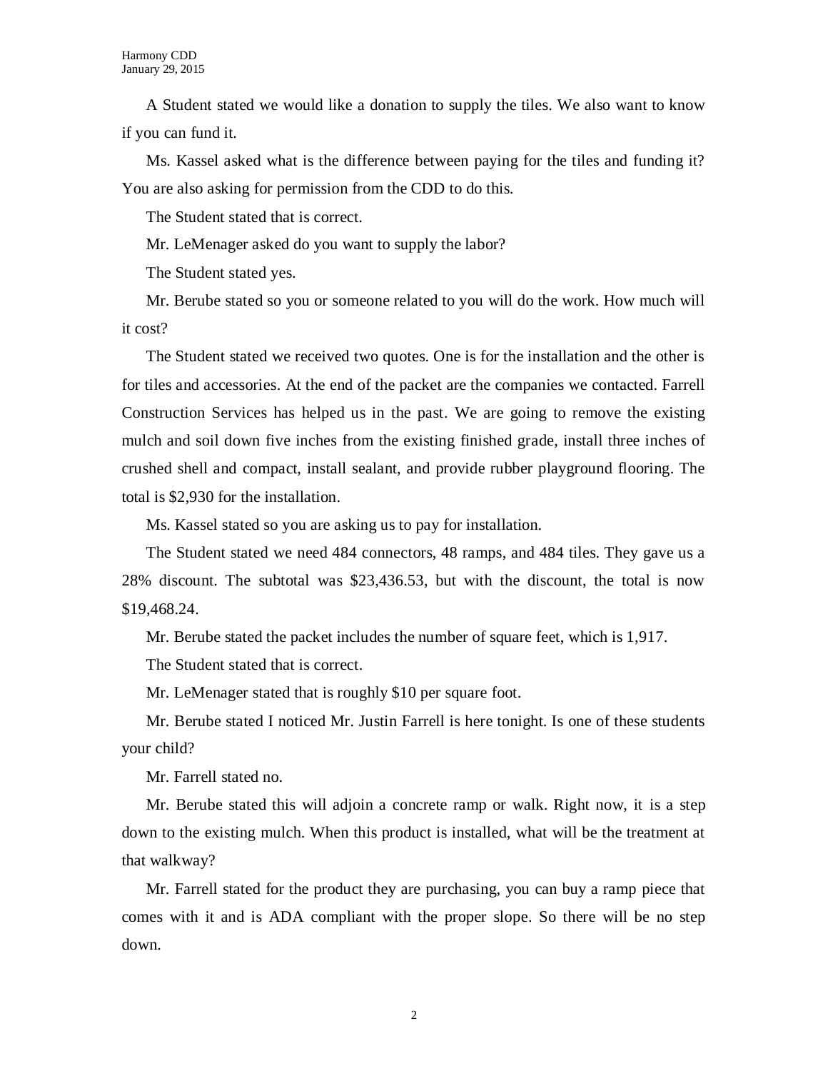A Student stated we would like a donation to supply the tiles. We also want to know if you can fund it.

Ms. Kassel asked what is the difference between paying for the tiles and funding it? You are also asking for permission from the CDD to do this.

The Student stated that is correct.

Mr. LeMenager asked do you want to supply the labor?

The Student stated yes.

Mr. Berube stated so you or someone related to you will do the work. How much will it cost?

The Student stated we received two quotes. One is for the installation and the other is for tiles and accessories. At the end of the packet are the companies we contacted. Farrell Construction Services has helped us in the past. We are going to remove the existing mulch and soil down five inches from the existing finished grade, install three inches of crushed shell and compact, install sealant, and provide rubber playground flooring. The total is $2,930 for the installation.

Ms. Kassel stated so you are asking us to pay for installation.

The Student stated we need 484 connectors, 48 ramps, and 484 tiles. They gave us a 28% discount. The subtotal was $23,436.53, but with the discount, the total is now $19,468.24.

Mr. Berube stated the packet includes the number of square feet, which is 1,917.

The Student stated that is correct.

Mr. LeMenager stated that is roughly $10 per square foot.

Mr. Berube stated I noticed Mr. Justin Farrell is here tonight. Is one of these students your child?

Mr. Farrell stated no.

Mr. Berube stated this will adjoin a concrete ramp or walk. Right now, it is a step down to the existing mulch. When this product is installed, what will be the treatment at that walkway?

Mr. Farrell stated for the product they are purchasing, you can buy a ramp piece that comes with it and is ADA compliant with the proper slope. So there will be no step down.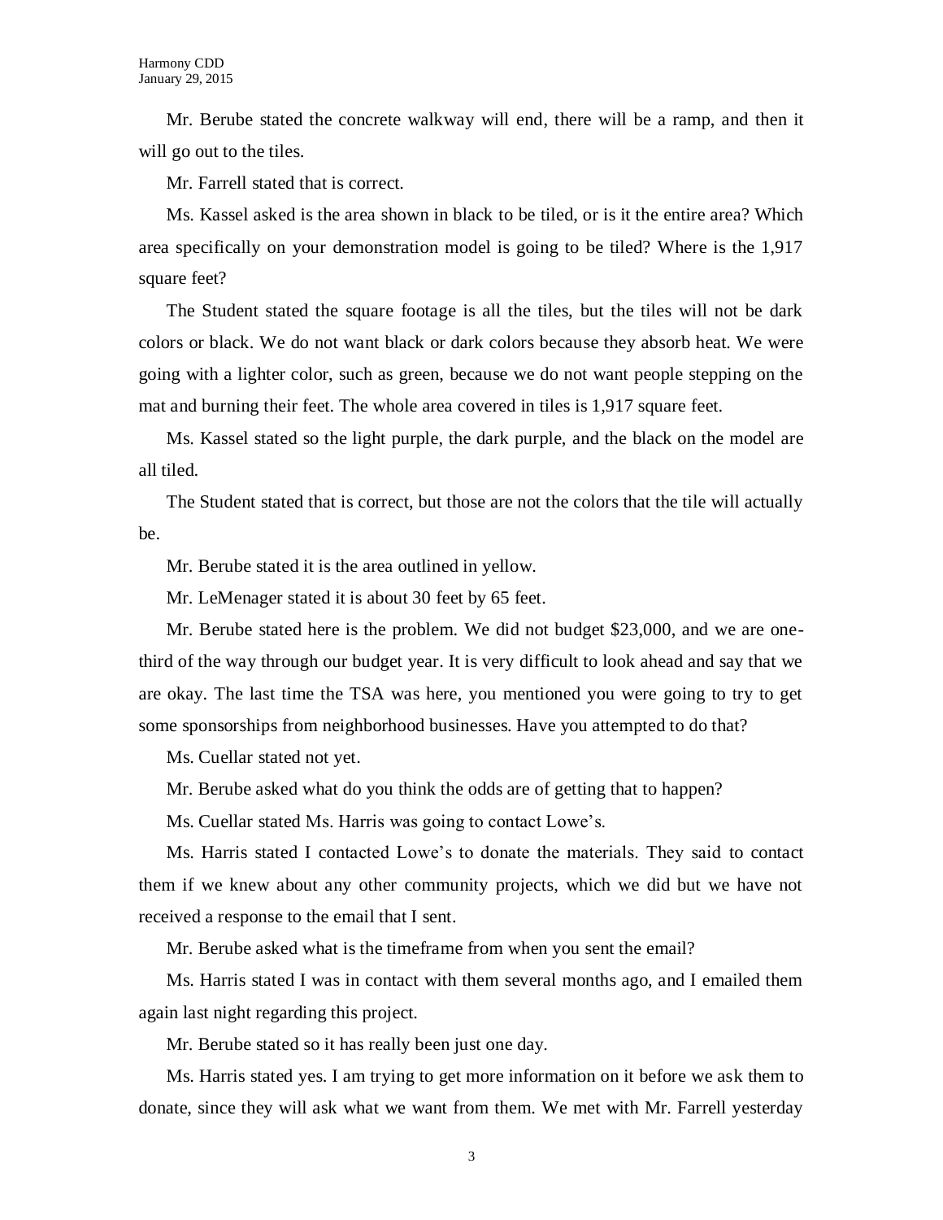Mr. Berube stated the concrete walkway will end, there will be a ramp, and then it will go out to the tiles.

Mr. Farrell stated that is correct.

Ms. Kassel asked is the area shown in black to be tiled, or is it the entire area? Which area specifically on your demonstration model is going to be tiled? Where is the 1,917 square feet?

The Student stated the square footage is all the tiles, but the tiles will not be dark colors or black. We do not want black or dark colors because they absorb heat. We were going with a lighter color, such as green, because we do not want people stepping on the mat and burning their feet. The whole area covered in tiles is 1,917 square feet.

Ms. Kassel stated so the light purple, the dark purple, and the black on the model are all tiled.

The Student stated that is correct, but those are not the colors that the tile will actually be.

Mr. Berube stated it is the area outlined in yellow.

Mr. LeMenager stated it is about 30 feet by 65 feet.

Mr. Berube stated here is the problem. We did not budget $23,000, and we are one-third of the way through our budget year. It is very difficult to look ahead and say that we are okay. The last time the TSA was here, you mentioned you were going to try to get some sponsorships from neighborhood businesses. Have you attempted to do that?

Ms. Cuellar stated not yet.

Mr. Berube asked what do you think the odds are of getting that to happen?

Ms. Cuellar stated Ms. Harris was going to contact Lowe's.

Ms. Harris stated I contacted Lowe's to donate the materials. They said to contact them if we knew about any other community projects, which we did but we have not received a response to the email that I sent.

Mr. Berube asked what is the timeframe from when you sent the email?

Ms. Harris stated I was in contact with them several months ago, and I emailed them again last night regarding this project.

Mr. Berube stated so it has really been just one day.

Ms. Harris stated yes. I am trying to get more information on it before we ask them to donate, since they will ask what we want from them. We met with Mr. Farrell yesterday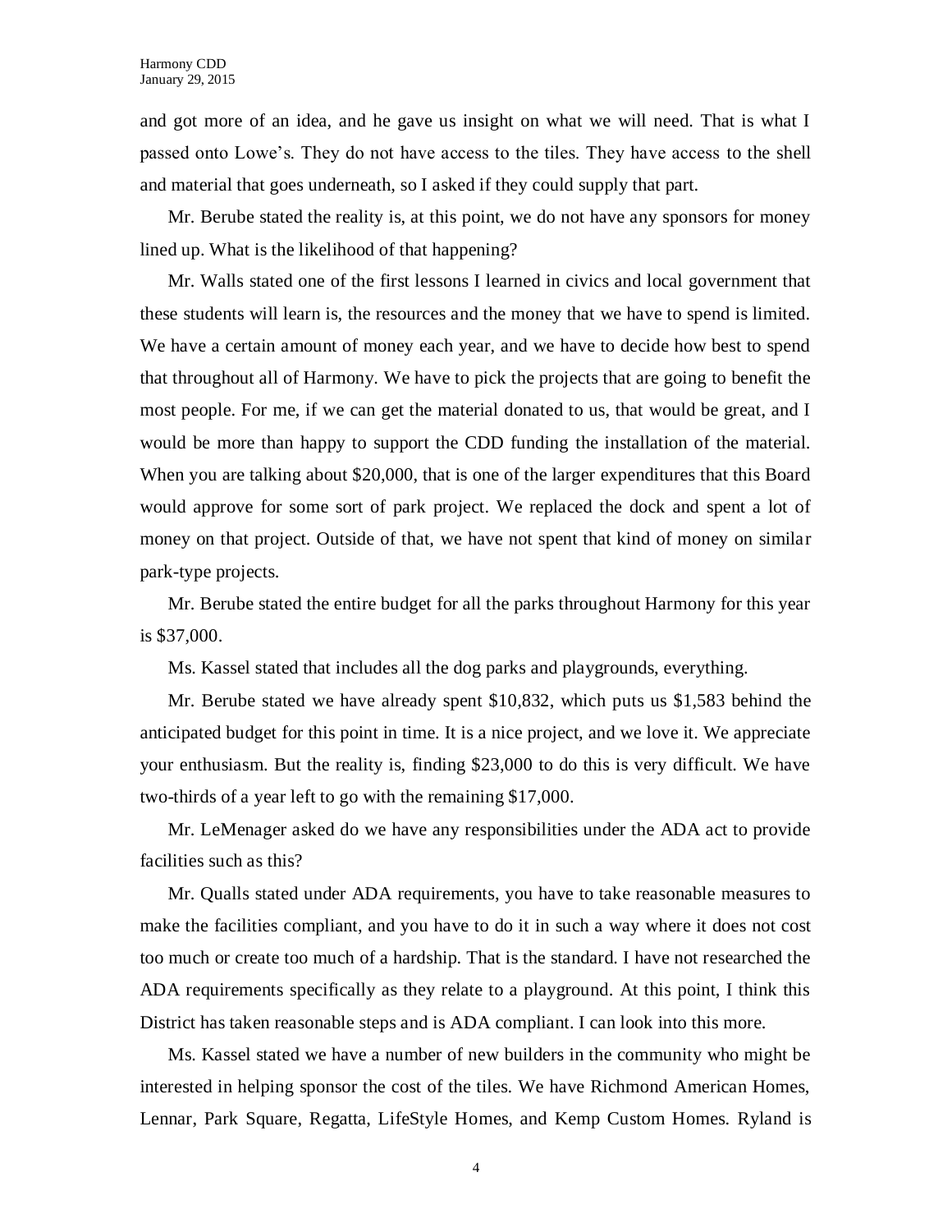and got more of an idea, and he gave us insight on what we will need. That is what I passed onto Lowe's. They do not have access to the tiles. They have access to the shell and material that goes underneath, so I asked if they could supply that part.

Mr. Berube stated the reality is, at this point, we do not have any sponsors for money lined up. What is the likelihood of that happening?

Mr. Walls stated one of the first lessons I learned in civics and local government that these students will learn is, the resources and the money that we have to spend is limited. We have a certain amount of money each year, and we have to decide how best to spend that throughout all of Harmony. We have to pick the projects that are going to benefit the most people. For me, if we can get the material donated to us, that would be great, and I would be more than happy to support the CDD funding the installation of the material. When you are talking about $20,000, that is one of the larger expenditures that this Board would approve for some sort of park project. We replaced the dock and spent a lot of money on that project. Outside of that, we have not spent that kind of money on similar park-type projects.

Mr. Berube stated the entire budget for all the parks throughout Harmony for this year is $37,000.

Ms. Kassel stated that includes all the dog parks and playgrounds, everything.

Mr. Berube stated we have already spent $10,832, which puts us $1,583 behind the anticipated budget for this point in time. It is a nice project, and we love it. We appreciate your enthusiasm. But the reality is, finding $23,000 to do this is very difficult. We have two-thirds of a year left to go with the remaining $17,000.

Mr. LeMenager asked do we have any responsibilities under the ADA act to provide facilities such as this?

Mr. Qualls stated under ADA requirements, you have to take reasonable measures to make the facilities compliant, and you have to do it in such a way where it does not cost too much or create too much of a hardship. That is the standard. I have not researched the ADA requirements specifically as they relate to a playground. At this point, I think this District has taken reasonable steps and is ADA compliant. I can look into this more.

Ms. Kassel stated we have a number of new builders in the community who might be interested in helping sponsor the cost of the tiles. We have Richmond American Homes, Lennar, Park Square, Regatta, LifeStyle Homes, and Kemp Custom Homes. Ryland is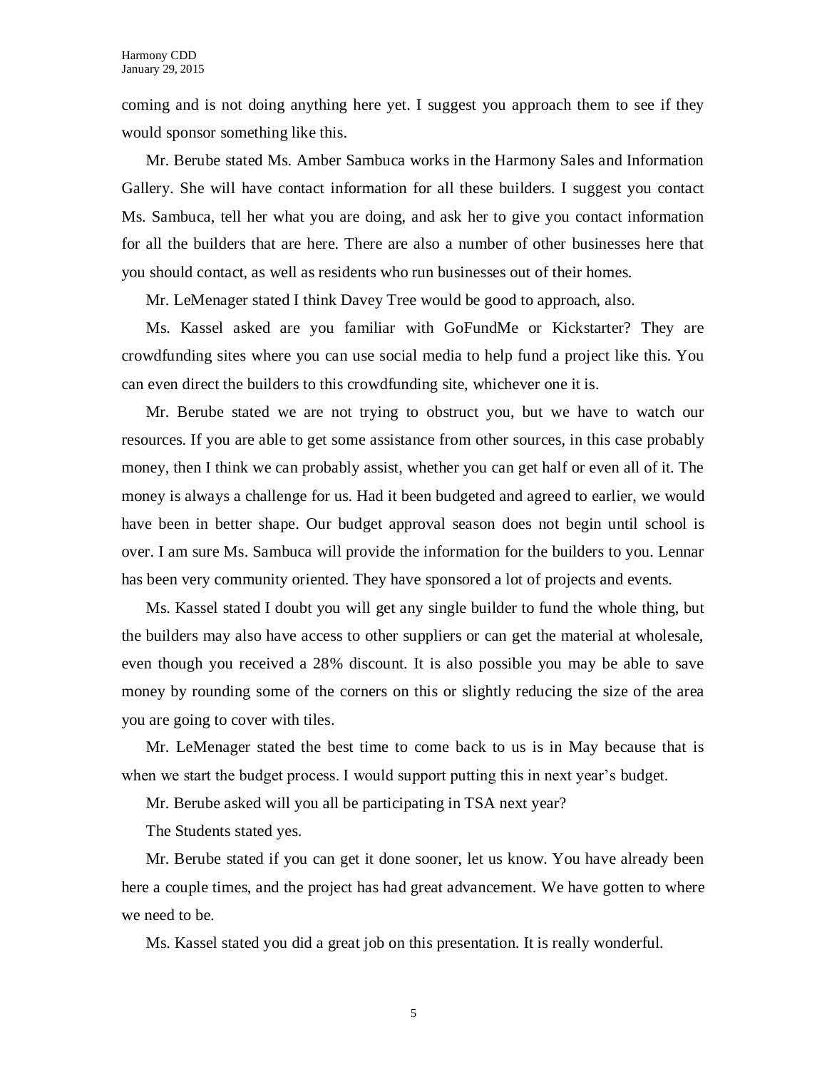coming and is not doing anything here yet. I suggest you approach them to see if they would sponsor something like this.

Mr. Berube stated Ms. Amber Sambuca works in the Harmony Sales and Information Gallery. She will have contact information for all these builders. I suggest you contact Ms. Sambuca, tell her what you are doing, and ask her to give you contact information for all the builders that are here. There are also a number of other businesses here that you should contact, as well as residents who run businesses out of their homes.

Mr. LeMenager stated I think Davey Tree would be good to approach, also.

Ms. Kassel asked are you familiar with GoFundMe or Kickstarter? They are crowdfunding sites where you can use social media to help fund a project like this. You can even direct the builders to this crowdfunding site, whichever one it is.

Mr. Berube stated we are not trying to obstruct you, but we have to watch our resources. If you are able to get some assistance from other sources, in this case probably money, then I think we can probably assist, whether you can get half or even all of it. The money is always a challenge for us. Had it been budgeted and agreed to earlier, we would have been in better shape. Our budget approval season does not begin until school is over. I am sure Ms. Sambuca will provide the information for the builders to you. Lennar has been very community oriented. They have sponsored a lot of projects and events.

Ms. Kassel stated I doubt you will get any single builder to fund the whole thing, but the builders may also have access to other suppliers or can get the material at wholesale, even though you received a 28% discount. It is also possible you may be able to save money by rounding some of the corners on this or slightly reducing the size of the area you are going to cover with tiles.

Mr. LeMenager stated the best time to come back to us is in May because that is when we start the budget process. I would support putting this in next year's budget.

Mr. Berube asked will you all be participating in TSA next year?

The Students stated yes.

Mr. Berube stated if you can get it done sooner, let us know. You have already been here a couple times, and the project has had great advancement. We have gotten to where we need to be.

Ms. Kassel stated you did a great job on this presentation. It is really wonderful.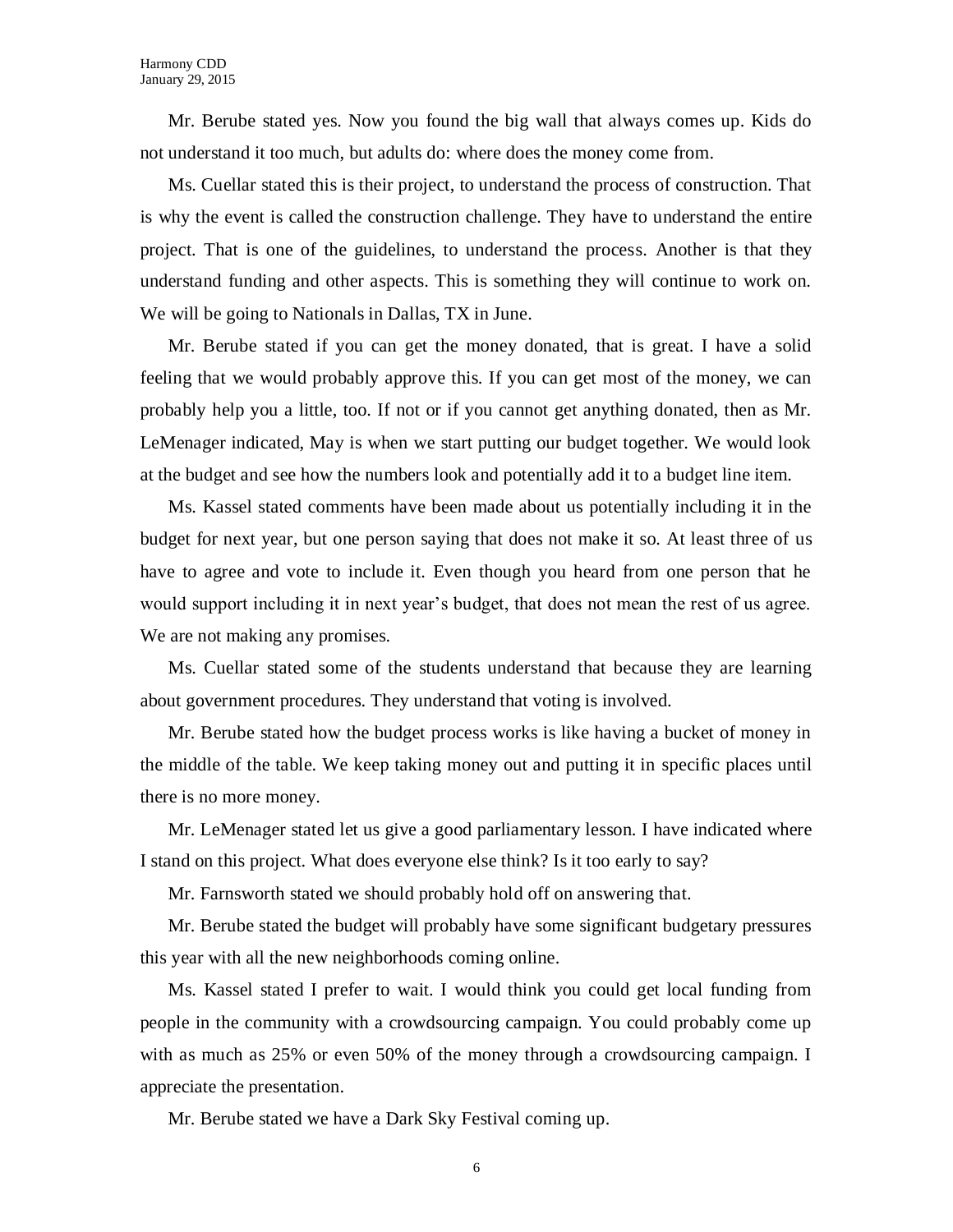Mr. Berube stated yes. Now you found the big wall that always comes up. Kids do not understand it too much, but adults do: where does the money come from.

Ms. Cuellar stated this is their project, to understand the process of construction. That is why the event is called the construction challenge. They have to understand the entire project. That is one of the guidelines, to understand the process. Another is that they understand funding and other aspects. This is something they will continue to work on. We will be going to Nationals in Dallas, TX in June.

Mr. Berube stated if you can get the money donated, that is great. I have a solid feeling that we would probably approve this. If you can get most of the money, we can probably help you a little, too. If not or if you cannot get anything donated, then as Mr. LeMenager indicated, May is when we start putting our budget together. We would look at the budget and see how the numbers look and potentially add it to a budget line item.

Ms. Kassel stated comments have been made about us potentially including it in the budget for next year, but one person saying that does not make it so. At least three of us have to agree and vote to include it. Even though you heard from one person that he would support including it in next year's budget, that does not mean the rest of us agree. We are not making any promises.

Ms. Cuellar stated some of the students understand that because they are learning about government procedures. They understand that voting is involved.

Mr. Berube stated how the budget process works is like having a bucket of money in the middle of the table. We keep taking money out and putting it in specific places until there is no more money.

Mr. LeMenager stated let us give a good parliamentary lesson. I have indicated where I stand on this project. What does everyone else think? Is it too early to say?

Mr. Farnsworth stated we should probably hold off on answering that.

Mr. Berube stated the budget will probably have some significant budgetary pressures this year with all the new neighborhoods coming online.

Ms. Kassel stated I prefer to wait. I would think you could get local funding from people in the community with a crowdsourcing campaign. You could probably come up with as much as 25% or even 50% of the money through a crowdsourcing campaign. I appreciate the presentation.

Mr. Berube stated we have a Dark Sky Festival coming up.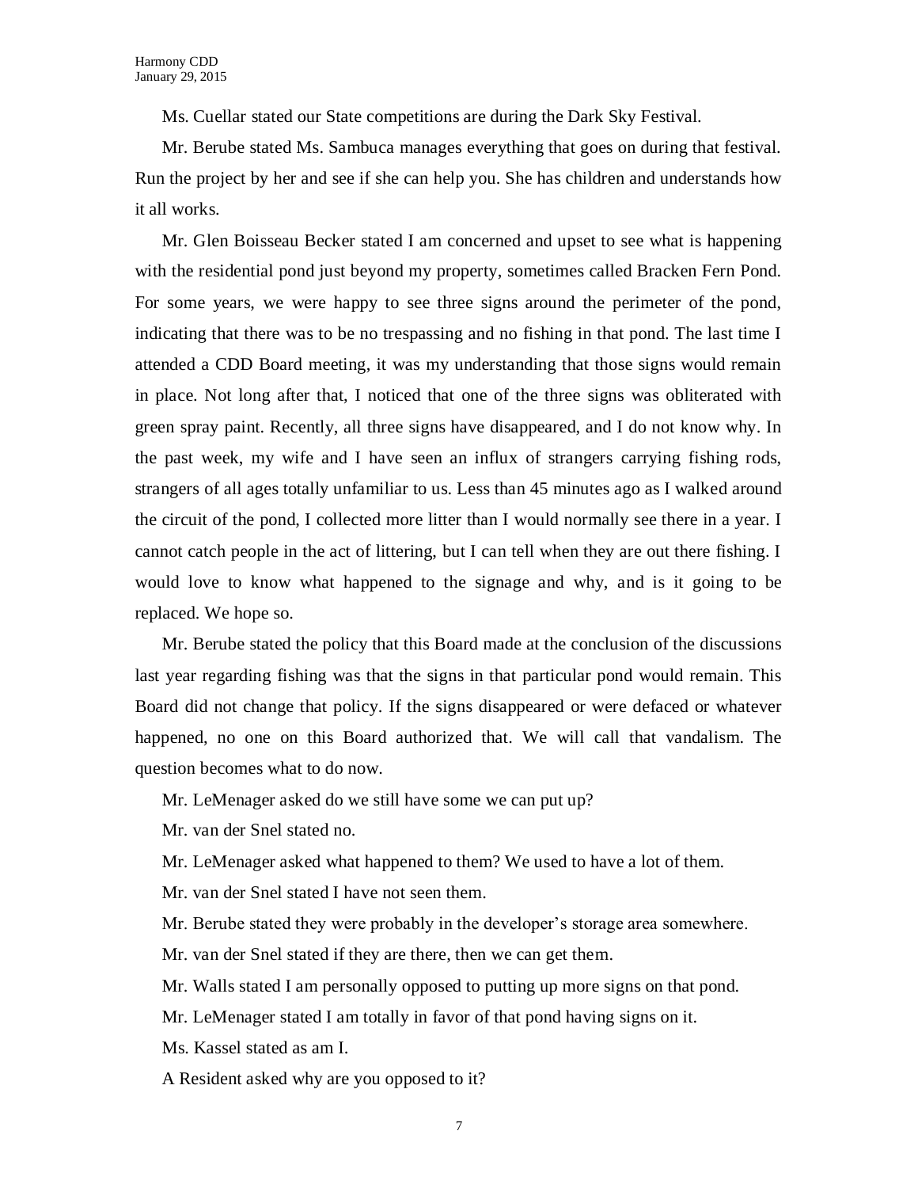Ms. Cuellar stated our State competitions are during the Dark Sky Festival.

Mr. Berube stated Ms. Sambuca manages everything that goes on during that festival. Run the project by her and see if she can help you. She has children and understands how it all works.

Mr. Glen Boisseau Becker stated I am concerned and upset to see what is happening with the residential pond just beyond my property, sometimes called Bracken Fern Pond. For some years, we were happy to see three signs around the perimeter of the pond, indicating that there was to be no trespassing and no fishing in that pond. The last time I attended a CDD Board meeting, it was my understanding that those signs would remain in place. Not long after that, I noticed that one of the three signs was obliterated with green spray paint. Recently, all three signs have disappeared, and I do not know why. In the past week, my wife and I have seen an influx of strangers carrying fishing rods, strangers of all ages totally unfamiliar to us. Less than 45 minutes ago as I walked around the circuit of the pond, I collected more litter than I would normally see there in a year. I cannot catch people in the act of littering, but I can tell when they are out there fishing. I would love to know what happened to the signage and why, and is it going to be replaced. We hope so.

Mr. Berube stated the policy that this Board made at the conclusion of the discussions last year regarding fishing was that the signs in that particular pond would remain. This Board did not change that policy. If the signs disappeared or were defaced or whatever happened, no one on this Board authorized that. We will call that vandalism. The question becomes what to do now.

Mr. LeMenager asked do we still have some we can put up?

Mr. van der Snel stated no.

Mr. LeMenager asked what happened to them? We used to have a lot of them.

Mr. van der Snel stated I have not seen them.

Mr. Berube stated they were probably in the developer's storage area somewhere.

Mr. van der Snel stated if they are there, then we can get them.

Mr. Walls stated I am personally opposed to putting up more signs on that pond.

Mr. LeMenager stated I am totally in favor of that pond having signs on it.

Ms. Kassel stated as am I.

A Resident asked why are you opposed to it?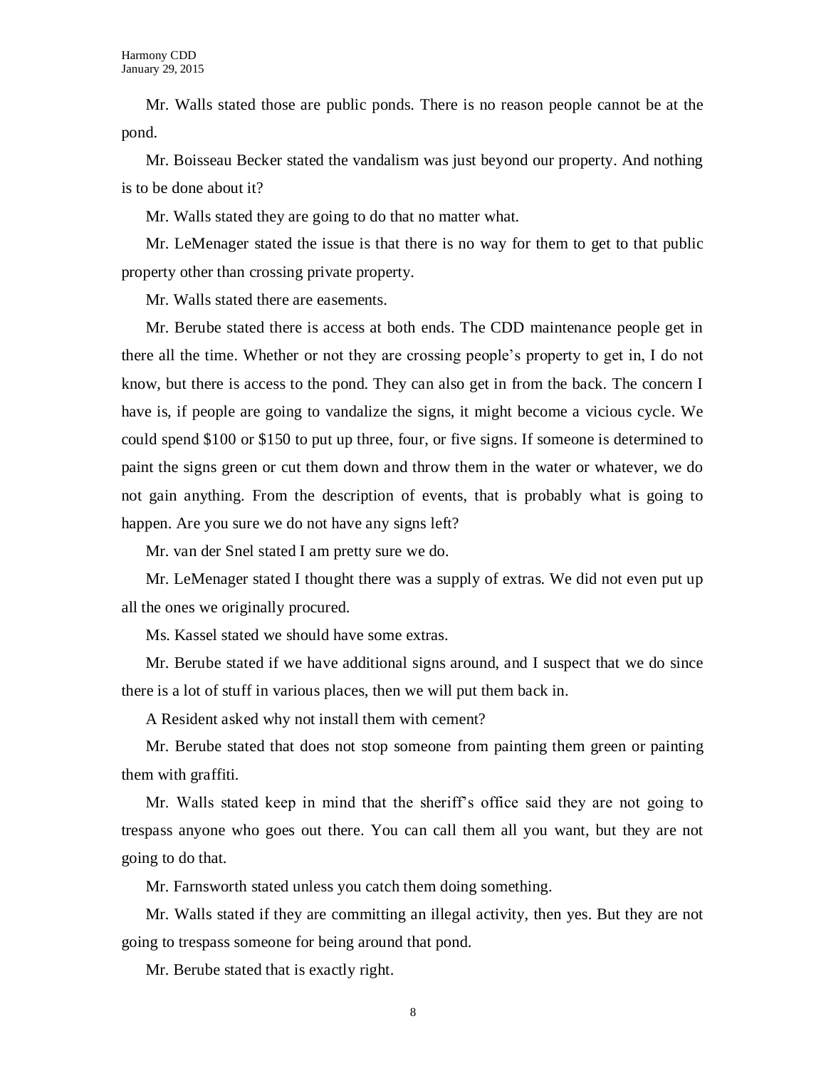Mr. Walls stated those are public ponds. There is no reason people cannot be at the pond.

Mr. Boisseau Becker stated the vandalism was just beyond our property. And nothing is to be done about it?

Mr. Walls stated they are going to do that no matter what.

Mr. LeMenager stated the issue is that there is no way for them to get to that public property other than crossing private property.

Mr. Walls stated there are easements.

Mr. Berube stated there is access at both ends. The CDD maintenance people get in there all the time. Whether or not they are crossing people's property to get in, I do not know, but there is access to the pond. They can also get in from the back. The concern I have is, if people are going to vandalize the signs, it might become a vicious cycle. We could spend $100 or $150 to put up three, four, or five signs. If someone is determined to paint the signs green or cut them down and throw them in the water or whatever, we do not gain anything. From the description of events, that is probably what is going to happen. Are you sure we do not have any signs left?

Mr. van der Snel stated I am pretty sure we do.

Mr. LeMenager stated I thought there was a supply of extras. We did not even put up all the ones we originally procured.

Ms. Kassel stated we should have some extras.

Mr. Berube stated if we have additional signs around, and I suspect that we do since there is a lot of stuff in various places, then we will put them back in.

A Resident asked why not install them with cement?

Mr. Berube stated that does not stop someone from painting them green or painting them with graffiti.

Mr. Walls stated keep in mind that the sheriff's office said they are not going to trespass anyone who goes out there. You can call them all you want, but they are not going to do that.

Mr. Farnsworth stated unless you catch them doing something.

Mr. Walls stated if they are committing an illegal activity, then yes. But they are not going to trespass someone for being around that pond.

Mr. Berube stated that is exactly right.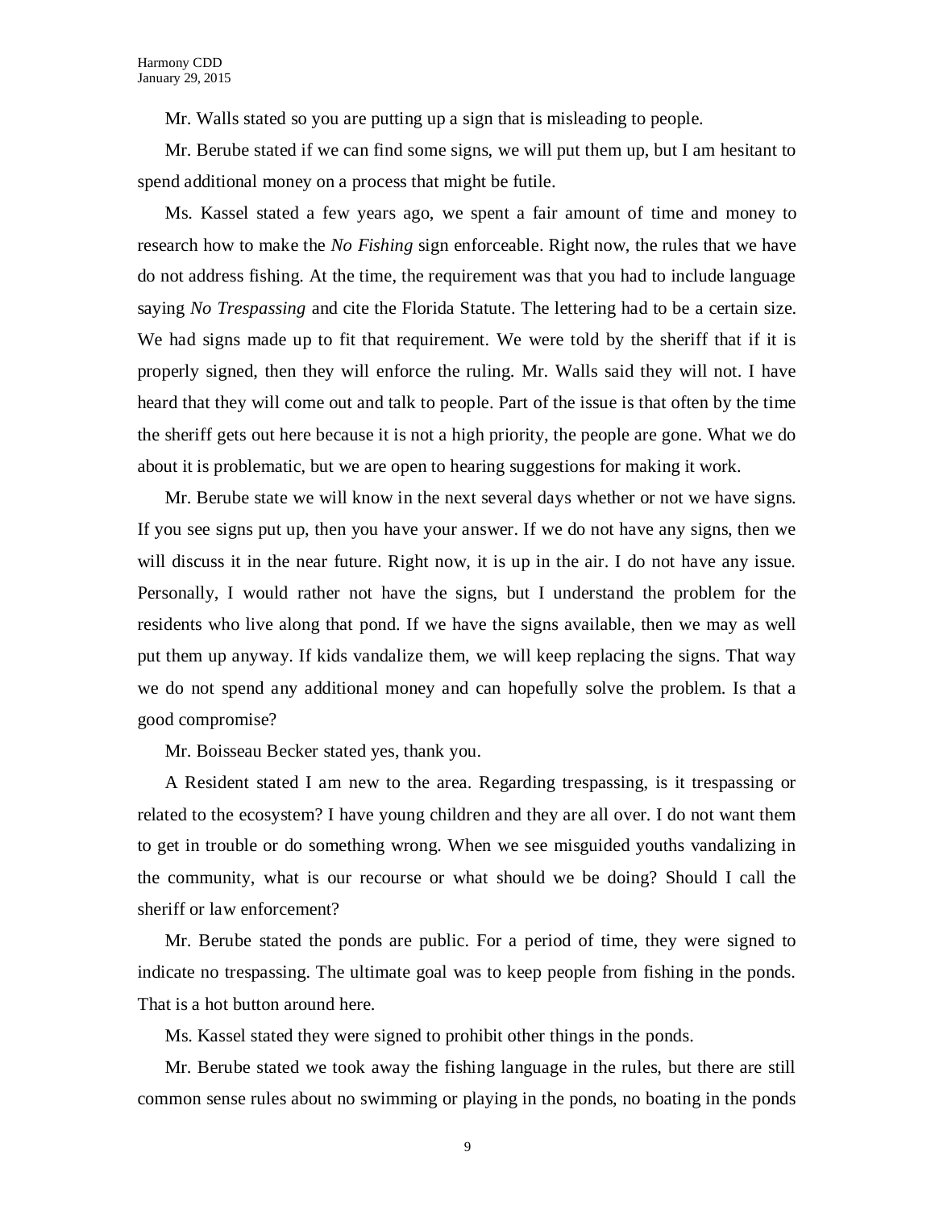Mr. Walls stated so you are putting up a sign that is misleading to people.

Mr. Berube stated if we can find some signs, we will put them up, but I am hesitant to spend additional money on a process that might be futile.

Ms. Kassel stated a few years ago, we spent a fair amount of time and money to research how to make the *No Fishing* sign enforceable. Right now, the rules that we have do not address fishing. At the time, the requirement was that you had to include language saying *No Trespassing* and cite the Florida Statute. The lettering had to be a certain size. We had signs made up to fit that requirement. We were told by the sheriff that if it is properly signed, then they will enforce the ruling. Mr. Walls said they will not. I have heard that they will come out and talk to people. Part of the issue is that often by the time the sheriff gets out here because it is not a high priority, the people are gone. What we do about it is problematic, but we are open to hearing suggestions for making it work.

Mr. Berube state we will know in the next several days whether or not we have signs. If you see signs put up, then you have your answer. If we do not have any signs, then we will discuss it in the near future. Right now, it is up in the air. I do not have any issue. Personally, I would rather not have the signs, but I understand the problem for the residents who live along that pond. If we have the signs available, then we may as well put them up anyway. If kids vandalize them, we will keep replacing the signs. That way we do not spend any additional money and can hopefully solve the problem. Is that a good compromise?

Mr. Boisseau Becker stated yes, thank you.

A Resident stated I am new to the area. Regarding trespassing, is it trespassing or related to the ecosystem? I have young children and they are all over. I do not want them to get in trouble or do something wrong. When we see misguided youths vandalizing in the community, what is our recourse or what should we be doing? Should I call the sheriff or law enforcement?

Mr. Berube stated the ponds are public. For a period of time, they were signed to indicate no trespassing. The ultimate goal was to keep people from fishing in the ponds. That is a hot button around here.

Ms. Kassel stated they were signed to prohibit other things in the ponds.

Mr. Berube stated we took away the fishing language in the rules, but there are still common sense rules about no swimming or playing in the ponds, no boating in the ponds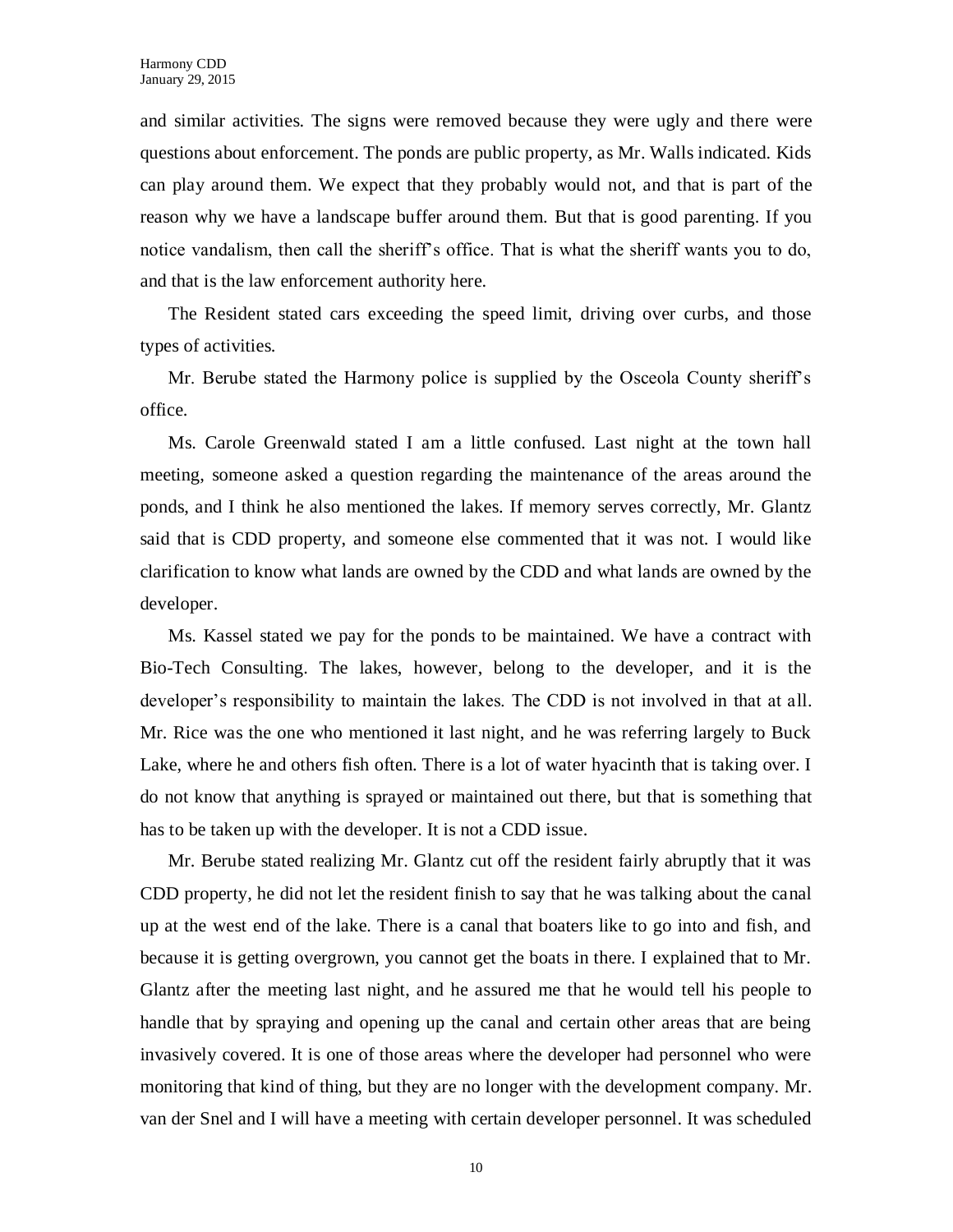and similar activities. The signs were removed because they were ugly and there were questions about enforcement. The ponds are public property, as Mr. Walls indicated. Kids can play around them. We expect that they probably would not, and that is part of the reason why we have a landscape buffer around them. But that is good parenting. If you notice vandalism, then call the sheriff's office. That is what the sheriff wants you to do, and that is the law enforcement authority here.

The Resident stated cars exceeding the speed limit, driving over curbs, and those types of activities.

Mr. Berube stated the Harmony police is supplied by the Osceola County sheriff's office.

Ms. Carole Greenwald stated I am a little confused. Last night at the town hall meeting, someone asked a question regarding the maintenance of the areas around the ponds, and I think he also mentioned the lakes. If memory serves correctly, Mr. Glantz said that is CDD property, and someone else commented that it was not. I would like clarification to know what lands are owned by the CDD and what lands are owned by the developer.

Ms. Kassel stated we pay for the ponds to be maintained. We have a contract with Bio-Tech Consulting. The lakes, however, belong to the developer, and it is the developer's responsibility to maintain the lakes. The CDD is not involved in that at all. Mr. Rice was the one who mentioned it last night, and he was referring largely to Buck Lake, where he and others fish often. There is a lot of water hyacinth that is taking over. I do not know that anything is sprayed or maintained out there, but that is something that has to be taken up with the developer. It is not a CDD issue.

Mr. Berube stated realizing Mr. Glantz cut off the resident fairly abruptly that it was CDD property, he did not let the resident finish to say that he was talking about the canal up at the west end of the lake. There is a canal that boaters like to go into and fish, and because it is getting overgrown, you cannot get the boats in there. I explained that to Mr. Glantz after the meeting last night, and he assured me that he would tell his people to handle that by spraying and opening up the canal and certain other areas that are being invasively covered. It is one of those areas where the developer had personnel who were monitoring that kind of thing, but they are no longer with the development company. Mr. van der Snel and I will have a meeting with certain developer personnel. It was scheduled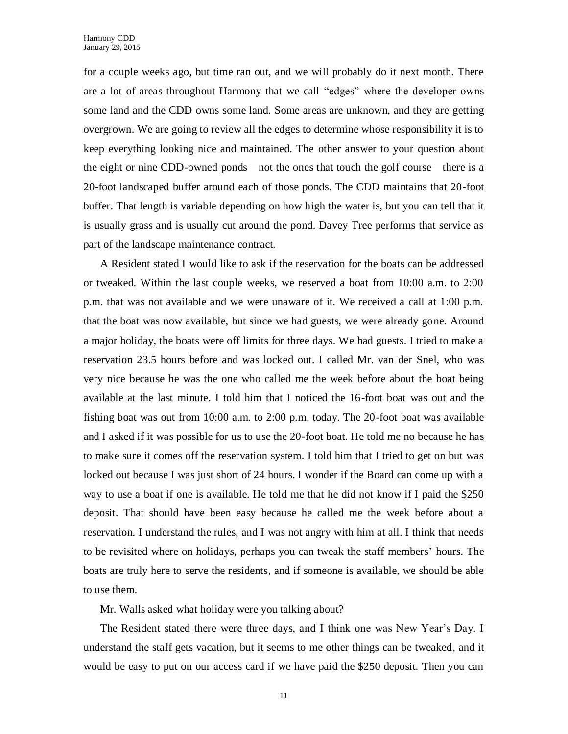for a couple weeks ago, but time ran out, and we will probably do it next month. There are a lot of areas throughout Harmony that we call "edges" where the developer owns some land and the CDD owns some land. Some areas are unknown, and they are getting overgrown. We are going to review all the edges to determine whose responsibility it is to keep everything looking nice and maintained. The other answer to your question about the eight or nine CDD-owned ponds—not the ones that touch the golf course—there is a 20-foot landscaped buffer around each of those ponds. The CDD maintains that 20-foot buffer. That length is variable depending on how high the water is, but you can tell that it is usually grass and is usually cut around the pond. Davey Tree performs that service as part of the landscape maintenance contract.

A Resident stated I would like to ask if the reservation for the boats can be addressed or tweaked. Within the last couple weeks, we reserved a boat from 10:00 a.m. to 2:00 p.m. that was not available and we were unaware of it. We received a call at 1:00 p.m. that the boat was now available, but since we had guests, we were already gone. Around a major holiday, the boats were off limits for three days. We had guests. I tried to make a reservation 23.5 hours before and was locked out. I called Mr. van der Snel, who was very nice because he was the one who called me the week before about the boat being available at the last minute. I told him that I noticed the 16-foot boat was out and the fishing boat was out from 10:00 a.m. to 2:00 p.m. today. The 20-foot boat was available and I asked if it was possible for us to use the 20-foot boat. He told me no because he has to make sure it comes off the reservation system. I told him that I tried to get on but was locked out because I was just short of 24 hours. I wonder if the Board can come up with a way to use a boat if one is available. He told me that he did not know if I paid the $250 deposit. That should have been easy because he called me the week before about a reservation. I understand the rules, and I was not angry with him at all. I think that needs to be revisited where on holidays, perhaps you can tweak the staff members' hours. The boats are truly here to serve the residents, and if someone is available, we should be able to use them.

Mr. Walls asked what holiday were you talking about?

The Resident stated there were three days, and I think one was New Year's Day. I understand the staff gets vacation, but it seems to me other things can be tweaked, and it would be easy to put on our access card if we have paid the $250 deposit. Then you can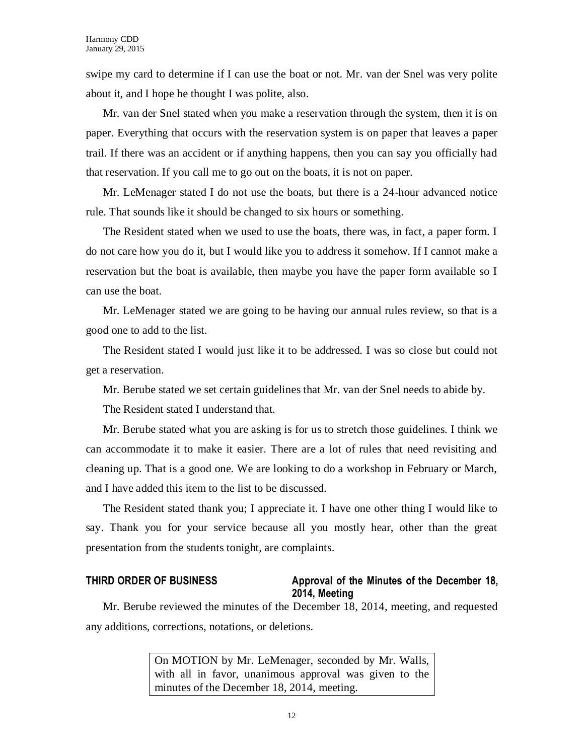swipe my card to determine if I can use the boat or not. Mr. van der Snel was very polite about it, and I hope he thought I was polite, also.

Mr. van der Snel stated when you make a reservation through the system, then it is on paper. Everything that occurs with the reservation system is on paper that leaves a paper trail. If there was an accident or if anything happens, then you can say you officially had that reservation. If you call me to go out on the boats, it is not on paper.

Mr. LeMenager stated I do not use the boats, but there is a 24-hour advanced notice rule. That sounds like it should be changed to six hours or something.

The Resident stated when we used to use the boats, there was, in fact, a paper form. I do not care how you do it, but I would like you to address it somehow. If I cannot make a reservation but the boat is available, then maybe you have the paper form available so I can use the boat.

Mr. LeMenager stated we are going to be having our annual rules review, so that is a good one to add to the list.

The Resident stated I would just like it to be addressed. I was so close but could not get a reservation.

Mr. Berube stated we set certain guidelines that Mr. van der Snel needs to abide by.

The Resident stated I understand that.

Mr. Berube stated what you are asking is for us to stretch those guidelines. I think we can accommodate it to make it easier. There are a lot of rules that need revisiting and cleaning up. That is a good one. We are looking to do a workshop in February or March, and I have added this item to the list to be discussed.

The Resident stated thank you; I appreciate it. I have one other thing I would like to say. Thank you for your service because all you mostly hear, other than the great presentation from the students tonight, are complaints.

## THIRD ORDER OF BUSINESS — Approval of the Minutes of the December 18, 2014, Meeting

Mr. Berube reviewed the minutes of the December 18, 2014, meeting, and requested any additions, corrections, notations, or deletions.

> On MOTION by Mr. LeMenager, seconded by Mr. Walls, with all in favor, unanimous approval was given to the minutes of the December 18, 2014, meeting.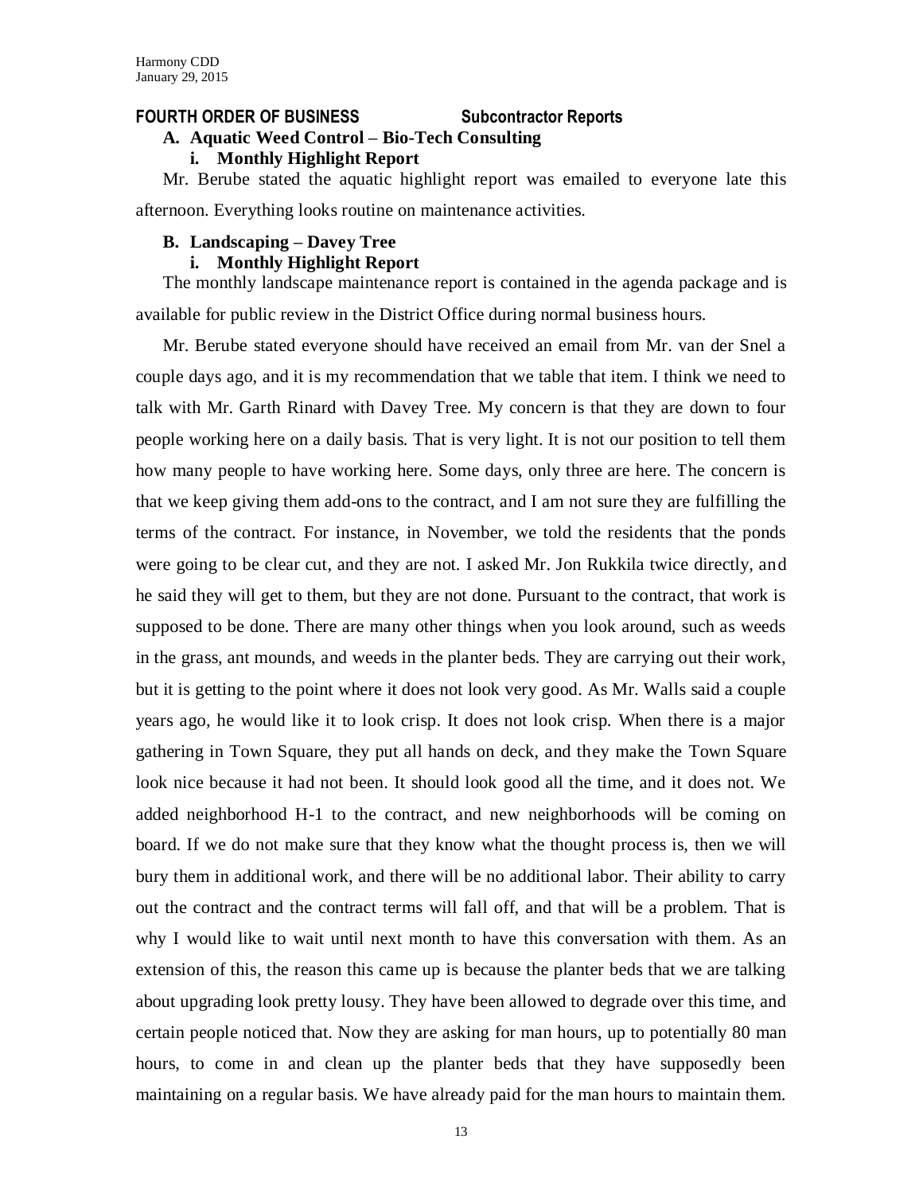**FOURTH ORDER OF BUSINESS Subcontractor Reports**

**A. Aquatic Weed Control – Bio-Tech Consulting**

**i. Monthly Highlight Report**

Mr. Berube stated the aquatic highlight report was emailed to everyone late this afternoon. Everything looks routine on maintenance activities.

**B. Landscaping – Davey Tree**

**i. Monthly Highlight Report**

The monthly landscape maintenance report is contained in the agenda package and is available for public review in the District Office during normal business hours.

Mr. Berube stated everyone should have received an email from Mr. van der Snel a couple days ago, and it is my recommendation that we table that item. I think we need to talk with Mr. Garth Rinard with Davey Tree. My concern is that they are down to four people working here on a daily basis. That is very light. It is not our position to tell them how many people to have working here. Some days, only three are here. The concern is that we keep giving them add-ons to the contract, and I am not sure they are fulfilling the terms of the contract. For instance, in November, we told the residents that the ponds were going to be clear cut, and they are not. I asked Mr. Jon Rukkila twice directly, and he said they will get to them, but they are not done. Pursuant to the contract, that work is supposed to be done. There are many other things when you look around, such as weeds in the grass, ant mounds, and weeds in the planter beds. They are carrying out their work, but it is getting to the point where it does not look very good. As Mr. Walls said a couple years ago, he would like it to look crisp. It does not look crisp. When there is a major gathering in Town Square, they put all hands on deck, and they make the Town Square look nice because it had not been. It should look good all the time, and it does not. We added neighborhood H-1 to the contract, and new neighborhoods will be coming on board. If we do not make sure that they know what the thought process is, then we will bury them in additional work, and there will be no additional labor. Their ability to carry out the contract and the contract terms will fall off, and that will be a problem. That is why I would like to wait until next month to have this conversation with them. As an extension of this, the reason this came up is because the planter beds that we are talking about upgrading look pretty lousy. They have been allowed to degrade over this time, and certain people noticed that. Now they are asking for man hours, up to potentially 80 man hours, to come in and clean up the planter beds that they have supposedly been maintaining on a regular basis. We have already paid for the man hours to maintain them.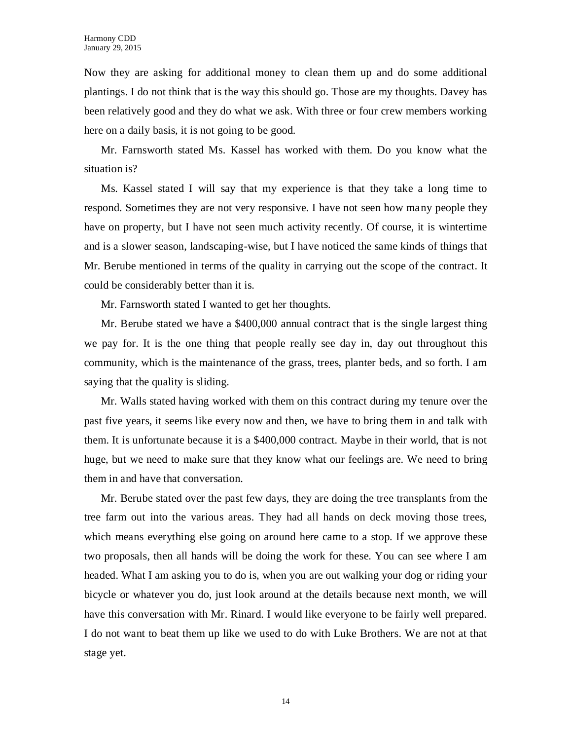Now they are asking for additional money to clean them up and do some additional plantings. I do not think that is the way this should go. Those are my thoughts. Davey has been relatively good and they do what we ask. With three or four crew members working here on a daily basis, it is not going to be good.

Mr. Farnsworth stated Ms. Kassel has worked with them. Do you know what the situation is?

Ms. Kassel stated I will say that my experience is that they take a long time to respond. Sometimes they are not very responsive. I have not seen how many people they have on property, but I have not seen much activity recently. Of course, it is wintertime and is a slower season, landscaping-wise, but I have noticed the same kinds of things that Mr. Berube mentioned in terms of the quality in carrying out the scope of the contract. It could be considerably better than it is.

Mr. Farnsworth stated I wanted to get her thoughts.

Mr. Berube stated we have a $400,000 annual contract that is the single largest thing we pay for. It is the one thing that people really see day in, day out throughout this community, which is the maintenance of the grass, trees, planter beds, and so forth. I am saying that the quality is sliding.

Mr. Walls stated having worked with them on this contract during my tenure over the past five years, it seems like every now and then, we have to bring them in and talk with them. It is unfortunate because it is a $400,000 contract. Maybe in their world, that is not huge, but we need to make sure that they know what our feelings are. We need to bring them in and have that conversation.

Mr. Berube stated over the past few days, they are doing the tree transplants from the tree farm out into the various areas. They had all hands on deck moving those trees, which means everything else going on around here came to a stop. If we approve these two proposals, then all hands will be doing the work for these. You can see where I am headed. What I am asking you to do is, when you are out walking your dog or riding your bicycle or whatever you do, just look around at the details because next month, we will have this conversation with Mr. Rinard. I would like everyone to be fairly well prepared. I do not want to beat them up like we used to do with Luke Brothers. We are not at that stage yet.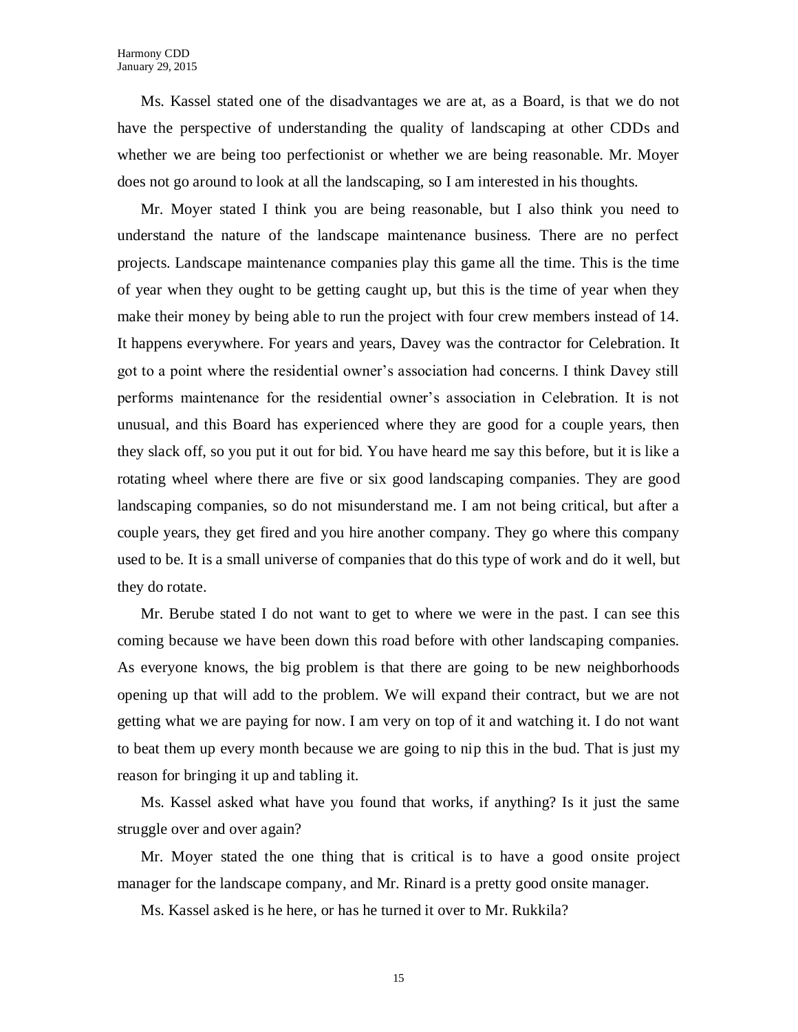Ms. Kassel stated one of the disadvantages we are at, as a Board, is that we do not have the perspective of understanding the quality of landscaping at other CDDs and whether we are being too perfectionist or whether we are being reasonable. Mr. Moyer does not go around to look at all the landscaping, so I am interested in his thoughts.

Mr. Moyer stated I think you are being reasonable, but I also think you need to understand the nature of the landscape maintenance business. There are no perfect projects. Landscape maintenance companies play this game all the time. This is the time of year when they ought to be getting caught up, but this is the time of year when they make their money by being able to run the project with four crew members instead of 14. It happens everywhere. For years and years, Davey was the contractor for Celebration. It got to a point where the residential owner's association had concerns. I think Davey still performs maintenance for the residential owner's association in Celebration. It is not unusual, and this Board has experienced where they are good for a couple years, then they slack off, so you put it out for bid. You have heard me say this before, but it is like a rotating wheel where there are five or six good landscaping companies. They are good landscaping companies, so do not misunderstand me. I am not being critical, but after a couple years, they get fired and you hire another company. They go where this company used to be. It is a small universe of companies that do this type of work and do it well, but they do rotate.

Mr. Berube stated I do not want to get to where we were in the past. I can see this coming because we have been down this road before with other landscaping companies. As everyone knows, the big problem is that there are going to be new neighborhoods opening up that will add to the problem. We will expand their contract, but we are not getting what we are paying for now. I am very on top of it and watching it. I do not want to beat them up every month because we are going to nip this in the bud. That is just my reason for bringing it up and tabling it.

Ms. Kassel asked what have you found that works, if anything? Is it just the same struggle over and over again?

Mr. Moyer stated the one thing that is critical is to have a good onsite project manager for the landscape company, and Mr. Rinard is a pretty good onsite manager.

Ms. Kassel asked is he here, or has he turned it over to Mr. Rukkila?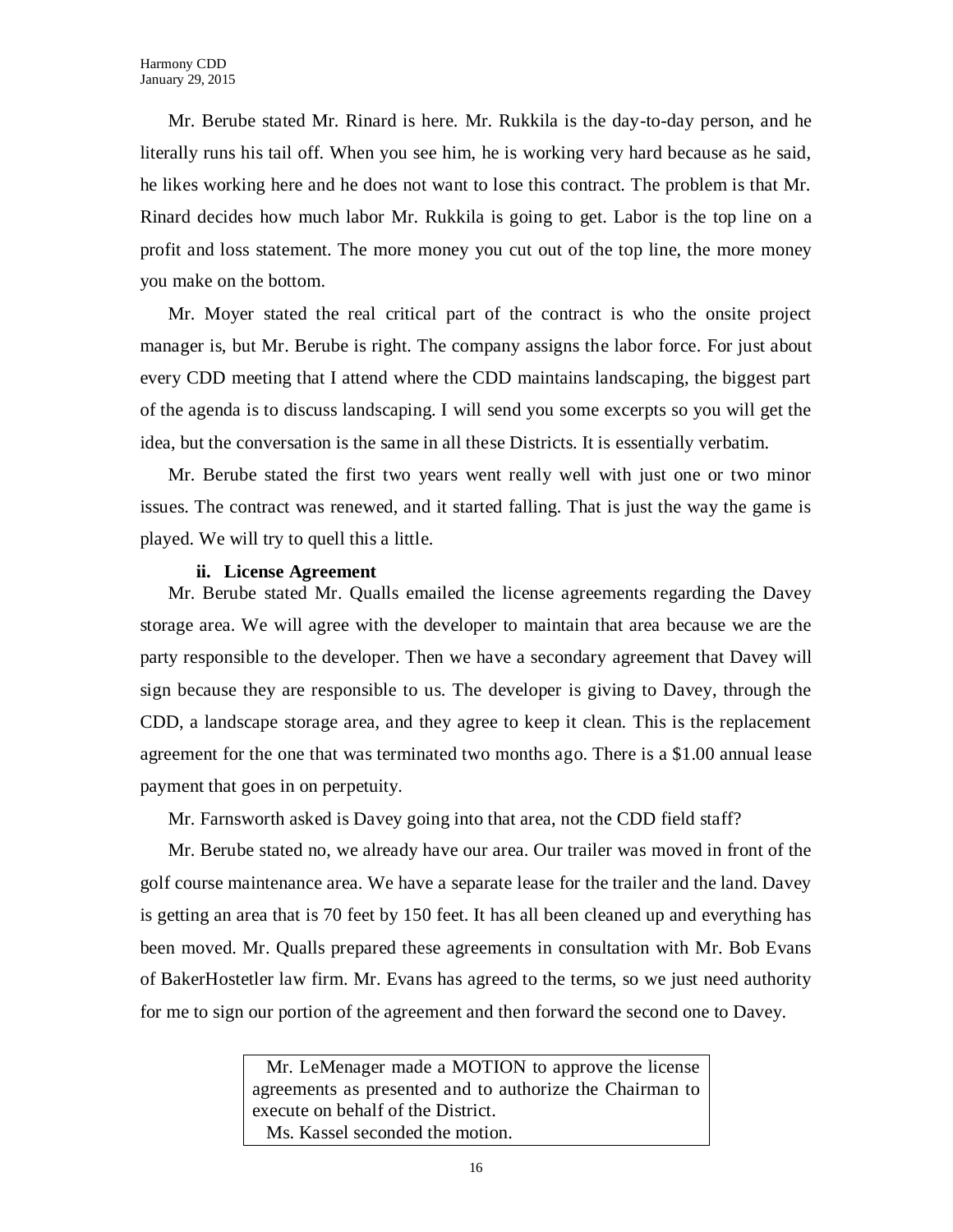Mr. Berube stated Mr. Rinard is here. Mr. Rukkila is the day-to-day person, and he literally runs his tail off. When you see him, he is working very hard because as he said, he likes working here and he does not want to lose this contract. The problem is that Mr. Rinard decides how much labor Mr. Rukkila is going to get. Labor is the top line on a profit and loss statement. The more money you cut out of the top line, the more money you make on the bottom.

Mr. Moyer stated the real critical part of the contract is who the onsite project manager is, but Mr. Berube is right. The company assigns the labor force. For just about every CDD meeting that I attend where the CDD maintains landscaping, the biggest part of the agenda is to discuss landscaping. I will send you some excerpts so you will get the idea, but the conversation is the same in all these Districts. It is essentially verbatim.

Mr. Berube stated the first two years went really well with just one or two minor issues. The contract was renewed, and it started falling. That is just the way the game is played. We will try to quell this a little.

**ii. License Agreement**

Mr. Berube stated Mr. Qualls emailed the license agreements regarding the Davey storage area. We will agree with the developer to maintain that area because we are the party responsible to the developer. Then we have a secondary agreement that Davey will sign because they are responsible to us. The developer is giving to Davey, through the CDD, a landscape storage area, and they agree to keep it clean. This is the replacement agreement for the one that was terminated two months ago. There is a $1.00 annual lease payment that goes in on perpetuity.

Mr. Farnsworth asked is Davey going into that area, not the CDD field staff?

Mr. Berube stated no, we already have our area. Our trailer was moved in front of the golf course maintenance area. We have a separate lease for the trailer and the land. Davey is getting an area that is 70 feet by 150 feet. It has all been cleaned up and everything has been moved. Mr. Qualls prepared these agreements in consultation with Mr. Bob Evans of BakerHostetler law firm. Mr. Evans has agreed to the terms, so we just need authority for me to sign our portion of the agreement and then forward the second one to Davey.

> Mr. LeMenager made a MOTION to approve the license agreements as presented and to authorize the Chairman to execute on behalf of the District.
>
> Ms. Kassel seconded the motion.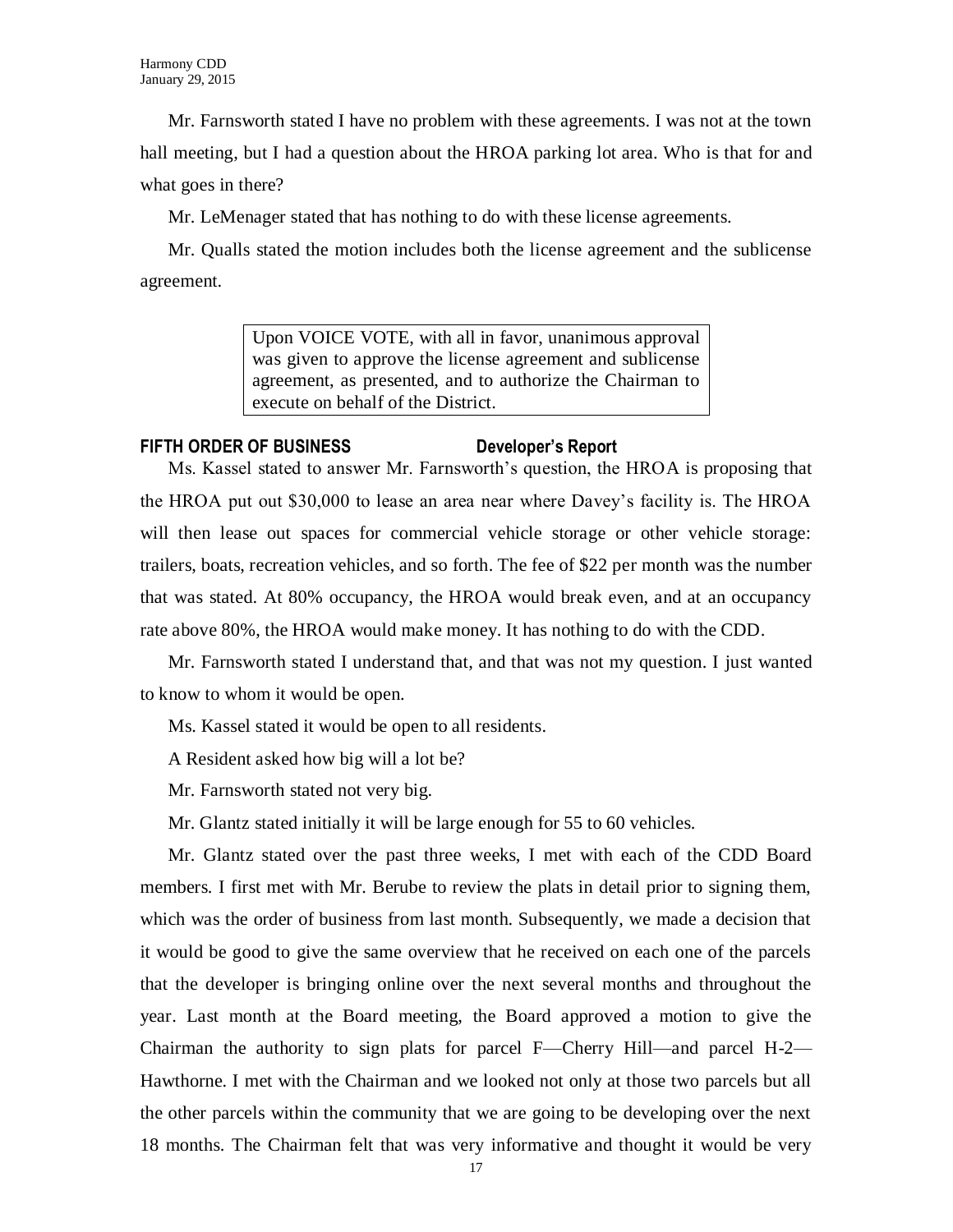Mr. Farnsworth stated I have no problem with these agreements. I was not at the town hall meeting, but I had a question about the HROA parking lot area. Who is that for and what goes in there?

Mr. LeMenager stated that has nothing to do with these license agreements.

Mr. Qualls stated the motion includes both the license agreement and the sublicense agreement.

> Upon VOICE VOTE, with all in favor, unanimous approval was given to approve the license agreement and sublicense agreement, as presented, and to authorize the Chairman to execute on behalf of the District.

**FIFTH ORDER OF BUSINESS Developer's Report**

Ms. Kassel stated to answer Mr. Farnsworth's question, the HROA is proposing that the HROA put out $30,000 to lease an area near where Davey's facility is. The HROA will then lease out spaces for commercial vehicle storage or other vehicle storage: trailers, boats, recreation vehicles, and so forth. The fee of $22 per month was the number that was stated. At 80% occupancy, the HROA would break even, and at an occupancy rate above 80%, the HROA would make money. It has nothing to do with the CDD.

Mr. Farnsworth stated I understand that, and that was not my question. I just wanted to know to whom it would be open.

Ms. Kassel stated it would be open to all residents.

A Resident asked how big will a lot be?

Mr. Farnsworth stated not very big.

Mr. Glantz stated initially it will be large enough for 55 to 60 vehicles.

Mr. Glantz stated over the past three weeks, I met with each of the CDD Board members. I first met with Mr. Berube to review the plats in detail prior to signing them, which was the order of business from last month. Subsequently, we made a decision that it would be good to give the same overview that he received on each one of the parcels that the developer is bringing online over the next several months and throughout the year. Last month at the Board meeting, the Board approved a motion to give the Chairman the authority to sign plats for parcel F—Cherry Hill—and parcel H-2—Hawthorne. I met with the Chairman and we looked not only at those two parcels but all the other parcels within the community that we are going to be developing over the next 18 months. The Chairman felt that was very informative and thought it would be very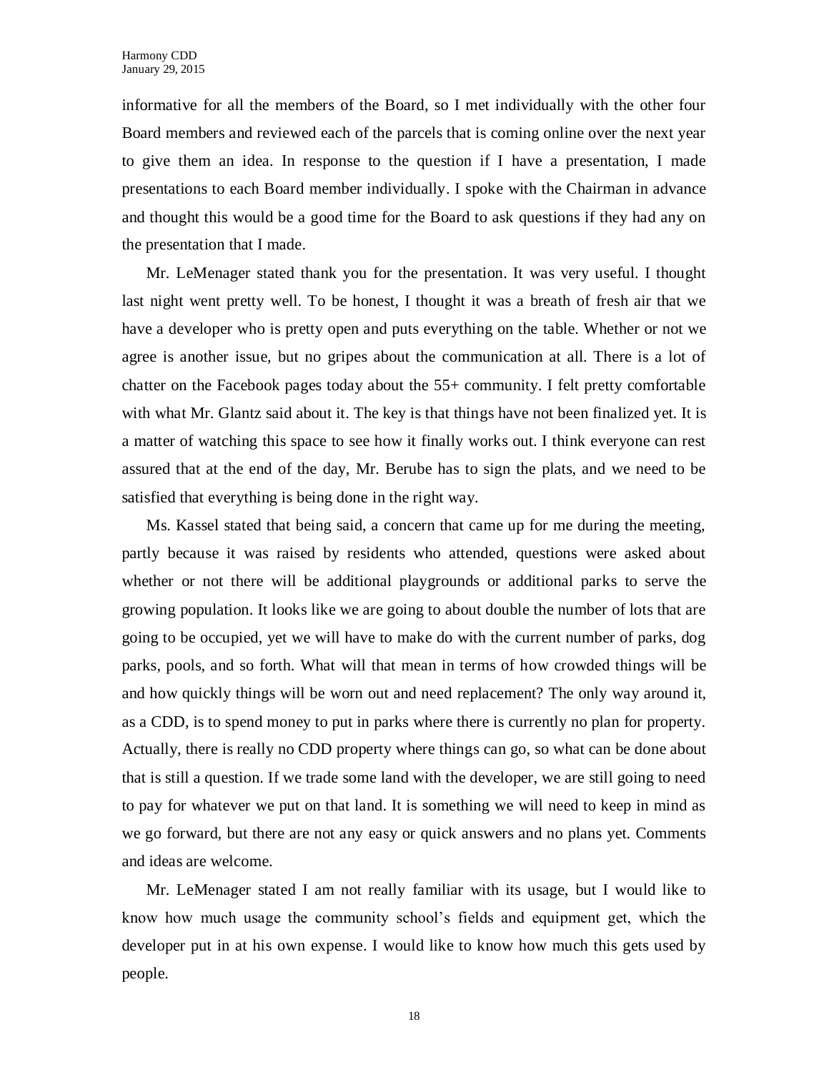informative for all the members of the Board, so I met individually with the other four Board members and reviewed each of the parcels that is coming online over the next year to give them an idea. In response to the question if I have a presentation, I made presentations to each Board member individually. I spoke with the Chairman in advance and thought this would be a good time for the Board to ask questions if they had any on the presentation that I made.

Mr. LeMenager stated thank you for the presentation. It was very useful. I thought last night went pretty well. To be honest, I thought it was a breath of fresh air that we have a developer who is pretty open and puts everything on the table. Whether or not we agree is another issue, but no gripes about the communication at all. There is a lot of chatter on the Facebook pages today about the 55+ community. I felt pretty comfortable with what Mr. Glantz said about it. The key is that things have not been finalized yet. It is a matter of watching this space to see how it finally works out. I think everyone can rest assured that at the end of the day, Mr. Berube has to sign the plats, and we need to be satisfied that everything is being done in the right way.

Ms. Kassel stated that being said, a concern that came up for me during the meeting, partly because it was raised by residents who attended, questions were asked about whether or not there will be additional playgrounds or additional parks to serve the growing population. It looks like we are going to about double the number of lots that are going to be occupied, yet we will have to make do with the current number of parks, dog parks, pools, and so forth. What will that mean in terms of how crowded things will be and how quickly things will be worn out and need replacement? The only way around it, as a CDD, is to spend money to put in parks where there is currently no plan for property. Actually, there is really no CDD property where things can go, so what can be done about that is still a question. If we trade some land with the developer, we are still going to need to pay for whatever we put on that land. It is something we will need to keep in mind as we go forward, but there are not any easy or quick answers and no plans yet. Comments and ideas are welcome.

Mr. LeMenager stated I am not really familiar with its usage, but I would like to know how much usage the community school's fields and equipment get, which the developer put in at his own expense. I would like to know how much this gets used by people.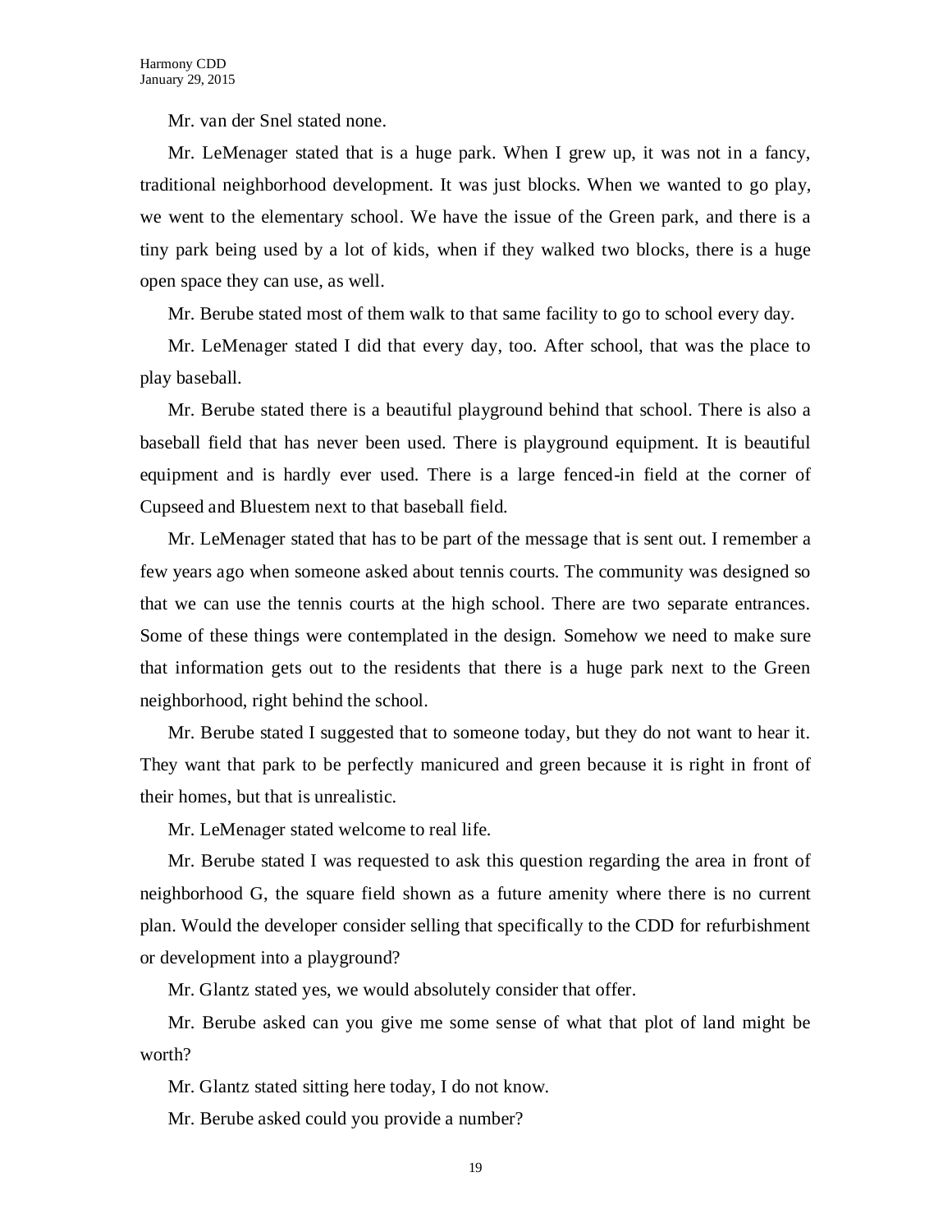Mr. van der Snel stated none.

Mr. LeMenager stated that is a huge park. When I grew up, it was not in a fancy, traditional neighborhood development. It was just blocks. When we wanted to go play, we went to the elementary school. We have the issue of the Green park, and there is a tiny park being used by a lot of kids, when if they walked two blocks, there is a huge open space they can use, as well.

Mr. Berube stated most of them walk to that same facility to go to school every day.

Mr. LeMenager stated I did that every day, too. After school, that was the place to play baseball.

Mr. Berube stated there is a beautiful playground behind that school. There is also a baseball field that has never been used. There is playground equipment. It is beautiful equipment and is hardly ever used. There is a large fenced-in field at the corner of Cupseed and Bluestem next to that baseball field.

Mr. LeMenager stated that has to be part of the message that is sent out. I remember a few years ago when someone asked about tennis courts. The community was designed so that we can use the tennis courts at the high school. There are two separate entrances. Some of these things were contemplated in the design. Somehow we need to make sure that information gets out to the residents that there is a huge park next to the Green neighborhood, right behind the school.

Mr. Berube stated I suggested that to someone today, but they do not want to hear it. They want that park to be perfectly manicured and green because it is right in front of their homes, but that is unrealistic.

Mr. LeMenager stated welcome to real life.

Mr. Berube stated I was requested to ask this question regarding the area in front of neighborhood G, the square field shown as a future amenity where there is no current plan. Would the developer consider selling that specifically to the CDD for refurbishment or development into a playground?

Mr. Glantz stated yes, we would absolutely consider that offer.

Mr. Berube asked can you give me some sense of what that plot of land might be worth?

Mr. Glantz stated sitting here today, I do not know.

Mr. Berube asked could you provide a number?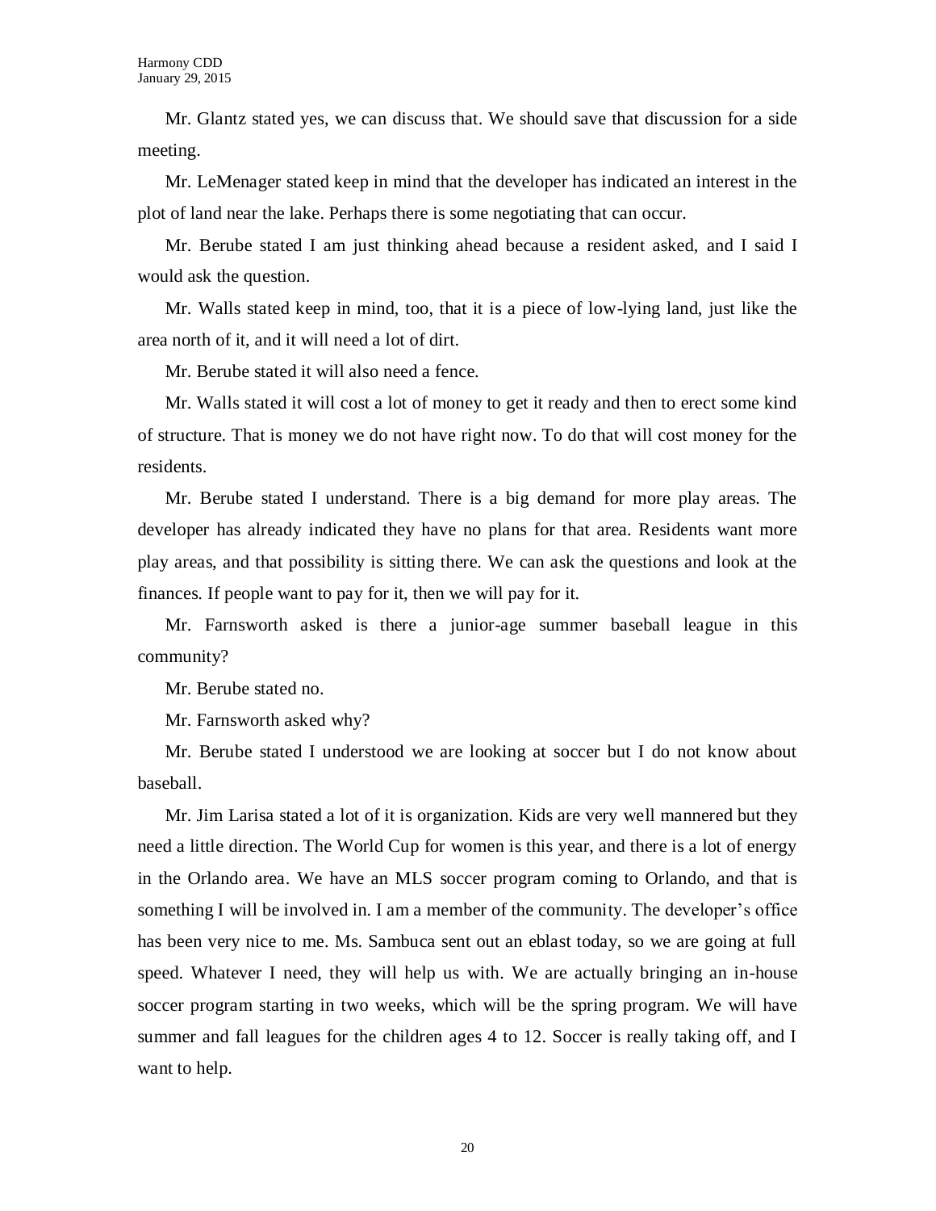Mr. Glantz stated yes, we can discuss that. We should save that discussion for a side meeting.

Mr. LeMenager stated keep in mind that the developer has indicated an interest in the plot of land near the lake. Perhaps there is some negotiating that can occur.

Mr. Berube stated I am just thinking ahead because a resident asked, and I said I would ask the question.

Mr. Walls stated keep in mind, too, that it is a piece of low-lying land, just like the area north of it, and it will need a lot of dirt.

Mr. Berube stated it will also need a fence.

Mr. Walls stated it will cost a lot of money to get it ready and then to erect some kind of structure. That is money we do not have right now. To do that will cost money for the residents.

Mr. Berube stated I understand. There is a big demand for more play areas. The developer has already indicated they have no plans for that area. Residents want more play areas, and that possibility is sitting there. We can ask the questions and look at the finances. If people want to pay for it, then we will pay for it.

Mr. Farnsworth asked is there a junior-age summer baseball league in this community?

Mr. Berube stated no.

Mr. Farnsworth asked why?

Mr. Berube stated I understood we are looking at soccer but I do not know about baseball.

Mr. Jim Larisa stated a lot of it is organization. Kids are very well mannered but they need a little direction. The World Cup for women is this year, and there is a lot of energy in the Orlando area. We have an MLS soccer program coming to Orlando, and that is something I will be involved in. I am a member of the community. The developer's office has been very nice to me. Ms. Sambuca sent out an eblast today, so we are going at full speed. Whatever I need, they will help us with. We are actually bringing an in-house soccer program starting in two weeks, which will be the spring program. We will have summer and fall leagues for the children ages 4 to 12. Soccer is really taking off, and I want to help.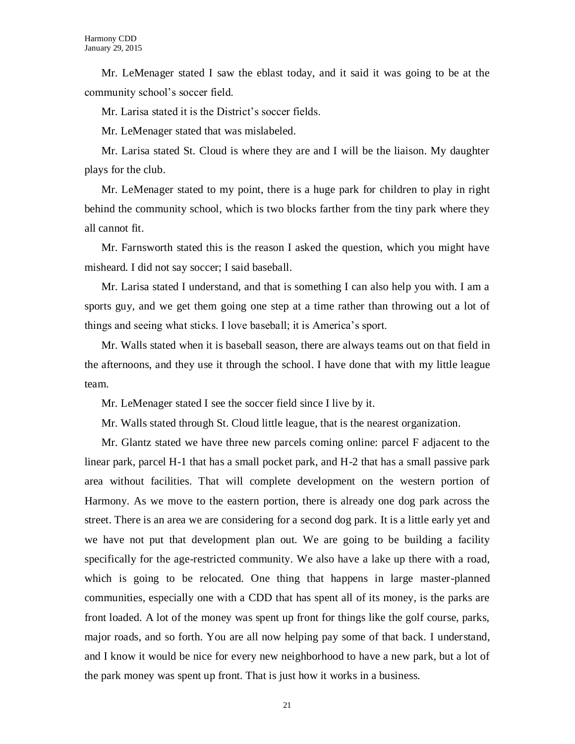Mr. LeMenager stated I saw the eblast today, and it said it was going to be at the community school's soccer field.

Mr. Larisa stated it is the District's soccer fields.

Mr. LeMenager stated that was mislabeled.

Mr. Larisa stated St. Cloud is where they are and I will be the liaison. My daughter plays for the club.

Mr. LeMenager stated to my point, there is a huge park for children to play in right behind the community school, which is two blocks farther from the tiny park where they all cannot fit.

Mr. Farnsworth stated this is the reason I asked the question, which you might have misheard. I did not say soccer; I said baseball.

Mr. Larisa stated I understand, and that is something I can also help you with. I am a sports guy, and we get them going one step at a time rather than throwing out a lot of things and seeing what sticks. I love baseball; it is America's sport.

Mr. Walls stated when it is baseball season, there are always teams out on that field in the afternoons, and they use it through the school. I have done that with my little league team.

Mr. LeMenager stated I see the soccer field since I live by it.

Mr. Walls stated through St. Cloud little league, that is the nearest organization.

Mr. Glantz stated we have three new parcels coming online: parcel F adjacent to the linear park, parcel H-1 that has a small pocket park, and H-2 that has a small passive park area without facilities. That will complete development on the western portion of Harmony. As we move to the eastern portion, there is already one dog park across the street. There is an area we are considering for a second dog park. It is a little early yet and we have not put that development plan out. We are going to be building a facility specifically for the age-restricted community. We also have a lake up there with a road, which is going to be relocated. One thing that happens in large master-planned communities, especially one with a CDD that has spent all of its money, is the parks are front loaded. A lot of the money was spent up front for things like the golf course, parks, major roads, and so forth. You are all now helping pay some of that back. I understand, and I know it would be nice for every new neighborhood to have a new park, but a lot of the park money was spent up front. That is just how it works in a business.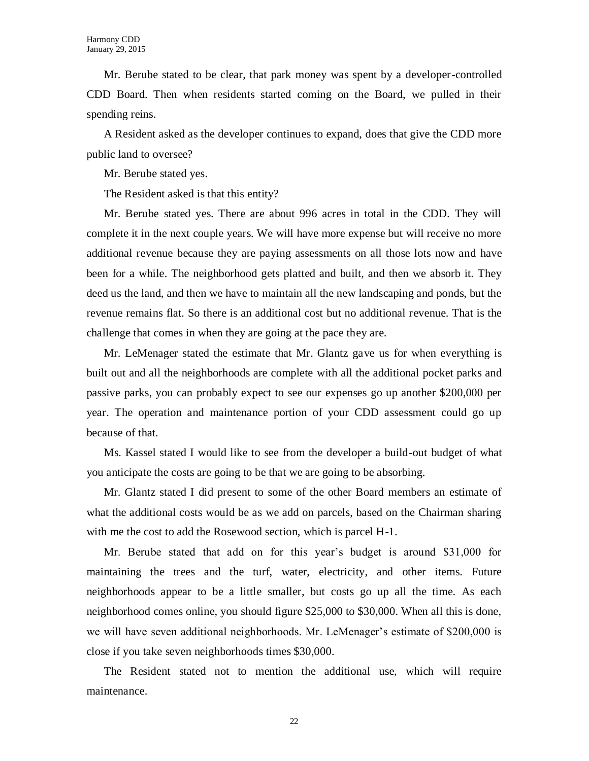Mr. Berube stated to be clear, that park money was spent by a developer-controlled CDD Board. Then when residents started coming on the Board, we pulled in their spending reins.

A Resident asked as the developer continues to expand, does that give the CDD more public land to oversee?

Mr. Berube stated yes.

The Resident asked is that this entity?

Mr. Berube stated yes. There are about 996 acres in total in the CDD. They will complete it in the next couple years. We will have more expense but will receive no more additional revenue because they are paying assessments on all those lots now and have been for a while. The neighborhood gets platted and built, and then we absorb it. They deed us the land, and then we have to maintain all the new landscaping and ponds, but the revenue remains flat. So there is an additional cost but no additional revenue. That is the challenge that comes in when they are going at the pace they are.

Mr. LeMenager stated the estimate that Mr. Glantz gave us for when everything is built out and all the neighborhoods are complete with all the additional pocket parks and passive parks, you can probably expect to see our expenses go up another $200,000 per year. The operation and maintenance portion of your CDD assessment could go up because of that.

Ms. Kassel stated I would like to see from the developer a build-out budget of what you anticipate the costs are going to be that we are going to be absorbing.

Mr. Glantz stated I did present to some of the other Board members an estimate of what the additional costs would be as we add on parcels, based on the Chairman sharing with me the cost to add the Rosewood section, which is parcel H-1.

Mr. Berube stated that add on for this year's budget is around $31,000 for maintaining the trees and the turf, water, electricity, and other items. Future neighborhoods appear to be a little smaller, but costs go up all the time. As each neighborhood comes online, you should figure $25,000 to $30,000. When all this is done, we will have seven additional neighborhoods. Mr. LeMenager's estimate of $200,000 is close if you take seven neighborhoods times $30,000.

The Resident stated not to mention the additional use, which will require maintenance.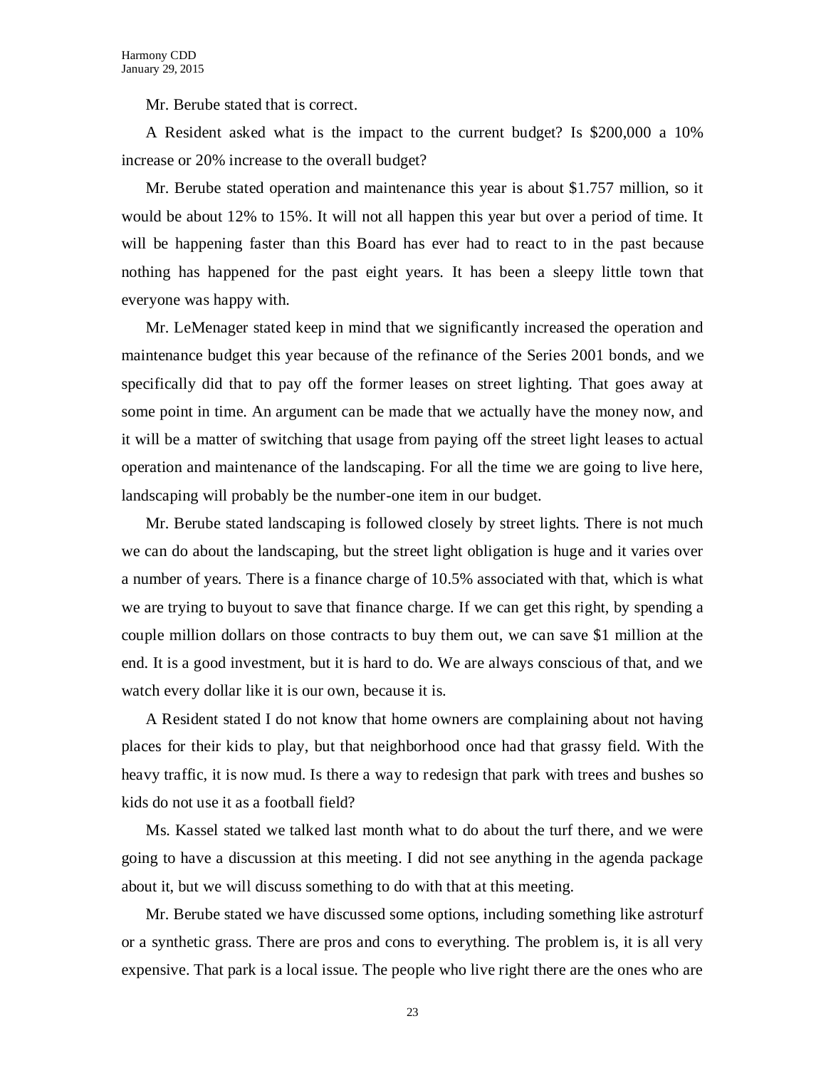Mr. Berube stated that is correct.

A Resident asked what is the impact to the current budget? Is $200,000 a 10% increase or 20% increase to the overall budget?

Mr. Berube stated operation and maintenance this year is about $1.757 million, so it would be about 12% to 15%. It will not all happen this year but over a period of time. It will be happening faster than this Board has ever had to react to in the past because nothing has happened for the past eight years. It has been a sleepy little town that everyone was happy with.

Mr. LeMenager stated keep in mind that we significantly increased the operation and maintenance budget this year because of the refinance of the Series 2001 bonds, and we specifically did that to pay off the former leases on street lighting. That goes away at some point in time. An argument can be made that we actually have the money now, and it will be a matter of switching that usage from paying off the street light leases to actual operation and maintenance of the landscaping. For all the time we are going to live here, landscaping will probably be the number-one item in our budget.

Mr. Berube stated landscaping is followed closely by street lights. There is not much we can do about the landscaping, but the street light obligation is huge and it varies over a number of years. There is a finance charge of 10.5% associated with that, which is what we are trying to buyout to save that finance charge. If we can get this right, by spending a couple million dollars on those contracts to buy them out, we can save $1 million at the end. It is a good investment, but it is hard to do. We are always conscious of that, and we watch every dollar like it is our own, because it is.

A Resident stated I do not know that home owners are complaining about not having places for their kids to play, but that neighborhood once had that grassy field. With the heavy traffic, it is now mud. Is there a way to redesign that park with trees and bushes so kids do not use it as a football field?

Ms. Kassel stated we talked last month what to do about the turf there, and we were going to have a discussion at this meeting. I did not see anything in the agenda package about it, but we will discuss something to do with that at this meeting.

Mr. Berube stated we have discussed some options, including something like astroturf or a synthetic grass. There are pros and cons to everything. The problem is, it is all very expensive. That park is a local issue. The people who live right there are the ones who are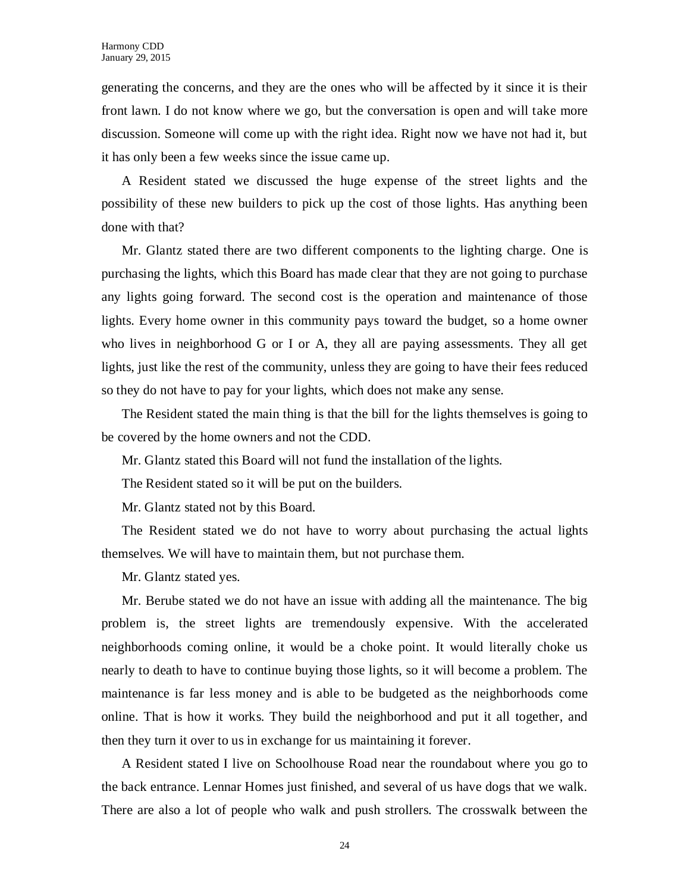generating the concerns, and they are the ones who will be affected by it since it is their front lawn. I do not know where we go, but the conversation is open and will take more discussion. Someone will come up with the right idea. Right now we have not had it, but it has only been a few weeks since the issue came up.

A Resident stated we discussed the huge expense of the street lights and the possibility of these new builders to pick up the cost of those lights. Has anything been done with that?

Mr. Glantz stated there are two different components to the lighting charge. One is purchasing the lights, which this Board has made clear that they are not going to purchase any lights going forward. The second cost is the operation and maintenance of those lights. Every home owner in this community pays toward the budget, so a home owner who lives in neighborhood G or I or A, they all are paying assessments. They all get lights, just like the rest of the community, unless they are going to have their fees reduced so they do not have to pay for your lights, which does not make any sense.

The Resident stated the main thing is that the bill for the lights themselves is going to be covered by the home owners and not the CDD.

Mr. Glantz stated this Board will not fund the installation of the lights.

The Resident stated so it will be put on the builders.

Mr. Glantz stated not by this Board.

The Resident stated we do not have to worry about purchasing the actual lights themselves. We will have to maintain them, but not purchase them.

Mr. Glantz stated yes.

Mr. Berube stated we do not have an issue with adding all the maintenance. The big problem is, the street lights are tremendously expensive. With the accelerated neighborhoods coming online, it would be a choke point. It would literally choke us nearly to death to have to continue buying those lights, so it will become a problem. The maintenance is far less money and is able to be budgeted as the neighborhoods come online. That is how it works. They build the neighborhood and put it all together, and then they turn it over to us in exchange for us maintaining it forever.

A Resident stated I live on Schoolhouse Road near the roundabout where you go to the back entrance. Lennar Homes just finished, and several of us have dogs that we walk. There are also a lot of people who walk and push strollers. The crosswalk between the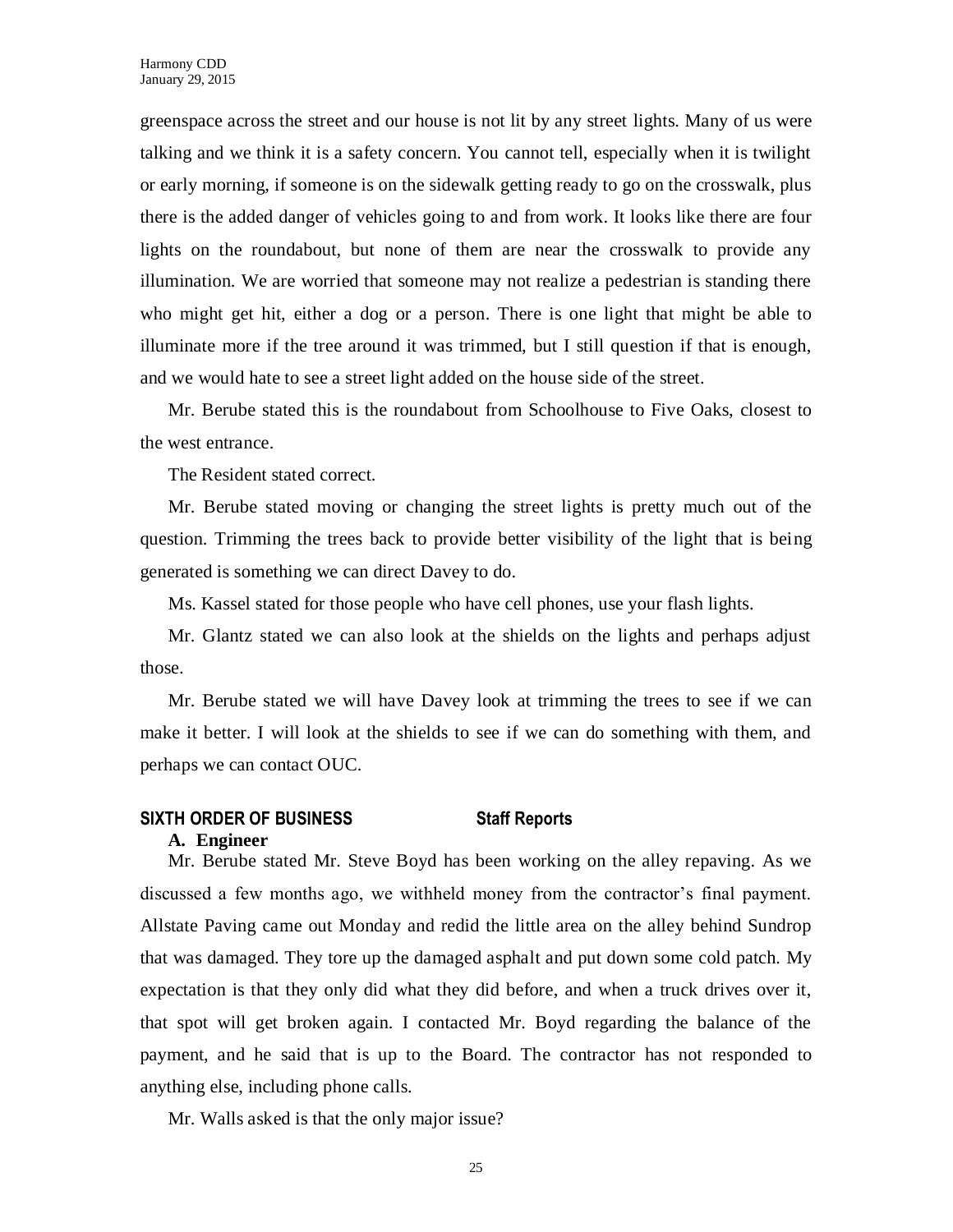greenspace across the street and our house is not lit by any street lights. Many of us were talking and we think it is a safety concern. You cannot tell, especially when it is twilight or early morning, if someone is on the sidewalk getting ready to go on the crosswalk, plus there is the added danger of vehicles going to and from work. It looks like there are four lights on the roundabout, but none of them are near the crosswalk to provide any illumination. We are worried that someone may not realize a pedestrian is standing there who might get hit, either a dog or a person. There is one light that might be able to illuminate more if the tree around it was trimmed, but I still question if that is enough, and we would hate to see a street light added on the house side of the street.

Mr. Berube stated this is the roundabout from Schoolhouse to Five Oaks, closest to the west entrance.

The Resident stated correct.

Mr. Berube stated moving or changing the street lights is pretty much out of the question. Trimming the trees back to provide better visibility of the light that is being generated is something we can direct Davey to do.

Ms. Kassel stated for those people who have cell phones, use your flash lights.

Mr. Glantz stated we can also look at the shields on the lights and perhaps adjust those.

Mr. Berube stated we will have Davey look at trimming the trees to see if we can make it better. I will look at the shields to see if we can do something with them, and perhaps we can contact OUC.

## SIXTH ORDER OF BUSINESS Staff Reports

### A. Engineer

Mr. Berube stated Mr. Steve Boyd has been working on the alley repaving. As we discussed a few months ago, we withheld money from the contractor's final payment. Allstate Paving came out Monday and redid the little area on the alley behind Sundrop that was damaged. They tore up the damaged asphalt and put down some cold patch. My expectation is that they only did what they did before, and when a truck drives over it, that spot will get broken again. I contacted Mr. Boyd regarding the balance of the payment, and he said that is up to the Board. The contractor has not responded to anything else, including phone calls.

Mr. Walls asked is that the only major issue?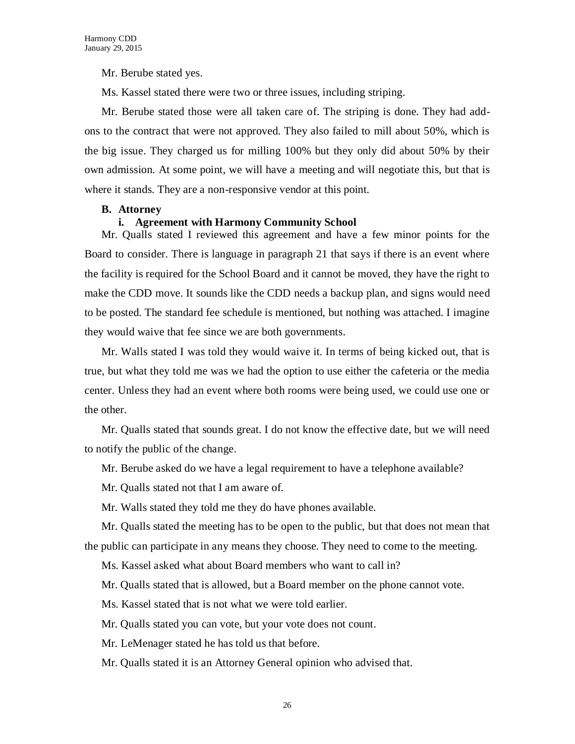Mr. Berube stated yes.

Ms. Kassel stated there were two or three issues, including striping.

Mr. Berube stated those were all taken care of. The striping is done. They had add-ons to the contract that were not approved. They also failed to mill about 50%, which is the big issue. They charged us for milling 100% but they only did about 50% by their own admission. At some point, we will have a meeting and will negotiate this, but that is where it stands. They are a non-responsive vendor at this point.

**B. Attorney**

**i. Agreement with Harmony Community School**

Mr. Qualls stated I reviewed this agreement and have a few minor points for the Board to consider. There is language in paragraph 21 that says if there is an event where the facility is required for the School Board and it cannot be moved, they have the right to make the CDD move. It sounds like the CDD needs a backup plan, and signs would need to be posted. The standard fee schedule is mentioned, but nothing was attached. I imagine they would waive that fee since we are both governments.

Mr. Walls stated I was told they would waive it. In terms of being kicked out, that is true, but what they told me was we had the option to use either the cafeteria or the media center. Unless they had an event where both rooms were being used, we could use one or the other.

Mr. Qualls stated that sounds great. I do not know the effective date, but we will need to notify the public of the change.

Mr. Berube asked do we have a legal requirement to have a telephone available?

Mr. Qualls stated not that I am aware of.

Mr. Walls stated they told me they do have phones available.

Mr. Qualls stated the meeting has to be open to the public, but that does not mean that the public can participate in any means they choose. They need to come to the meeting.

Ms. Kassel asked what about Board members who want to call in?

Mr. Qualls stated that is allowed, but a Board member on the phone cannot vote.

Ms. Kassel stated that is not what we were told earlier.

Mr. Qualls stated you can vote, but your vote does not count.

Mr. LeMenager stated he has told us that before.

Mr. Qualls stated it is an Attorney General opinion who advised that.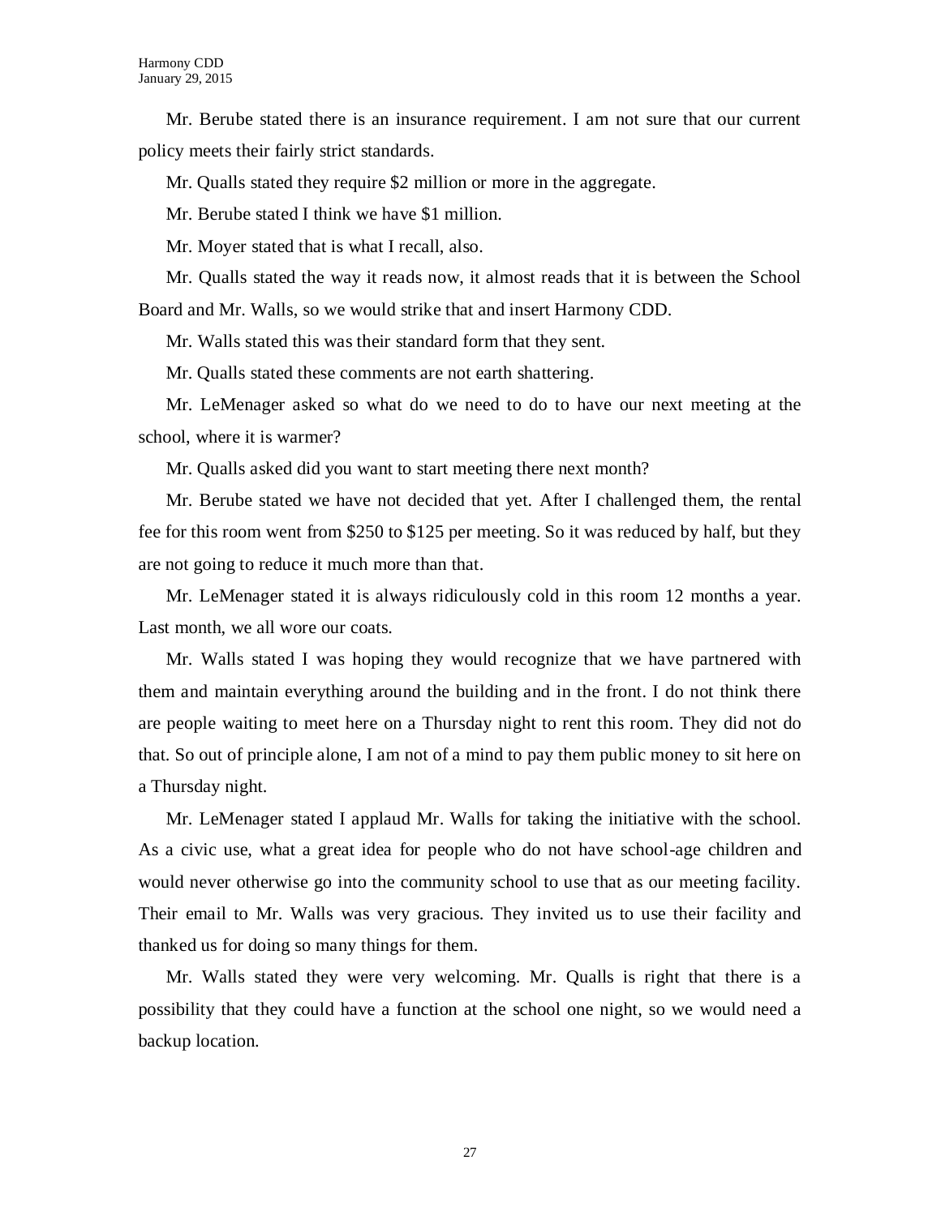Mr. Berube stated there is an insurance requirement. I am not sure that our current policy meets their fairly strict standards.

Mr. Qualls stated they require $2 million or more in the aggregate.

Mr. Berube stated I think we have $1 million.

Mr. Moyer stated that is what I recall, also.

Mr. Qualls stated the way it reads now, it almost reads that it is between the School Board and Mr. Walls, so we would strike that and insert Harmony CDD.

Mr. Walls stated this was their standard form that they sent.

Mr. Qualls stated these comments are not earth shattering.

Mr. LeMenager asked so what do we need to do to have our next meeting at the school, where it is warmer?

Mr. Qualls asked did you want to start meeting there next month?

Mr. Berube stated we have not decided that yet. After I challenged them, the rental fee for this room went from $250 to $125 per meeting. So it was reduced by half, but they are not going to reduce it much more than that.

Mr. LeMenager stated it is always ridiculously cold in this room 12 months a year. Last month, we all wore our coats.

Mr. Walls stated I was hoping they would recognize that we have partnered with them and maintain everything around the building and in the front. I do not think there are people waiting to meet here on a Thursday night to rent this room. They did not do that. So out of principle alone, I am not of a mind to pay them public money to sit here on a Thursday night.

Mr. LeMenager stated I applaud Mr. Walls for taking the initiative with the school. As a civic use, what a great idea for people who do not have school-age children and would never otherwise go into the community school to use that as our meeting facility. Their email to Mr. Walls was very gracious. They invited us to use their facility and thanked us for doing so many things for them.

Mr. Walls stated they were very welcoming. Mr. Qualls is right that there is a possibility that they could have a function at the school one night, so we would need a backup location.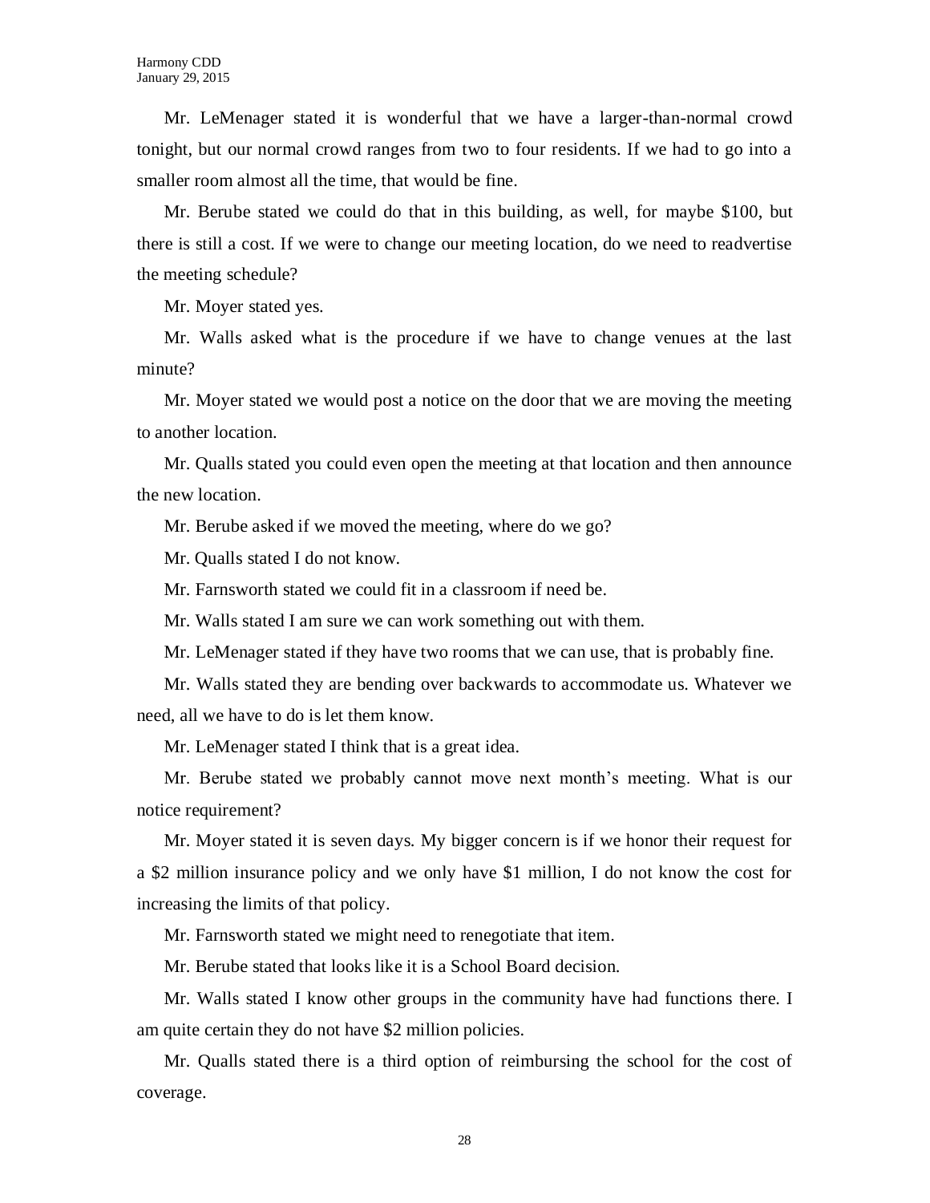Mr. LeMenager stated it is wonderful that we have a larger-than-normal crowd tonight, but our normal crowd ranges from two to four residents. If we had to go into a smaller room almost all the time, that would be fine.

Mr. Berube stated we could do that in this building, as well, for maybe $100, but there is still a cost. If we were to change our meeting location, do we need to readvertise the meeting schedule?

Mr. Moyer stated yes.

Mr. Walls asked what is the procedure if we have to change venues at the last minute?

Mr. Moyer stated we would post a notice on the door that we are moving the meeting to another location.

Mr. Qualls stated you could even open the meeting at that location and then announce the new location.

Mr. Berube asked if we moved the meeting, where do we go?

Mr. Qualls stated I do not know.

Mr. Farnsworth stated we could fit in a classroom if need be.

Mr. Walls stated I am sure we can work something out with them.

Mr. LeMenager stated if they have two rooms that we can use, that is probably fine.

Mr. Walls stated they are bending over backwards to accommodate us. Whatever we need, all we have to do is let them know.

Mr. LeMenager stated I think that is a great idea.

Mr. Berube stated we probably cannot move next month's meeting. What is our notice requirement?

Mr. Moyer stated it is seven days. My bigger concern is if we honor their request for a $2 million insurance policy and we only have $1 million, I do not know the cost for increasing the limits of that policy.

Mr. Farnsworth stated we might need to renegotiate that item.

Mr. Berube stated that looks like it is a School Board decision.

Mr. Walls stated I know other groups in the community have had functions there. I am quite certain they do not have $2 million policies.

Mr. Qualls stated there is a third option of reimbursing the school for the cost of coverage.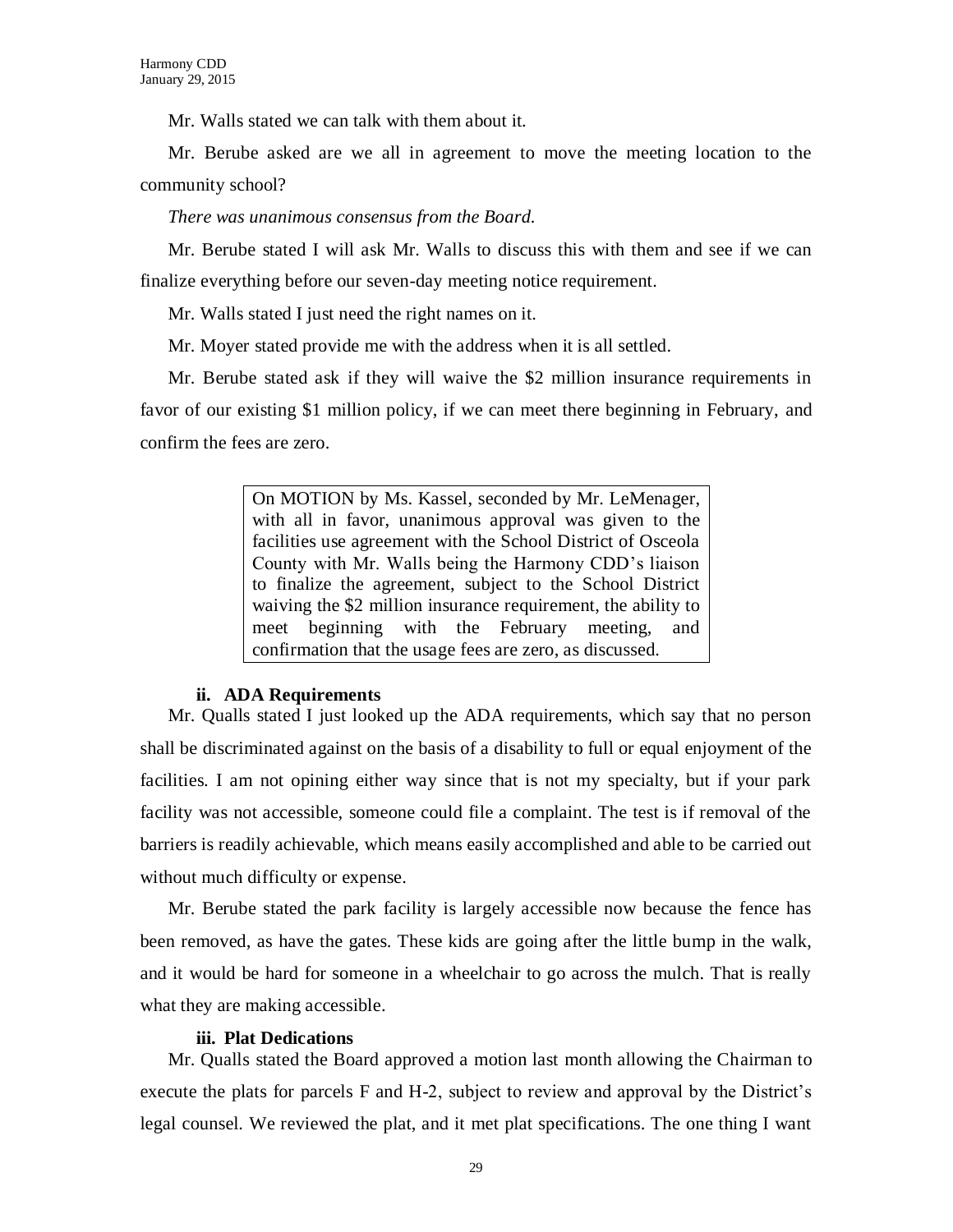Mr. Walls stated we can talk with them about it.

Mr. Berube asked are we all in agreement to move the meeting location to the community school?

*There was unanimous consensus from the Board.*

Mr. Berube stated I will ask Mr. Walls to discuss this with them and see if we can finalize everything before our seven-day meeting notice requirement.

Mr. Walls stated I just need the right names on it.

Mr. Moyer stated provide me with the address when it is all settled.

Mr. Berube stated ask if they will waive the $2 million insurance requirements in favor of our existing $1 million policy, if we can meet there beginning in February, and confirm the fees are zero.

> On MOTION by Ms. Kassel, seconded by Mr. LeMenager, with all in favor, unanimous approval was given to the facilities use agreement with the School District of Osceola County with Mr. Walls being the Harmony CDD's liaison to finalize the agreement, subject to the School District waiving the $2 million insurance requirement, the ability to meet beginning with the February meeting, and confirmation that the usage fees are zero, as discussed.

#### ii. ADA Requirements

Mr. Qualls stated I just looked up the ADA requirements, which say that no person shall be discriminated against on the basis of a disability to full or equal enjoyment of the facilities. I am not opining either way since that is not my specialty, but if your park facility was not accessible, someone could file a complaint. The test is if removal of the barriers is readily achievable, which means easily accomplished and able to be carried out without much difficulty or expense.

Mr. Berube stated the park facility is largely accessible now because the fence has been removed, as have the gates. These kids are going after the little bump in the walk, and it would be hard for someone in a wheelchair to go across the mulch. That is really what they are making accessible.

#### iii. Plat Dedications

Mr. Qualls stated the Board approved a motion last month allowing the Chairman to execute the plats for parcels F and H-2, subject to review and approval by the District's legal counsel. We reviewed the plat, and it met plat specifications. The one thing I want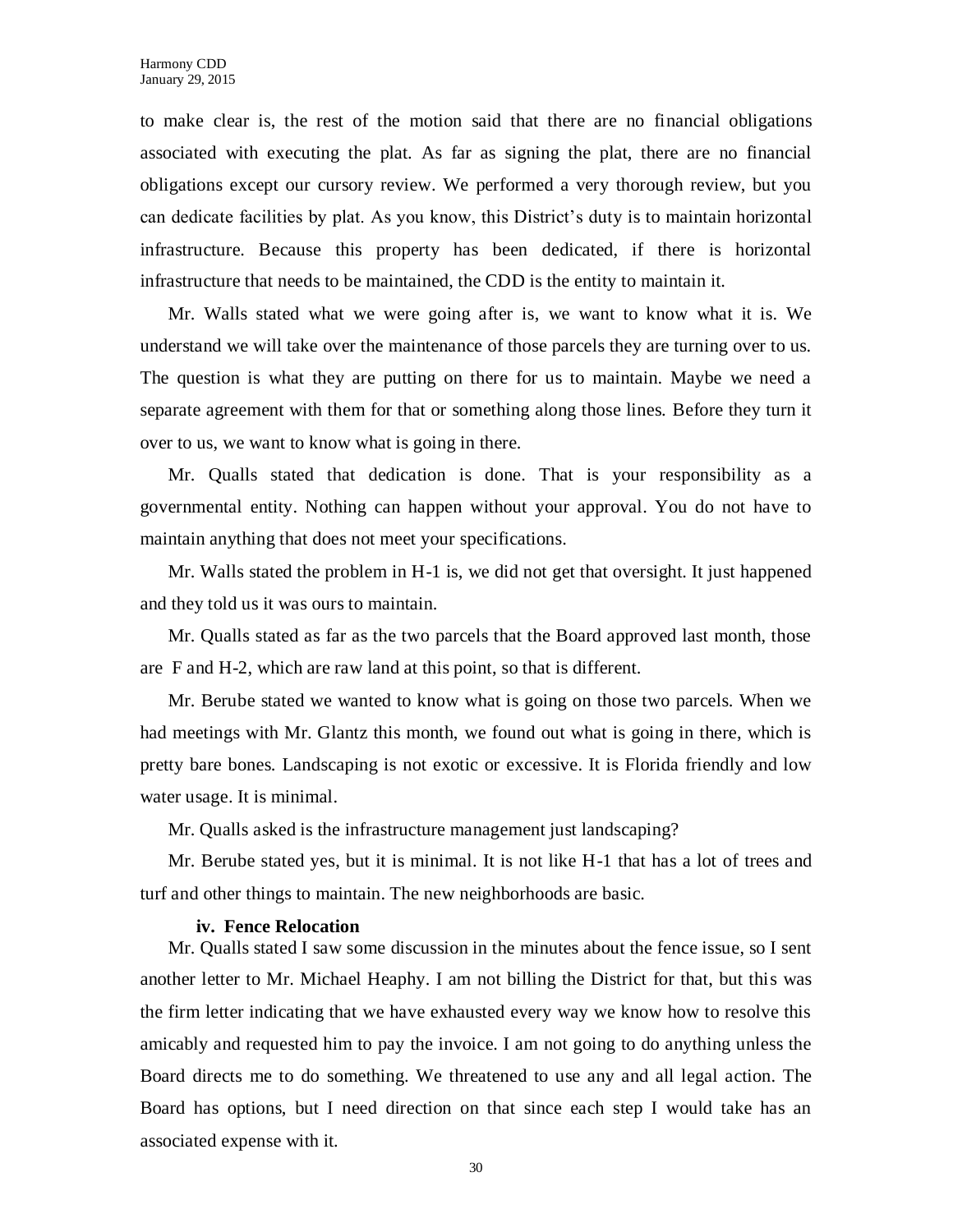to make clear is, the rest of the motion said that there are no financial obligations associated with executing the plat. As far as signing the plat, there are no financial obligations except our cursory review. We performed a very thorough review, but you can dedicate facilities by plat. As you know, this District's duty is to maintain horizontal infrastructure. Because this property has been dedicated, if there is horizontal infrastructure that needs to be maintained, the CDD is the entity to maintain it.

Mr. Walls stated what we were going after is, we want to know what it is. We understand we will take over the maintenance of those parcels they are turning over to us. The question is what they are putting on there for us to maintain. Maybe we need a separate agreement with them for that or something along those lines. Before they turn it over to us, we want to know what is going in there.

Mr. Qualls stated that dedication is done. That is your responsibility as a governmental entity. Nothing can happen without your approval. You do not have to maintain anything that does not meet your specifications.

Mr. Walls stated the problem in H-1 is, we did not get that oversight. It just happened and they told us it was ours to maintain.

Mr. Qualls stated as far as the two parcels that the Board approved last month, those are F and H-2, which are raw land at this point, so that is different.

Mr. Berube stated we wanted to know what is going on those two parcels. When we had meetings with Mr. Glantz this month, we found out what is going in there, which is pretty bare bones. Landscaping is not exotic or excessive. It is Florida friendly and low water usage. It is minimal.

Mr. Qualls asked is the infrastructure management just landscaping?

Mr. Berube stated yes, but it is minimal. It is not like H-1 that has a lot of trees and turf and other things to maintain. The new neighborhoods are basic.

**iv. Fence Relocation**

Mr. Qualls stated I saw some discussion in the minutes about the fence issue, so I sent another letter to Mr. Michael Heaphy. I am not billing the District for that, but this was the firm letter indicating that we have exhausted every way we know how to resolve this amicably and requested him to pay the invoice. I am not going to do anything unless the Board directs me to do something. We threatened to use any and all legal action. The Board has options, but I need direction on that since each step I would take has an associated expense with it.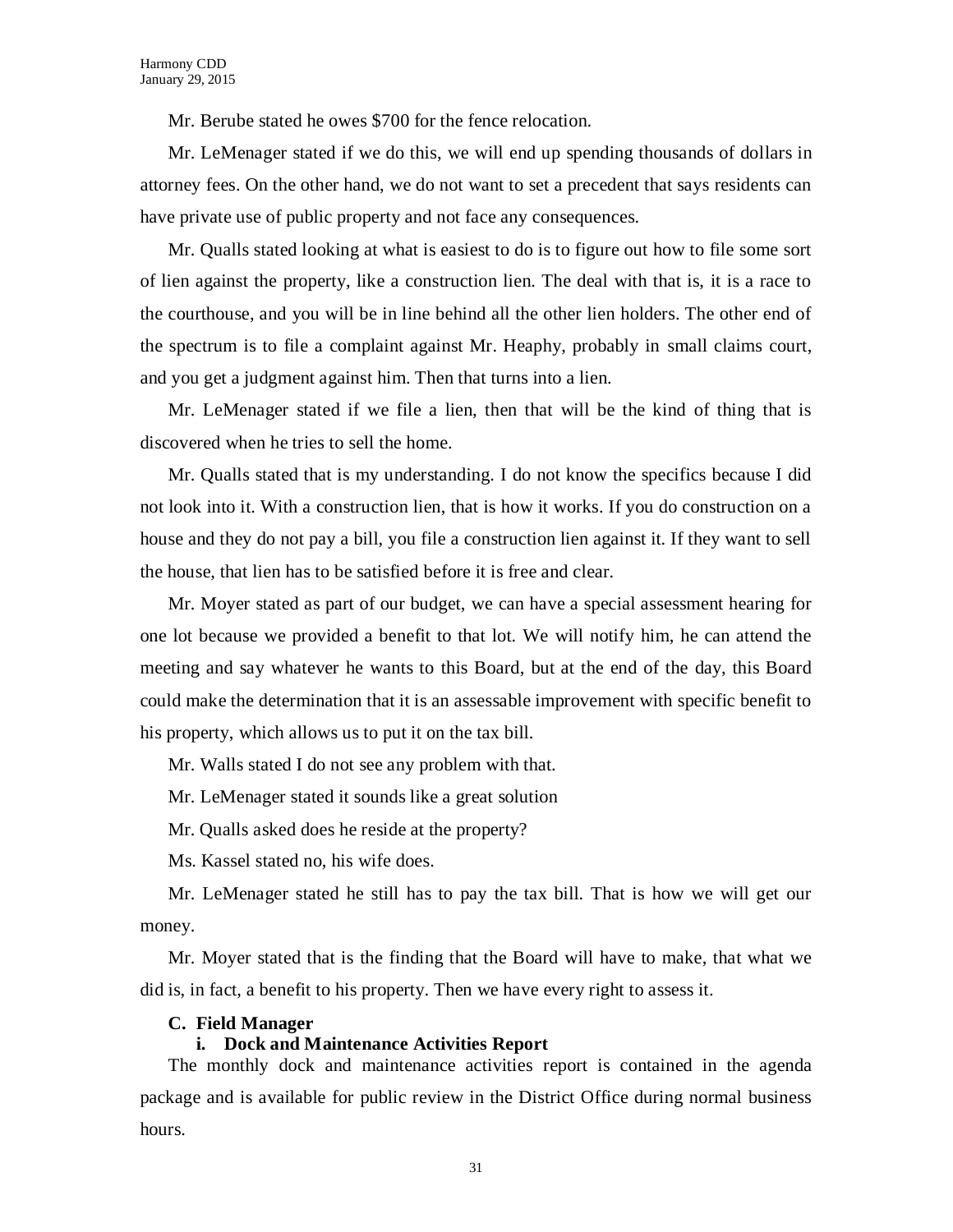Mr. Berube stated he owes $700 for the fence relocation.

Mr. LeMenager stated if we do this, we will end up spending thousands of dollars in attorney fees. On the other hand, we do not want to set a precedent that says residents can have private use of public property and not face any consequences.

Mr. Qualls stated looking at what is easiest to do is to figure out how to file some sort of lien against the property, like a construction lien. The deal with that is, it is a race to the courthouse, and you will be in line behind all the other lien holders. The other end of the spectrum is to file a complaint against Mr. Heaphy, probably in small claims court, and you get a judgment against him. Then that turns into a lien.

Mr. LeMenager stated if we file a lien, then that will be the kind of thing that is discovered when he tries to sell the home.

Mr. Qualls stated that is my understanding. I do not know the specifics because I did not look into it. With a construction lien, that is how it works. If you do construction on a house and they do not pay a bill, you file a construction lien against it. If they want to sell the house, that lien has to be satisfied before it is free and clear.

Mr. Moyer stated as part of our budget, we can have a special assessment hearing for one lot because we provided a benefit to that lot. We will notify him, he can attend the meeting and say whatever he wants to this Board, but at the end of the day, this Board could make the determination that it is an assessable improvement with specific benefit to his property, which allows us to put it on the tax bill.

Mr. Walls stated I do not see any problem with that.

Mr. LeMenager stated it sounds like a great solution

Mr. Qualls asked does he reside at the property?

Ms. Kassel stated no, his wife does.

Mr. LeMenager stated he still has to pay the tax bill. That is how we will get our money.

Mr. Moyer stated that is the finding that the Board will have to make, that what we did is, in fact, a benefit to his property. Then we have every right to assess it.

**C. Field Manager**

**i. Dock and Maintenance Activities Report**

The monthly dock and maintenance activities report is contained in the agenda package and is available for public review in the District Office during normal business hours.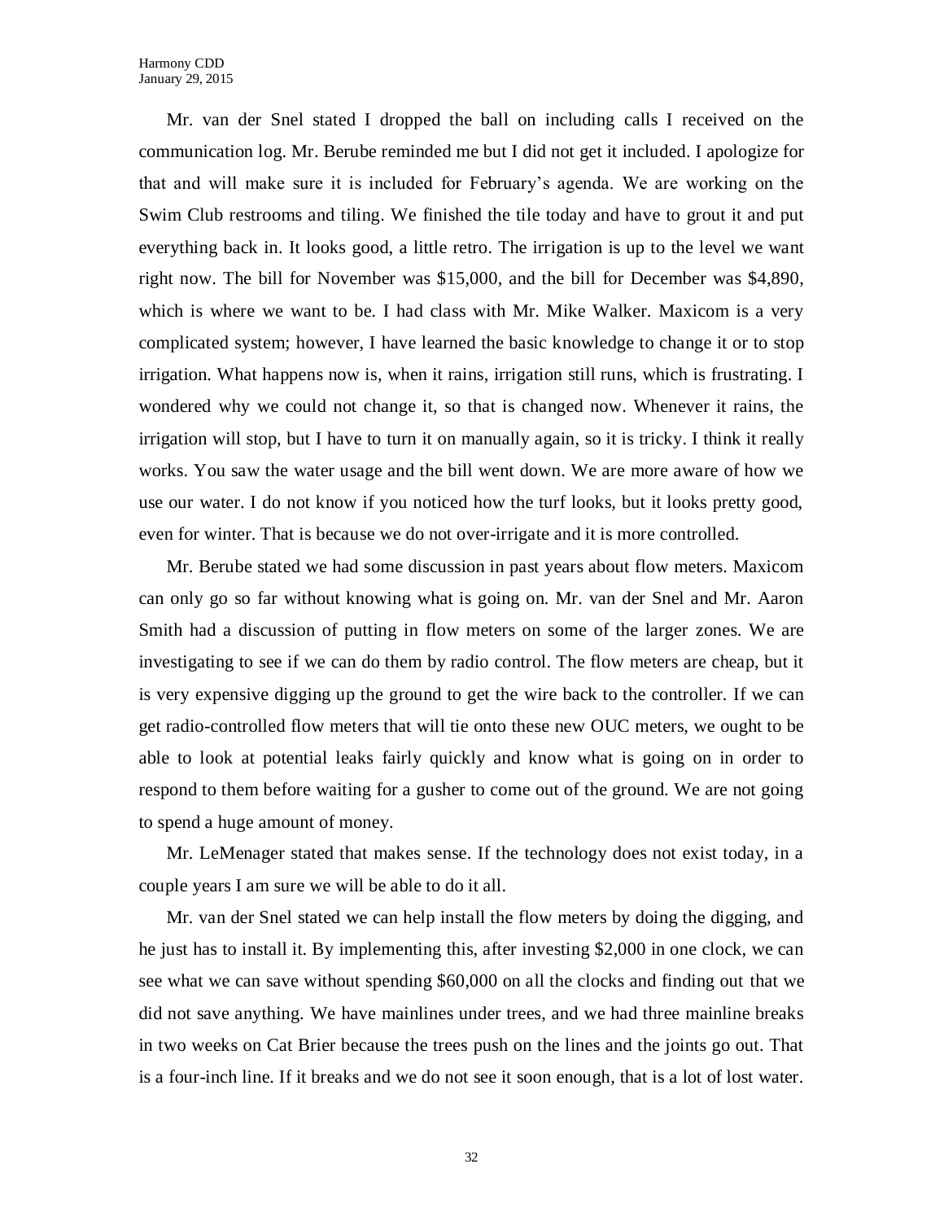Mr. van der Snel stated I dropped the ball on including calls I received on the communication log. Mr. Berube reminded me but I did not get it included. I apologize for that and will make sure it is included for February's agenda. We are working on the Swim Club restrooms and tiling. We finished the tile today and have to grout it and put everything back in. It looks good, a little retro. The irrigation is up to the level we want right now. The bill for November was $15,000, and the bill for December was $4,890, which is where we want to be. I had class with Mr. Mike Walker. Maxicom is a very complicated system; however, I have learned the basic knowledge to change it or to stop irrigation. What happens now is, when it rains, irrigation still runs, which is frustrating. I wondered why we could not change it, so that is changed now. Whenever it rains, the irrigation will stop, but I have to turn it on manually again, so it is tricky. I think it really works. You saw the water usage and the bill went down. We are more aware of how we use our water. I do not know if you noticed how the turf looks, but it looks pretty good, even for winter. That is because we do not over-irrigate and it is more controlled.

Mr. Berube stated we had some discussion in past years about flow meters. Maxicom can only go so far without knowing what is going on. Mr. van der Snel and Mr. Aaron Smith had a discussion of putting in flow meters on some of the larger zones. We are investigating to see if we can do them by radio control. The flow meters are cheap, but it is very expensive digging up the ground to get the wire back to the controller. If we can get radio-controlled flow meters that will tie onto these new OUC meters, we ought to be able to look at potential leaks fairly quickly and know what is going on in order to respond to them before waiting for a gusher to come out of the ground. We are not going to spend a huge amount of money.

Mr. LeMenager stated that makes sense. If the technology does not exist today, in a couple years I am sure we will be able to do it all.

Mr. van der Snel stated we can help install the flow meters by doing the digging, and he just has to install it. By implementing this, after investing $2,000 in one clock, we can see what we can save without spending $60,000 on all the clocks and finding out that we did not save anything. We have mainlines under trees, and we had three mainline breaks in two weeks on Cat Brier because the trees push on the lines and the joints go out. That is a four-inch line. If it breaks and we do not see it soon enough, that is a lot of lost water.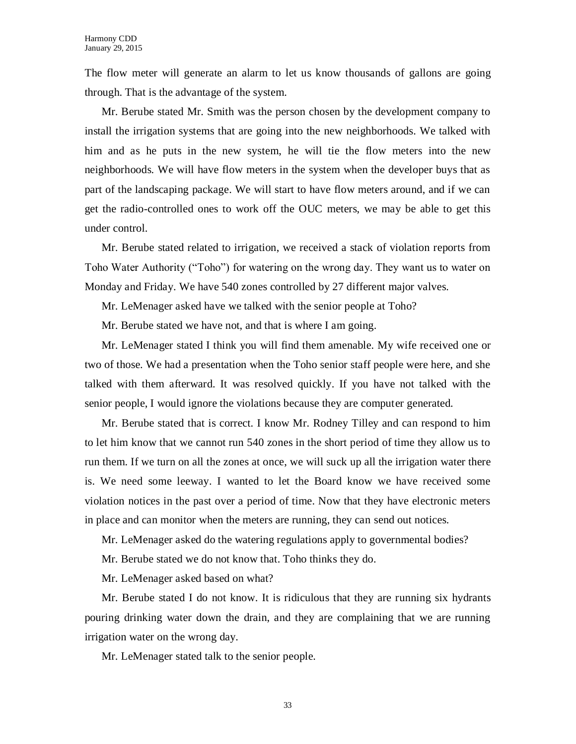The flow meter will generate an alarm to let us know thousands of gallons are going through. That is the advantage of the system.

Mr. Berube stated Mr. Smith was the person chosen by the development company to install the irrigation systems that are going into the new neighborhoods. We talked with him and as he puts in the new system, he will tie the flow meters into the new neighborhoods. We will have flow meters in the system when the developer buys that as part of the landscaping package. We will start to have flow meters around, and if we can get the radio-controlled ones to work off the OUC meters, we may be able to get this under control.

Mr. Berube stated related to irrigation, we received a stack of violation reports from Toho Water Authority ("Toho") for watering on the wrong day. They want us to water on Monday and Friday. We have 540 zones controlled by 27 different major valves.

Mr. LeMenager asked have we talked with the senior people at Toho?

Mr. Berube stated we have not, and that is where I am going.

Mr. LeMenager stated I think you will find them amenable. My wife received one or two of those. We had a presentation when the Toho senior staff people were here, and she talked with them afterward. It was resolved quickly. If you have not talked with the senior people, I would ignore the violations because they are computer generated.

Mr. Berube stated that is correct. I know Mr. Rodney Tilley and can respond to him to let him know that we cannot run 540 zones in the short period of time they allow us to run them. If we turn on all the zones at once, we will suck up all the irrigation water there is. We need some leeway. I wanted to let the Board know we have received some violation notices in the past over a period of time. Now that they have electronic meters in place and can monitor when the meters are running, they can send out notices.

Mr. LeMenager asked do the watering regulations apply to governmental bodies?

Mr. Berube stated we do not know that. Toho thinks they do.

Mr. LeMenager asked based on what?

Mr. Berube stated I do not know. It is ridiculous that they are running six hydrants pouring drinking water down the drain, and they are complaining that we are running irrigation water on the wrong day.

Mr. LeMenager stated talk to the senior people.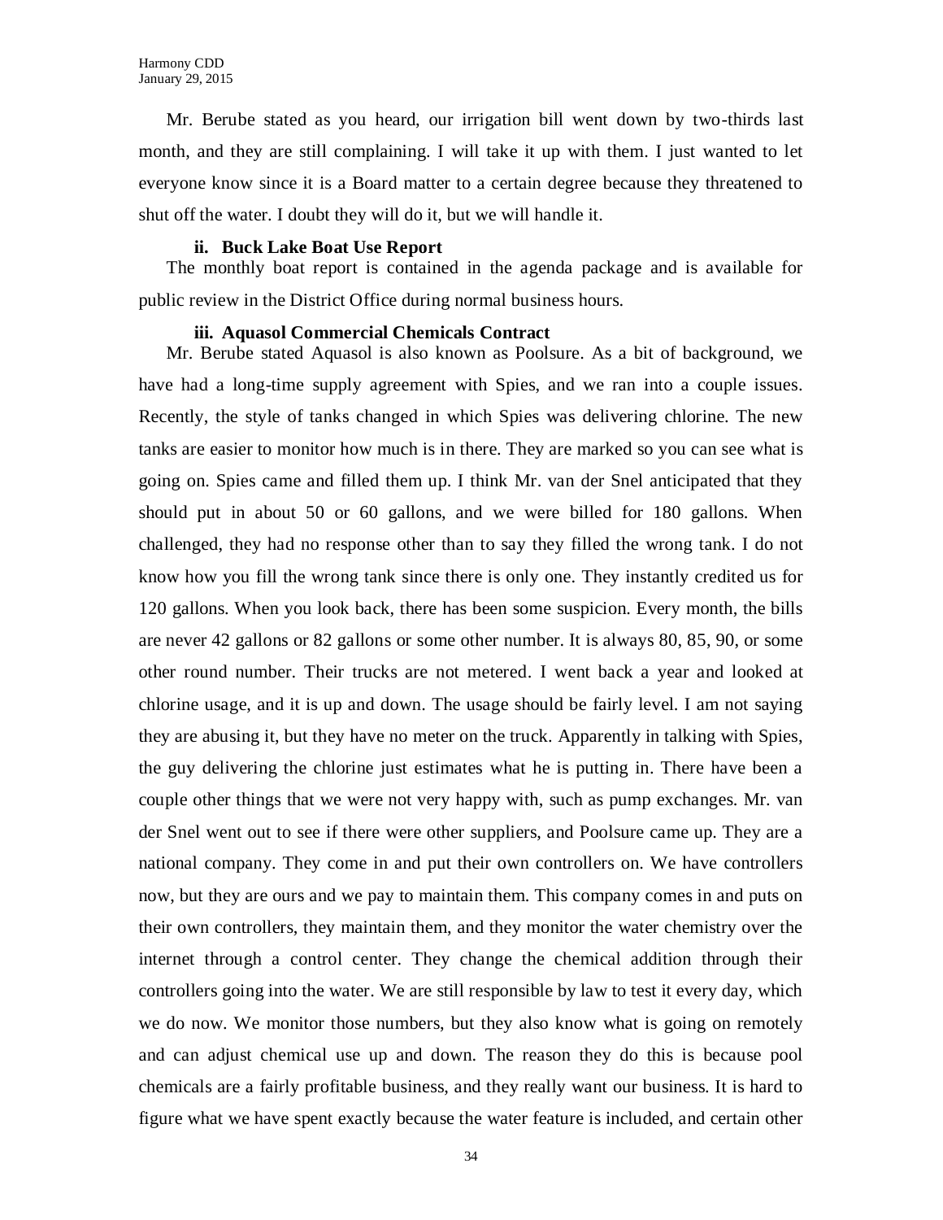Mr. Berube stated as you heard, our irrigation bill went down by two-thirds last month, and they are still complaining. I will take it up with them. I just wanted to let everyone know since it is a Board matter to a certain degree because they threatened to shut off the water. I doubt they will do it, but we will handle it.

**ii. Buck Lake Boat Use Report**

The monthly boat report is contained in the agenda package and is available for public review in the District Office during normal business hours.

**iii. Aquasol Commercial Chemicals Contract**

Mr. Berube stated Aquasol is also known as Poolsure. As a bit of background, we have had a long-time supply agreement with Spies, and we ran into a couple issues. Recently, the style of tanks changed in which Spies was delivering chlorine. The new tanks are easier to monitor how much is in there. They are marked so you can see what is going on. Spies came and filled them up. I think Mr. van der Snel anticipated that they should put in about 50 or 60 gallons, and we were billed for 180 gallons. When challenged, they had no response other than to say they filled the wrong tank. I do not know how you fill the wrong tank since there is only one. They instantly credited us for 120 gallons. When you look back, there has been some suspicion. Every month, the bills are never 42 gallons or 82 gallons or some other number. It is always 80, 85, 90, or some other round number. Their trucks are not metered. I went back a year and looked at chlorine usage, and it is up and down. The usage should be fairly level. I am not saying they are abusing it, but they have no meter on the truck. Apparently in talking with Spies, the guy delivering the chlorine just estimates what he is putting in. There have been a couple other things that we were not very happy with, such as pump exchanges. Mr. van der Snel went out to see if there were other suppliers, and Poolsure came up. They are a national company. They come in and put their own controllers on. We have controllers now, but they are ours and we pay to maintain them. This company comes in and puts on their own controllers, they maintain them, and they monitor the water chemistry over the internet through a control center. They change the chemical addition through their controllers going into the water. We are still responsible by law to test it every day, which we do now. We monitor those numbers, but they also know what is going on remotely and can adjust chemical use up and down. The reason they do this is because pool chemicals are a fairly profitable business, and they really want our business. It is hard to figure what we have spent exactly because the water feature is included, and certain other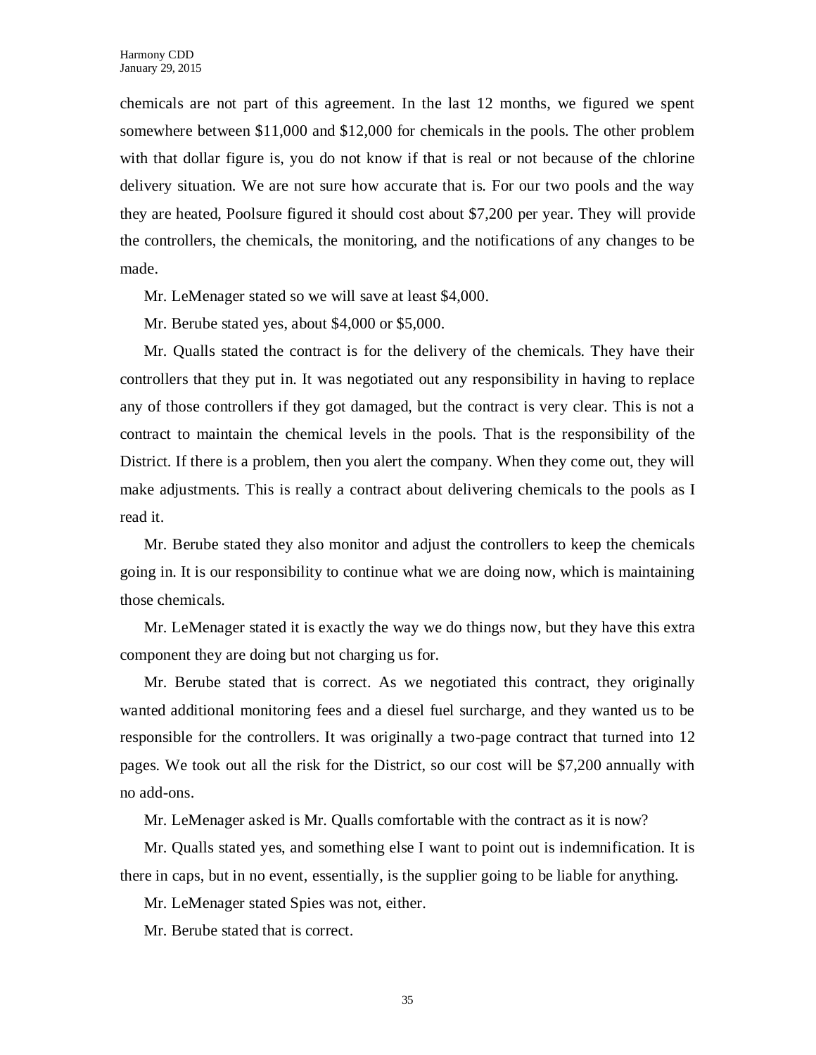chemicals are not part of this agreement. In the last 12 months, we figured we spent somewhere between $11,000 and $12,000 for chemicals in the pools. The other problem with that dollar figure is, you do not know if that is real or not because of the chlorine delivery situation. We are not sure how accurate that is. For our two pools and the way they are heated, Poolsure figured it should cost about $7,200 per year. They will provide the controllers, the chemicals, the monitoring, and the notifications of any changes to be made.

Mr. LeMenager stated so we will save at least $4,000.

Mr. Berube stated yes, about $4,000 or $5,000.

Mr. Qualls stated the contract is for the delivery of the chemicals. They have their controllers that they put in. It was negotiated out any responsibility in having to replace any of those controllers if they got damaged, but the contract is very clear. This is not a contract to maintain the chemical levels in the pools. That is the responsibility of the District. If there is a problem, then you alert the company. When they come out, they will make adjustments. This is really a contract about delivering chemicals to the pools as I read it.

Mr. Berube stated they also monitor and adjust the controllers to keep the chemicals going in. It is our responsibility to continue what we are doing now, which is maintaining those chemicals.

Mr. LeMenager stated it is exactly the way we do things now, but they have this extra component they are doing but not charging us for.

Mr. Berube stated that is correct. As we negotiated this contract, they originally wanted additional monitoring fees and a diesel fuel surcharge, and they wanted us to be responsible for the controllers. It was originally a two-page contract that turned into 12 pages. We took out all the risk for the District, so our cost will be $7,200 annually with no add-ons.

Mr. LeMenager asked is Mr. Qualls comfortable with the contract as it is now?

Mr. Qualls stated yes, and something else I want to point out is indemnification. It is there in caps, but in no event, essentially, is the supplier going to be liable for anything.

Mr. LeMenager stated Spies was not, either.

Mr. Berube stated that is correct.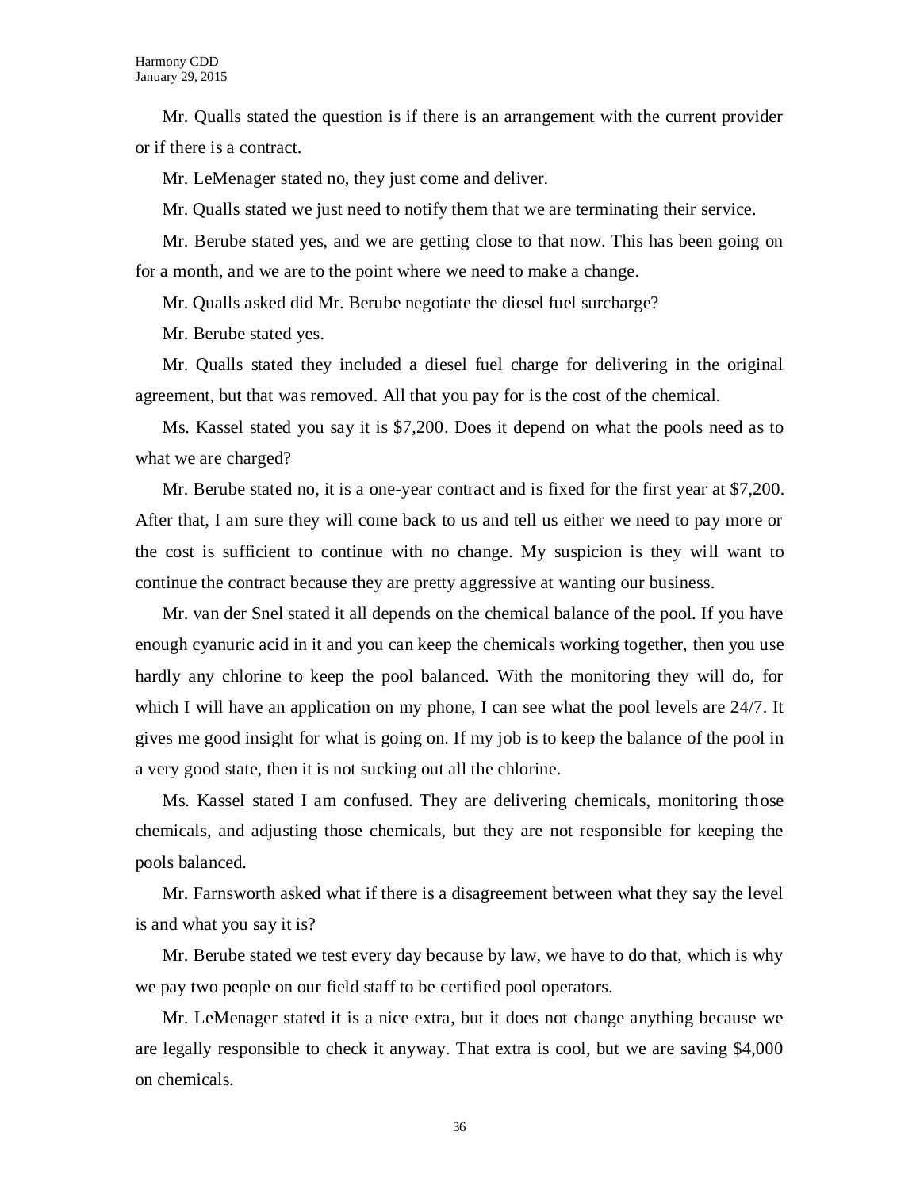Mr. Qualls stated the question is if there is an arrangement with the current provider or if there is a contract.

Mr. LeMenager stated no, they just come and deliver.

Mr. Qualls stated we just need to notify them that we are terminating their service.

Mr. Berube stated yes, and we are getting close to that now. This has been going on for a month, and we are to the point where we need to make a change.

Mr. Qualls asked did Mr. Berube negotiate the diesel fuel surcharge?

Mr. Berube stated yes.

Mr. Qualls stated they included a diesel fuel charge for delivering in the original agreement, but that was removed. All that you pay for is the cost of the chemical.

Ms. Kassel stated you say it is $7,200. Does it depend on what the pools need as to what we are charged?

Mr. Berube stated no, it is a one-year contract and is fixed for the first year at $7,200. After that, I am sure they will come back to us and tell us either we need to pay more or the cost is sufficient to continue with no change. My suspicion is they will want to continue the contract because they are pretty aggressive at wanting our business.

Mr. van der Snel stated it all depends on the chemical balance of the pool. If you have enough cyanuric acid in it and you can keep the chemicals working together, then you use hardly any chlorine to keep the pool balanced. With the monitoring they will do, for which I will have an application on my phone, I can see what the pool levels are 24/7. It gives me good insight for what is going on. If my job is to keep the balance of the pool in a very good state, then it is not sucking out all the chlorine.

Ms. Kassel stated I am confused. They are delivering chemicals, monitoring those chemicals, and adjusting those chemicals, but they are not responsible for keeping the pools balanced.

Mr. Farnsworth asked what if there is a disagreement between what they say the level is and what you say it is?

Mr. Berube stated we test every day because by law, we have to do that, which is why we pay two people on our field staff to be certified pool operators.

Mr. LeMenager stated it is a nice extra, but it does not change anything because we are legally responsible to check it anyway. That extra is cool, but we are saving $4,000 on chemicals.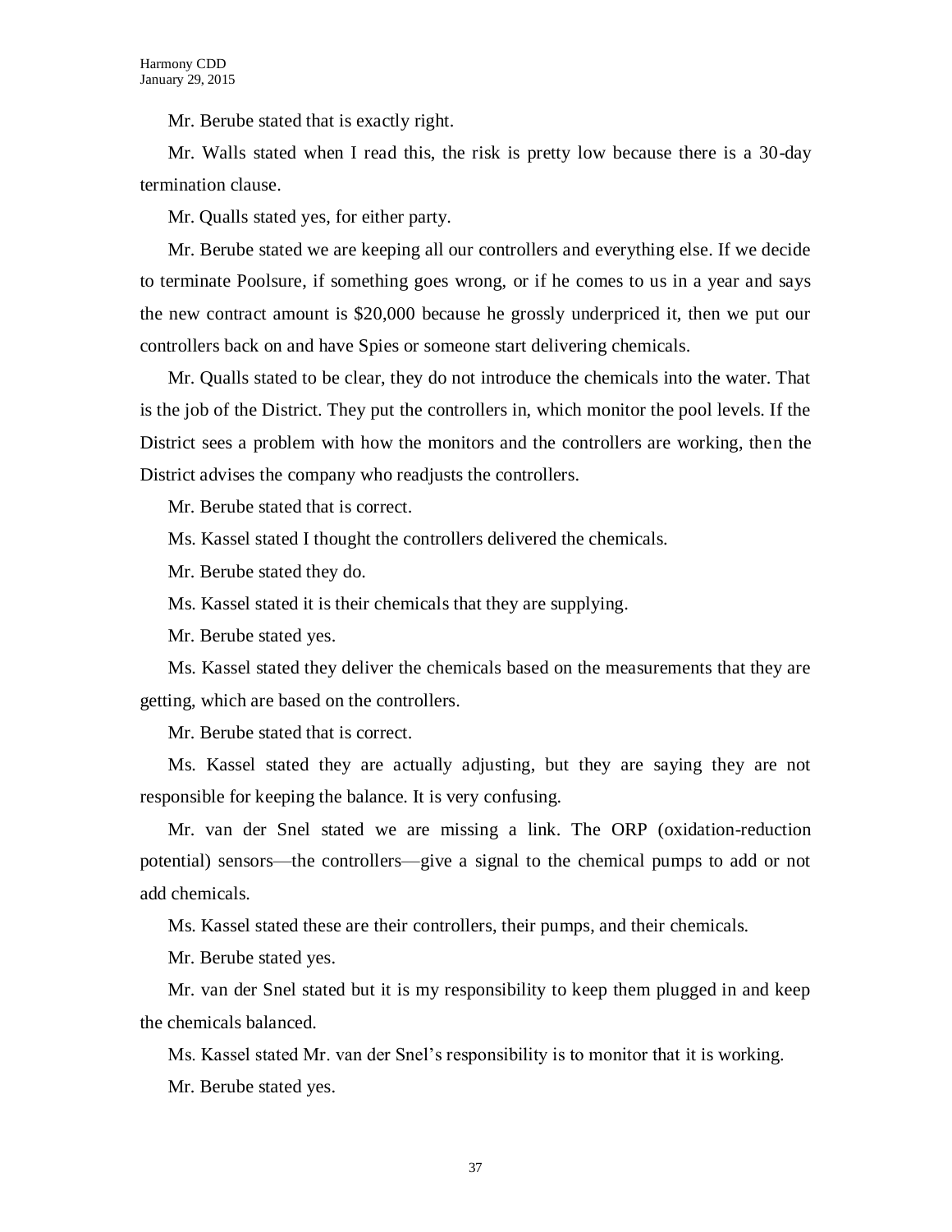Mr. Berube stated that is exactly right.

Mr. Walls stated when I read this, the risk is pretty low because there is a 30-day termination clause.

Mr. Qualls stated yes, for either party.

Mr. Berube stated we are keeping all our controllers and everything else. If we decide to terminate Poolsure, if something goes wrong, or if he comes to us in a year and says the new contract amount is $20,000 because he grossly underpriced it, then we put our controllers back on and have Spies or someone start delivering chemicals.

Mr. Qualls stated to be clear, they do not introduce the chemicals into the water. That is the job of the District. They put the controllers in, which monitor the pool levels. If the District sees a problem with how the monitors and the controllers are working, then the District advises the company who readjusts the controllers.

Mr. Berube stated that is correct.

Ms. Kassel stated I thought the controllers delivered the chemicals.

Mr. Berube stated they do.

Ms. Kassel stated it is their chemicals that they are supplying.

Mr. Berube stated yes.

Ms. Kassel stated they deliver the chemicals based on the measurements that they are getting, which are based on the controllers.

Mr. Berube stated that is correct.

Ms. Kassel stated they are actually adjusting, but they are saying they are not responsible for keeping the balance. It is very confusing.

Mr. van der Snel stated we are missing a link. The ORP (oxidation-reduction potential) sensors—the controllers—give a signal to the chemical pumps to add or not add chemicals.

Ms. Kassel stated these are their controllers, their pumps, and their chemicals.

Mr. Berube stated yes.

Mr. van der Snel stated but it is my responsibility to keep them plugged in and keep the chemicals balanced.

Ms. Kassel stated Mr. van der Snel's responsibility is to monitor that it is working.

Mr. Berube stated yes.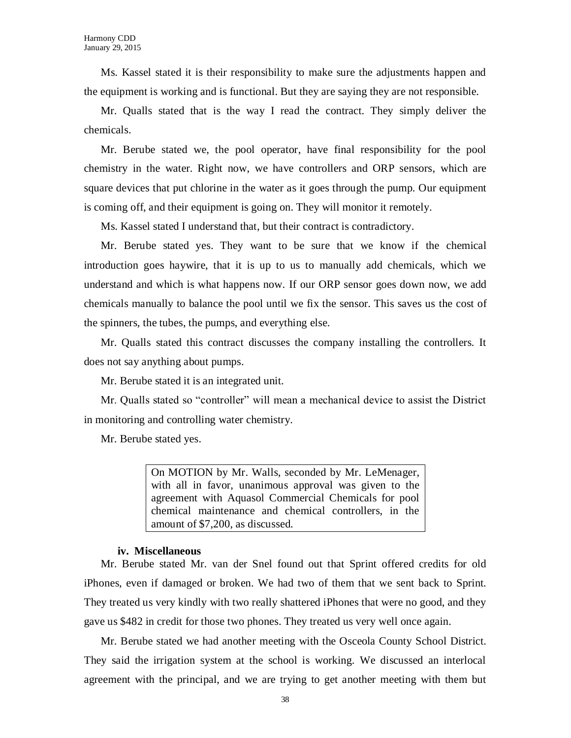Ms. Kassel stated it is their responsibility to make sure the adjustments happen and the equipment is working and is functional. But they are saying they are not responsible.

Mr. Qualls stated that is the way I read the contract. They simply deliver the chemicals.

Mr. Berube stated we, the pool operator, have final responsibility for the pool chemistry in the water. Right now, we have controllers and ORP sensors, which are square devices that put chlorine in the water as it goes through the pump. Our equipment is coming off, and their equipment is going on. They will monitor it remotely.

Ms. Kassel stated I understand that, but their contract is contradictory.

Mr. Berube stated yes. They want to be sure that we know if the chemical introduction goes haywire, that it is up to us to manually add chemicals, which we understand and which is what happens now. If our ORP sensor goes down now, we add chemicals manually to balance the pool until we fix the sensor. This saves us the cost of the spinners, the tubes, the pumps, and everything else.

Mr. Qualls stated this contract discusses the company installing the controllers. It does not say anything about pumps.

Mr. Berube stated it is an integrated unit.

Mr. Qualls stated so "controller" will mean a mechanical device to assist the District in monitoring and controlling water chemistry.

Mr. Berube stated yes.

> On MOTION by Mr. Walls, seconded by Mr. LeMenager, with all in favor, unanimous approval was given to the agreement with Aquasol Commercial Chemicals for pool chemical maintenance and chemical controllers, in the amount of $7,200, as discussed.

**iv. Miscellaneous**

Mr. Berube stated Mr. van der Snel found out that Sprint offered credits for old iPhones, even if damaged or broken. We had two of them that we sent back to Sprint. They treated us very kindly with two really shattered iPhones that were no good, and they gave us $482 in credit for those two phones. They treated us very well once again.

Mr. Berube stated we had another meeting with the Osceola County School District. They said the irrigation system at the school is working. We discussed an interlocal agreement with the principal, and we are trying to get another meeting with them but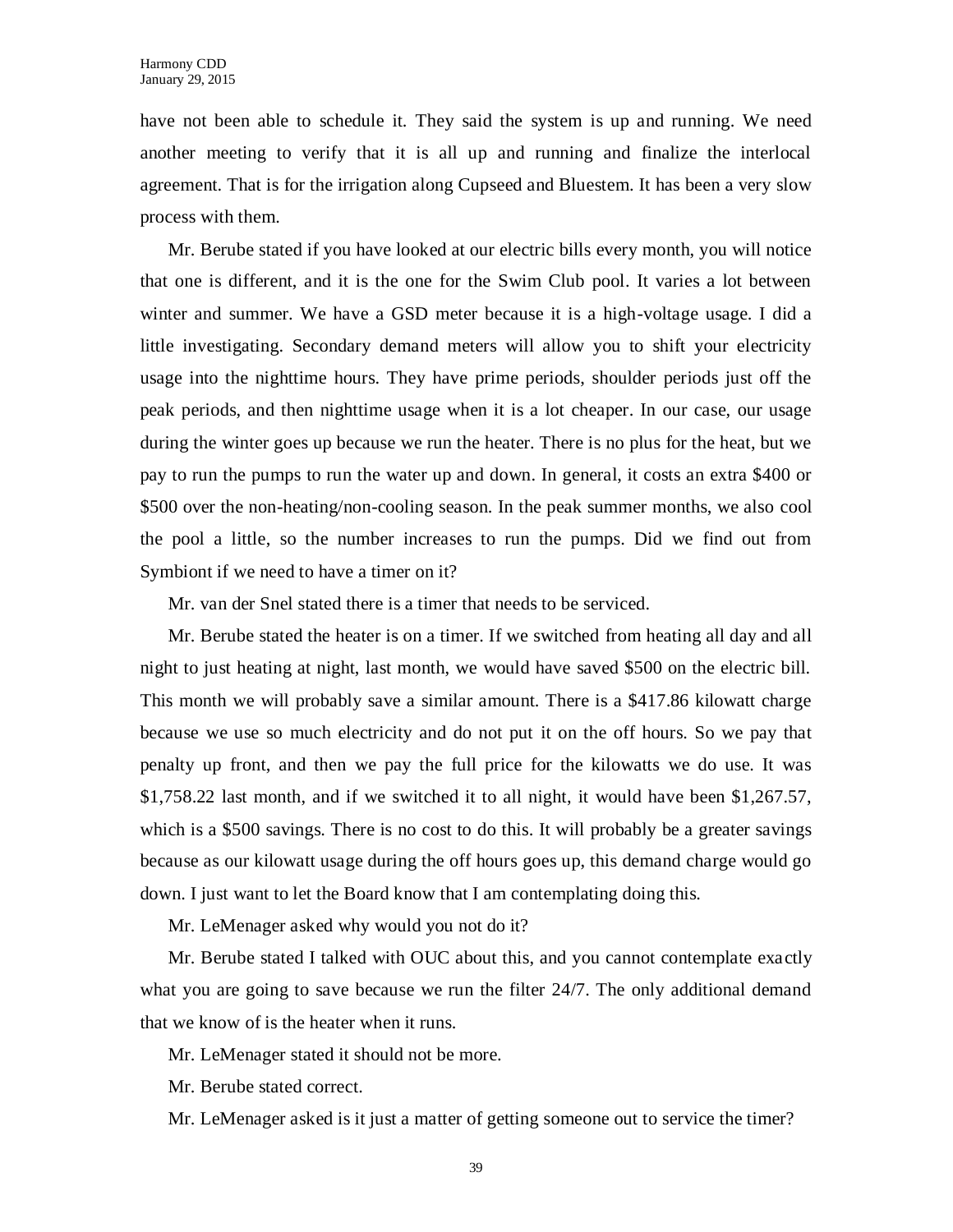have not been able to schedule it. They said the system is up and running. We need another meeting to verify that it is all up and running and finalize the interlocal agreement. That is for the irrigation along Cupseed and Bluestem. It has been a very slow process with them.

Mr. Berube stated if you have looked at our electric bills every month, you will notice that one is different, and it is the one for the Swim Club pool. It varies a lot between winter and summer. We have a GSD meter because it is a high-voltage usage. I did a little investigating. Secondary demand meters will allow you to shift your electricity usage into the nighttime hours. They have prime periods, shoulder periods just off the peak periods, and then nighttime usage when it is a lot cheaper. In our case, our usage during the winter goes up because we run the heater. There is no plus for the heat, but we pay to run the pumps to run the water up and down. In general, it costs an extra $400 or $500 over the non-heating/non-cooling season. In the peak summer months, we also cool the pool a little, so the number increases to run the pumps. Did we find out from Symbiont if we need to have a timer on it?

Mr. van der Snel stated there is a timer that needs to be serviced.

Mr. Berube stated the heater is on a timer. If we switched from heating all day and all night to just heating at night, last month, we would have saved $500 on the electric bill. This month we will probably save a similar amount. There is a $417.86 kilowatt charge because we use so much electricity and do not put it on the off hours. So we pay that penalty up front, and then we pay the full price for the kilowatts we do use. It was $1,758.22 last month, and if we switched it to all night, it would have been $1,267.57, which is a $500 savings. There is no cost to do this. It will probably be a greater savings because as our kilowatt usage during the off hours goes up, this demand charge would go down. I just want to let the Board know that I am contemplating doing this.

Mr. LeMenager asked why would you not do it?

Mr. Berube stated I talked with OUC about this, and you cannot contemplate exactly what you are going to save because we run the filter 24/7. The only additional demand that we know of is the heater when it runs.

Mr. LeMenager stated it should not be more.

Mr. Berube stated correct.

Mr. LeMenager asked is it just a matter of getting someone out to service the timer?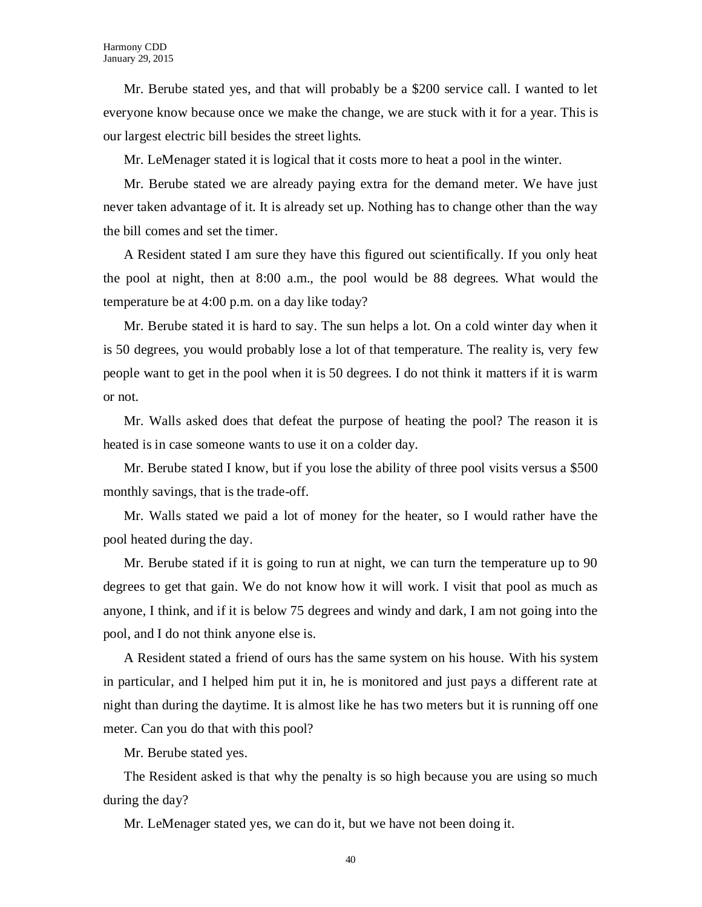Mr. Berube stated yes, and that will probably be a $200 service call. I wanted to let everyone know because once we make the change, we are stuck with it for a year. This is our largest electric bill besides the street lights.

Mr. LeMenager stated it is logical that it costs more to heat a pool in the winter.

Mr. Berube stated we are already paying extra for the demand meter. We have just never taken advantage of it. It is already set up. Nothing has to change other than the way the bill comes and set the timer.

A Resident stated I am sure they have this figured out scientifically. If you only heat the pool at night, then at 8:00 a.m., the pool would be 88 degrees. What would the temperature be at 4:00 p.m. on a day like today?

Mr. Berube stated it is hard to say. The sun helps a lot. On a cold winter day when it is 50 degrees, you would probably lose a lot of that temperature. The reality is, very few people want to get in the pool when it is 50 degrees. I do not think it matters if it is warm or not.

Mr. Walls asked does that defeat the purpose of heating the pool? The reason it is heated is in case someone wants to use it on a colder day.

Mr. Berube stated I know, but if you lose the ability of three pool visits versus a $500 monthly savings, that is the trade-off.

Mr. Walls stated we paid a lot of money for the heater, so I would rather have the pool heated during the day.

Mr. Berube stated if it is going to run at night, we can turn the temperature up to 90 degrees to get that gain. We do not know how it will work. I visit that pool as much as anyone, I think, and if it is below 75 degrees and windy and dark, I am not going into the pool, and I do not think anyone else is.

A Resident stated a friend of ours has the same system on his house. With his system in particular, and I helped him put it in, he is monitored and just pays a different rate at night than during the daytime. It is almost like he has two meters but it is running off one meter. Can you do that with this pool?

Mr. Berube stated yes.

The Resident asked is that why the penalty is so high because you are using so much during the day?

Mr. LeMenager stated yes, we can do it, but we have not been doing it.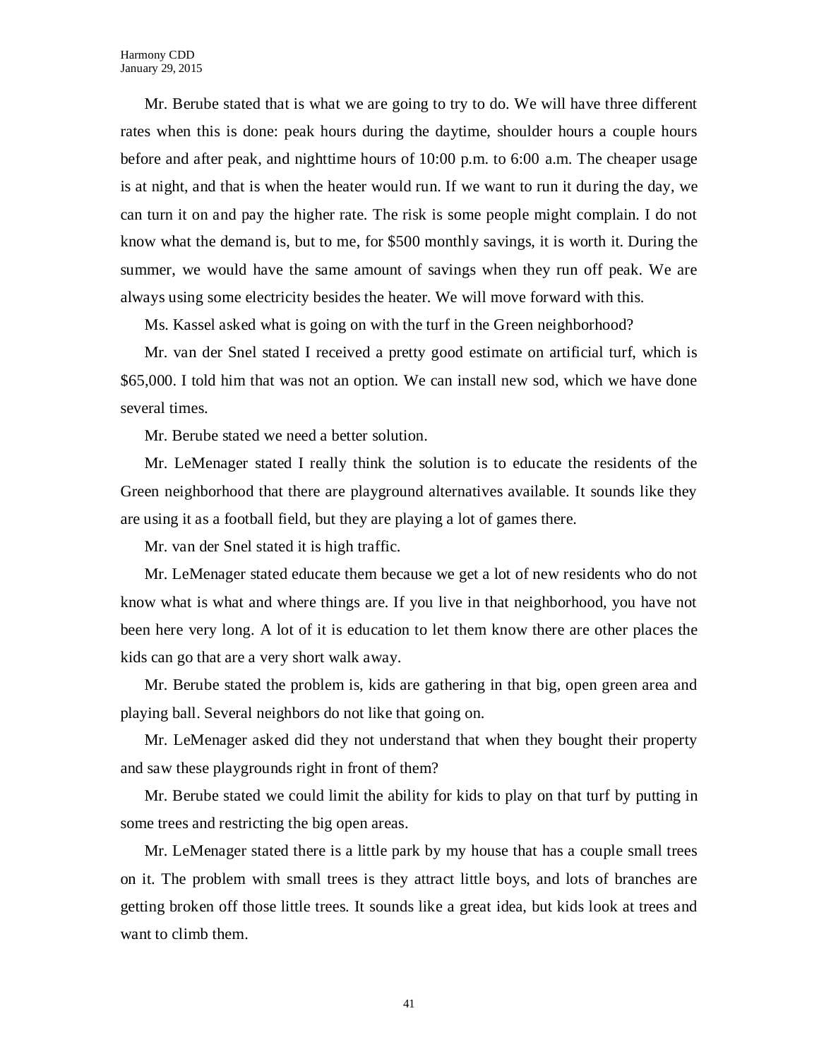Mr. Berube stated that is what we are going to try to do. We will have three different rates when this is done: peak hours during the daytime, shoulder hours a couple hours before and after peak, and nighttime hours of 10:00 p.m. to 6:00 a.m. The cheaper usage is at night, and that is when the heater would run. If we want to run it during the day, we can turn it on and pay the higher rate. The risk is some people might complain. I do not know what the demand is, but to me, for $500 monthly savings, it is worth it. During the summer, we would have the same amount of savings when they run off peak. We are always using some electricity besides the heater. We will move forward with this.

Ms. Kassel asked what is going on with the turf in the Green neighborhood?

Mr. van der Snel stated I received a pretty good estimate on artificial turf, which is $65,000. I told him that was not an option. We can install new sod, which we have done several times.

Mr. Berube stated we need a better solution.

Mr. LeMenager stated I really think the solution is to educate the residents of the Green neighborhood that there are playground alternatives available. It sounds like they are using it as a football field, but they are playing a lot of games there.

Mr. van der Snel stated it is high traffic.

Mr. LeMenager stated educate them because we get a lot of new residents who do not know what is what and where things are. If you live in that neighborhood, you have not been here very long. A lot of it is education to let them know there are other places the kids can go that are a very short walk away.

Mr. Berube stated the problem is, kids are gathering in that big, open green area and playing ball. Several neighbors do not like that going on.

Mr. LeMenager asked did they not understand that when they bought their property and saw these playgrounds right in front of them?

Mr. Berube stated we could limit the ability for kids to play on that turf by putting in some trees and restricting the big open areas.

Mr. LeMenager stated there is a little park by my house that has a couple small trees on it. The problem with small trees is they attract little boys, and lots of branches are getting broken off those little trees. It sounds like a great idea, but kids look at trees and want to climb them.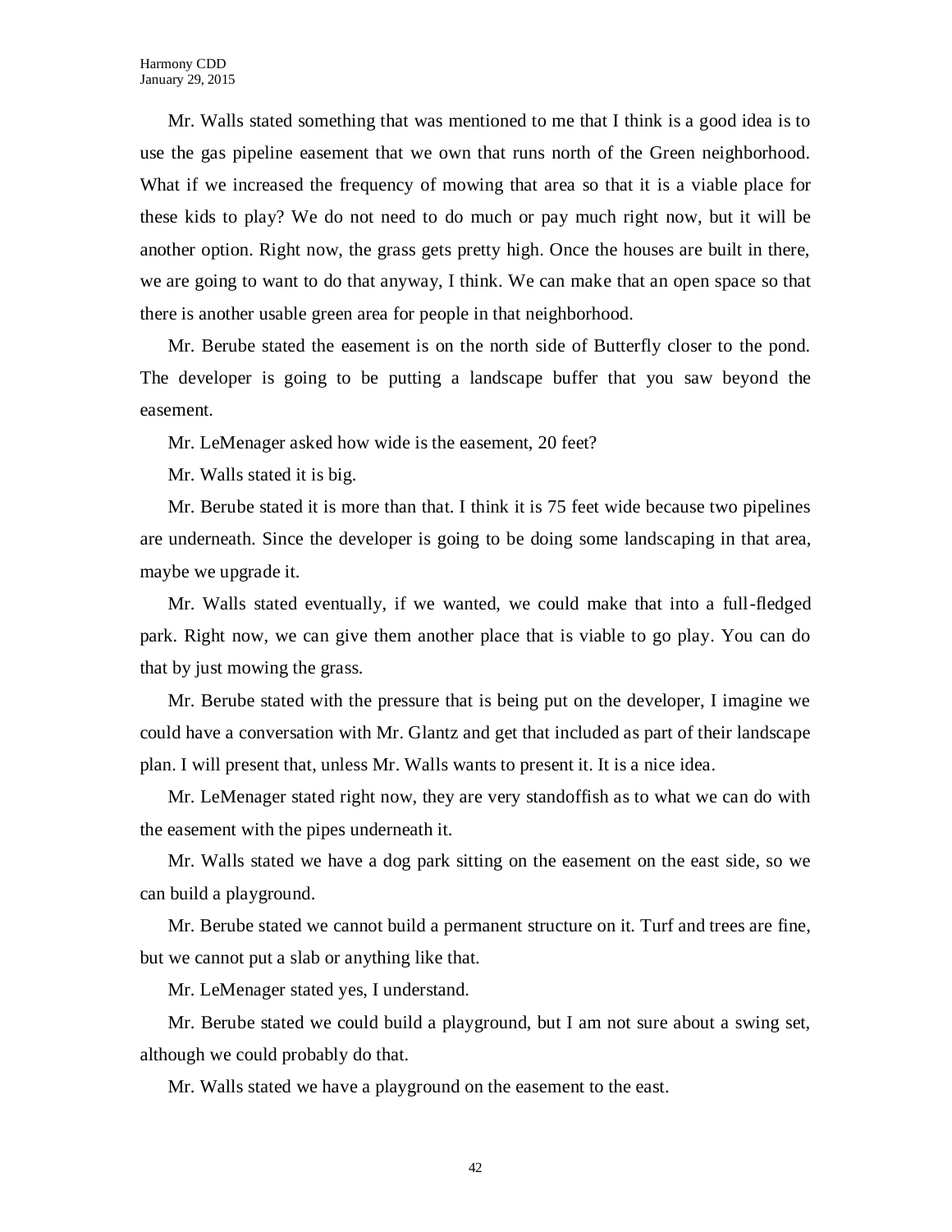Mr. Walls stated something that was mentioned to me that I think is a good idea is to use the gas pipeline easement that we own that runs north of the Green neighborhood. What if we increased the frequency of mowing that area so that it is a viable place for these kids to play? We do not need to do much or pay much right now, but it will be another option. Right now, the grass gets pretty high. Once the houses are built in there, we are going to want to do that anyway, I think. We can make that an open space so that there is another usable green area for people in that neighborhood.

Mr. Berube stated the easement is on the north side of Butterfly closer to the pond. The developer is going to be putting a landscape buffer that you saw beyond the easement.

Mr. LeMenager asked how wide is the easement, 20 feet?

Mr. Walls stated it is big.

Mr. Berube stated it is more than that. I think it is 75 feet wide because two pipelines are underneath. Since the developer is going to be doing some landscaping in that area, maybe we upgrade it.

Mr. Walls stated eventually, if we wanted, we could make that into a full-fledged park. Right now, we can give them another place that is viable to go play. You can do that by just mowing the grass.

Mr. Berube stated with the pressure that is being put on the developer, I imagine we could have a conversation with Mr. Glantz and get that included as part of their landscape plan. I will present that, unless Mr. Walls wants to present it. It is a nice idea.

Mr. LeMenager stated right now, they are very standoffish as to what we can do with the easement with the pipes underneath it.

Mr. Walls stated we have a dog park sitting on the easement on the east side, so we can build a playground.

Mr. Berube stated we cannot build a permanent structure on it. Turf and trees are fine, but we cannot put a slab or anything like that.

Mr. LeMenager stated yes, I understand.

Mr. Berube stated we could build a playground, but I am not sure about a swing set, although we could probably do that.

Mr. Walls stated we have a playground on the easement to the east.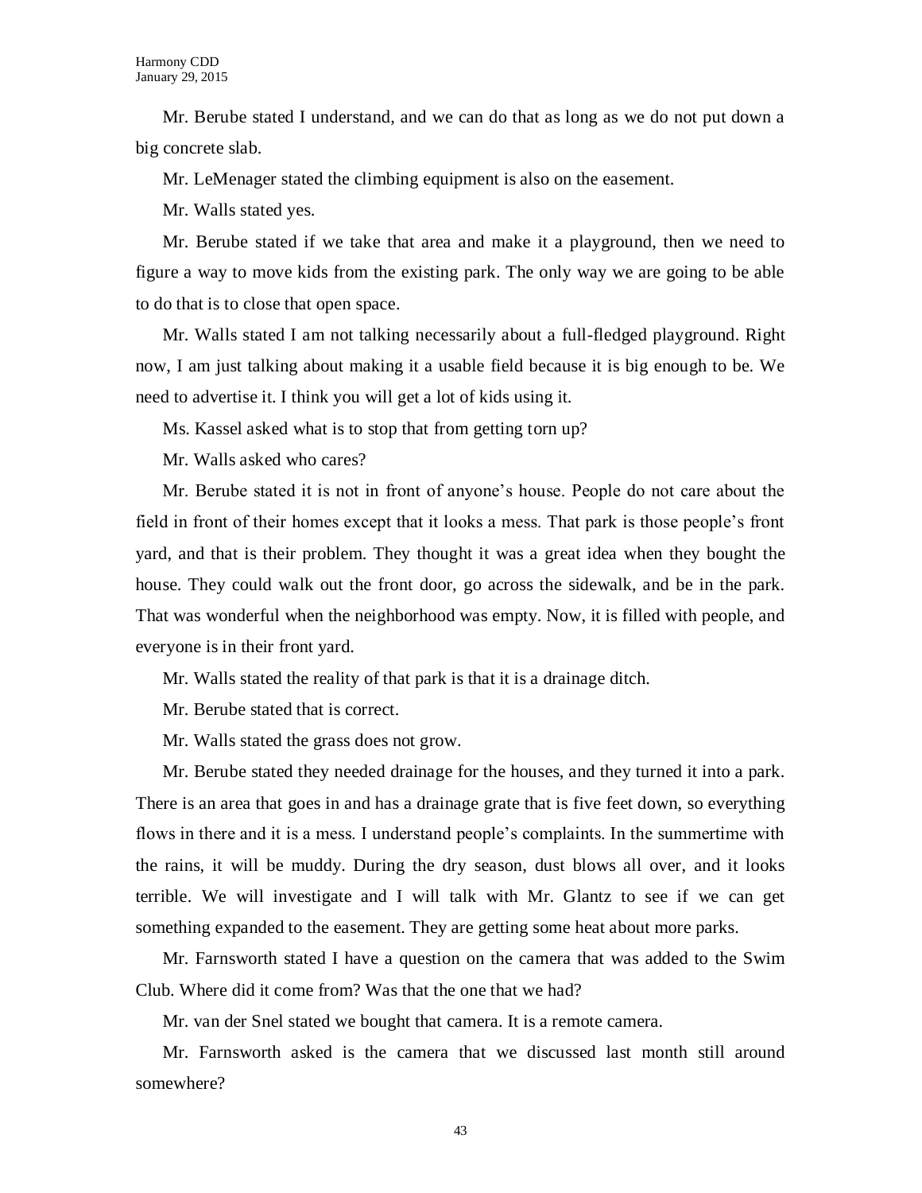Mr. Berube stated I understand, and we can do that as long as we do not put down a big concrete slab.

Mr. LeMenager stated the climbing equipment is also on the easement.

Mr. Walls stated yes.

Mr. Berube stated if we take that area and make it a playground, then we need to figure a way to move kids from the existing park. The only way we are going to be able to do that is to close that open space.

Mr. Walls stated I am not talking necessarily about a full-fledged playground. Right now, I am just talking about making it a usable field because it is big enough to be. We need to advertise it. I think you will get a lot of kids using it.

Ms. Kassel asked what is to stop that from getting torn up?

Mr. Walls asked who cares?

Mr. Berube stated it is not in front of anyone's house. People do not care about the field in front of their homes except that it looks a mess. That park is those people's front yard, and that is their problem. They thought it was a great idea when they bought the house. They could walk out the front door, go across the sidewalk, and be in the park. That was wonderful when the neighborhood was empty. Now, it is filled with people, and everyone is in their front yard.

Mr. Walls stated the reality of that park is that it is a drainage ditch.

Mr. Berube stated that is correct.

Mr. Walls stated the grass does not grow.

Mr. Berube stated they needed drainage for the houses, and they turned it into a park. There is an area that goes in and has a drainage grate that is five feet down, so everything flows in there and it is a mess. I understand people's complaints. In the summertime with the rains, it will be muddy. During the dry season, dust blows all over, and it looks terrible. We will investigate and I will talk with Mr. Glantz to see if we can get something expanded to the easement. They are getting some heat about more parks.

Mr. Farnsworth stated I have a question on the camera that was added to the Swim Club. Where did it come from? Was that the one that we had?

Mr. van der Snel stated we bought that camera. It is a remote camera.

Mr. Farnsworth asked is the camera that we discussed last month still around somewhere?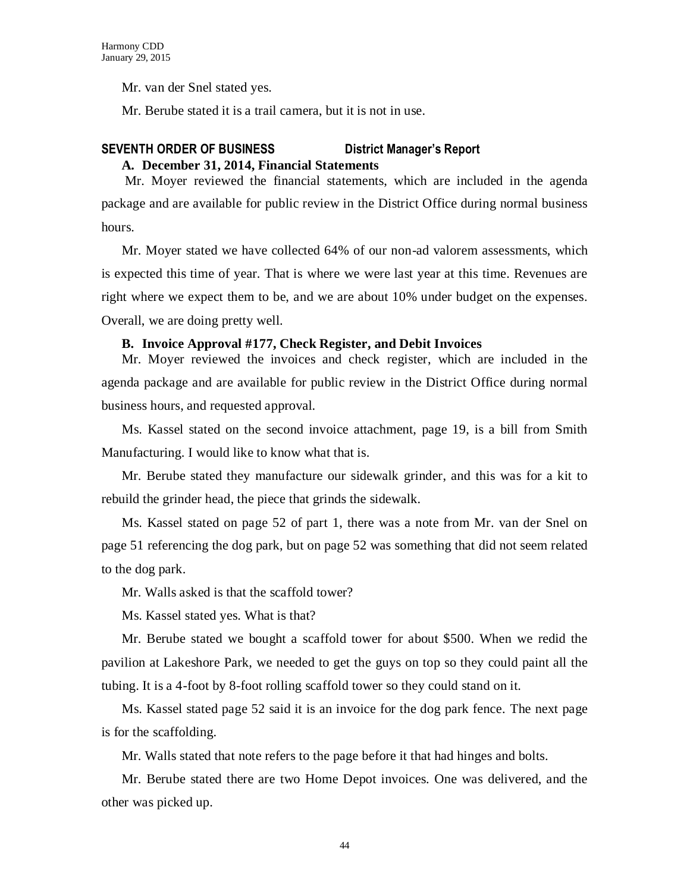Mr. van der Snel stated yes.

Mr. Berube stated it is a trail camera, but it is not in use.

## SEVENTH ORDER OF BUSINESS District Manager's Report

### A. December 31, 2014, Financial Statements

Mr. Moyer reviewed the financial statements, which are included in the agenda package and are available for public review in the District Office during normal business hours.

Mr. Moyer stated we have collected 64% of our non-ad valorem assessments, which is expected this time of year. That is where we were last year at this time. Revenues are right where we expect them to be, and we are about 10% under budget on the expenses. Overall, we are doing pretty well.

### B. Invoice Approval #177, Check Register, and Debit Invoices

Mr. Moyer reviewed the invoices and check register, which are included in the agenda package and are available for public review in the District Office during normal business hours, and requested approval.

Ms. Kassel stated on the second invoice attachment, page 19, is a bill from Smith Manufacturing. I would like to know what that is.

Mr. Berube stated they manufacture our sidewalk grinder, and this was for a kit to rebuild the grinder head, the piece that grinds the sidewalk.

Ms. Kassel stated on page 52 of part 1, there was a note from Mr. van der Snel on page 51 referencing the dog park, but on page 52 was something that did not seem related to the dog park.

Mr. Walls asked is that the scaffold tower?

Ms. Kassel stated yes. What is that?

Mr. Berube stated we bought a scaffold tower for about $500. When we redid the pavilion at Lakeshore Park, we needed to get the guys on top so they could paint all the tubing. It is a 4-foot by 8-foot rolling scaffold tower so they could stand on it.

Ms. Kassel stated page 52 said it is an invoice for the dog park fence. The next page is for the scaffolding.

Mr. Walls stated that note refers to the page before it that had hinges and bolts.

Mr. Berube stated there are two Home Depot invoices. One was delivered, and the other was picked up.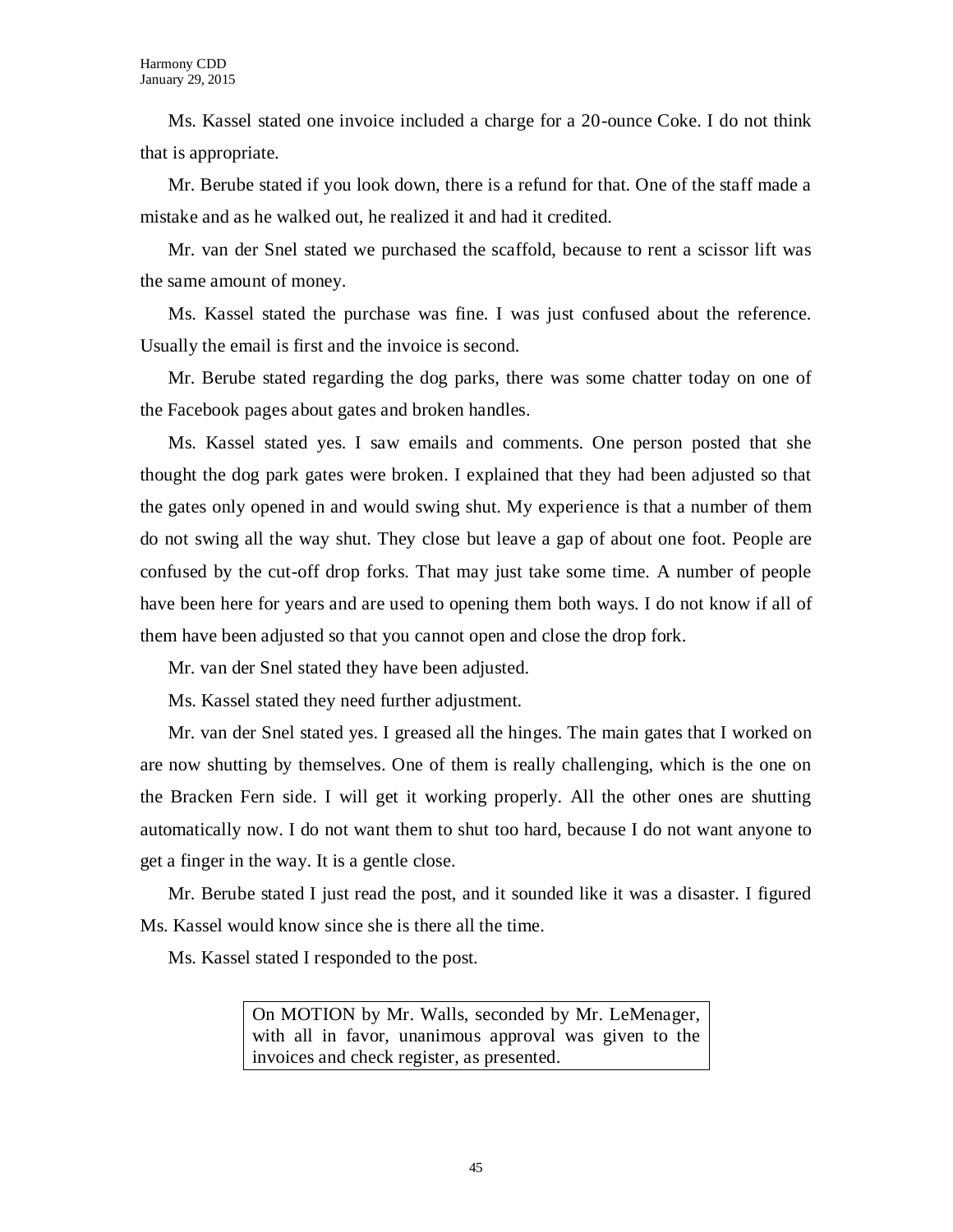Ms. Kassel stated one invoice included a charge for a 20-ounce Coke. I do not think that is appropriate.

Mr. Berube stated if you look down, there is a refund for that. One of the staff made a mistake and as he walked out, he realized it and had it credited.

Mr. van der Snel stated we purchased the scaffold, because to rent a scissor lift was the same amount of money.

Ms. Kassel stated the purchase was fine. I was just confused about the reference. Usually the email is first and the invoice is second.

Mr. Berube stated regarding the dog parks, there was some chatter today on one of the Facebook pages about gates and broken handles.

Ms. Kassel stated yes. I saw emails and comments. One person posted that she thought the dog park gates were broken. I explained that they had been adjusted so that the gates only opened in and would swing shut. My experience is that a number of them do not swing all the way shut. They close but leave a gap of about one foot. People are confused by the cut-off drop forks. That may just take some time. A number of people have been here for years and are used to opening them both ways. I do not know if all of them have been adjusted so that you cannot open and close the drop fork.

Mr. van der Snel stated they have been adjusted.

Ms. Kassel stated they need further adjustment.

Mr. van der Snel stated yes. I greased all the hinges. The main gates that I worked on are now shutting by themselves. One of them is really challenging, which is the one on the Bracken Fern side. I will get it working properly. All the other ones are shutting automatically now. I do not want them to shut too hard, because I do not want anyone to get a finger in the way. It is a gentle close.

Mr. Berube stated I just read the post, and it sounded like it was a disaster. I figured Ms. Kassel would know since she is there all the time.

Ms. Kassel stated I responded to the post.

> On MOTION by Mr. Walls, seconded by Mr. LeMenager, with all in favor, unanimous approval was given to the invoices and check register, as presented.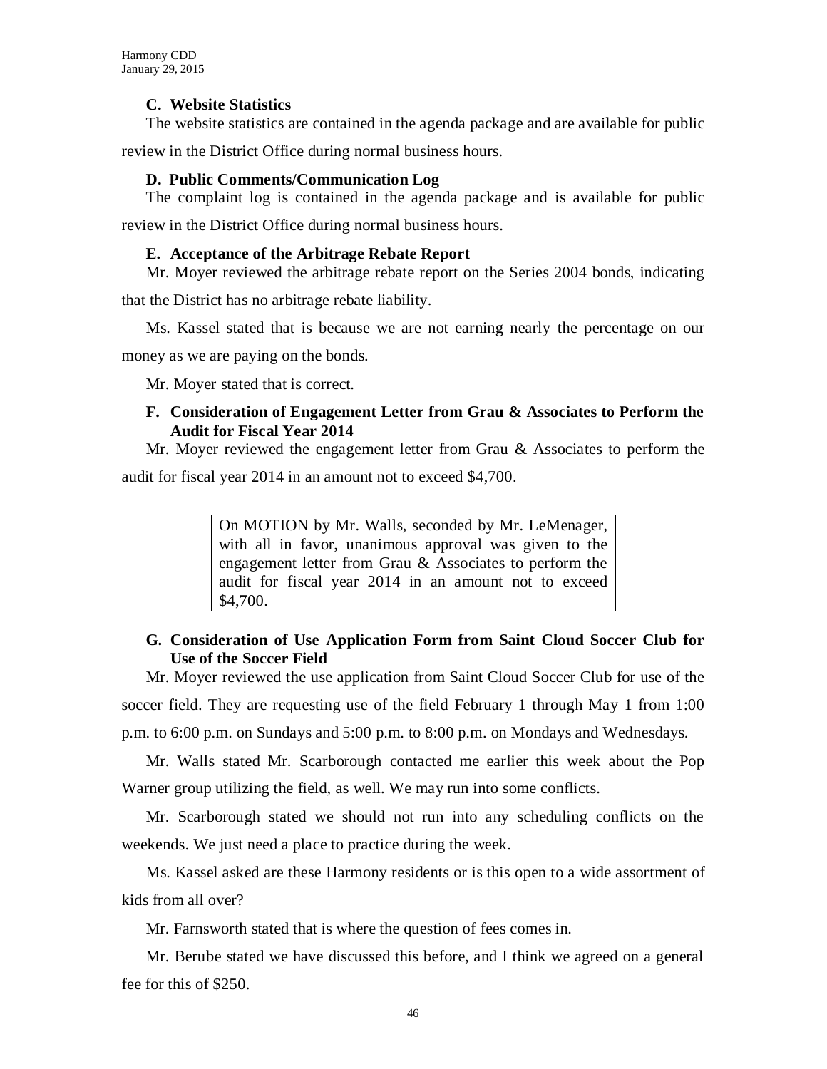### C. Website Statistics

The website statistics are contained in the agenda package and are available for public review in the District Office during normal business hours.

### D. Public Comments/Communication Log

The complaint log is contained in the agenda package and is available for public review in the District Office during normal business hours.

### E. Acceptance of the Arbitrage Rebate Report

Mr. Moyer reviewed the arbitrage rebate report on the Series 2004 bonds, indicating that the District has no arbitrage rebate liability.

Ms. Kassel stated that is because we are not earning nearly the percentage on our money as we are paying on the bonds.

Mr. Moyer stated that is correct.

### F. Consideration of Engagement Letter from Grau & Associates to Perform the Audit for Fiscal Year 2014

Mr. Moyer reviewed the engagement letter from Grau & Associates to perform the audit for fiscal year 2014 in an amount not to exceed $4,700.

> On MOTION by Mr. Walls, seconded by Mr. LeMenager, with all in favor, unanimous approval was given to the engagement letter from Grau & Associates to perform the audit for fiscal year 2014 in an amount not to exceed $4,700.

### G. Consideration of Use Application Form from Saint Cloud Soccer Club for Use of the Soccer Field

Mr. Moyer reviewed the use application from Saint Cloud Soccer Club for use of the soccer field. They are requesting use of the field February 1 through May 1 from 1:00 p.m. to 6:00 p.m. on Sundays and 5:00 p.m. to 8:00 p.m. on Mondays and Wednesdays.

Mr. Walls stated Mr. Scarborough contacted me earlier this week about the Pop Warner group utilizing the field, as well. We may run into some conflicts.

Mr. Scarborough stated we should not run into any scheduling conflicts on the weekends. We just need a place to practice during the week.

Ms. Kassel asked are these Harmony residents or is this open to a wide assortment of kids from all over?

Mr. Farnsworth stated that is where the question of fees comes in.

Mr. Berube stated we have discussed this before, and I think we agreed on a general fee for this of $250.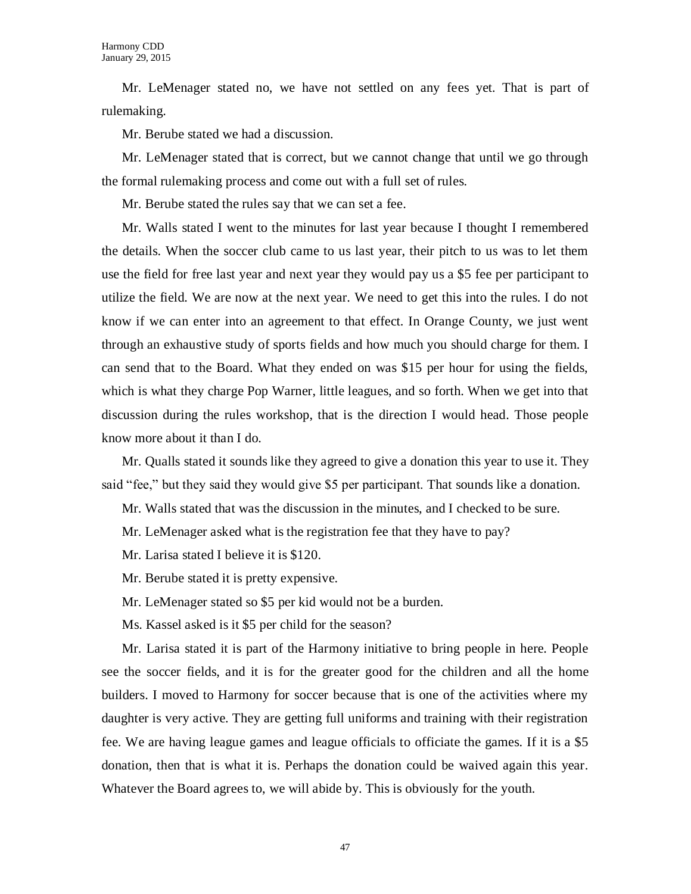Mr. LeMenager stated no, we have not settled on any fees yet. That is part of rulemaking.

Mr. Berube stated we had a discussion.

Mr. LeMenager stated that is correct, but we cannot change that until we go through the formal rulemaking process and come out with a full set of rules.

Mr. Berube stated the rules say that we can set a fee.

Mr. Walls stated I went to the minutes for last year because I thought I remembered the details. When the soccer club came to us last year, their pitch to us was to let them use the field for free last year and next year they would pay us a $5 fee per participant to utilize the field. We are now at the next year. We need to get this into the rules. I do not know if we can enter into an agreement to that effect. In Orange County, we just went through an exhaustive study of sports fields and how much you should charge for them. I can send that to the Board. What they ended on was $15 per hour for using the fields, which is what they charge Pop Warner, little leagues, and so forth. When we get into that discussion during the rules workshop, that is the direction I would head. Those people know more about it than I do.

Mr. Qualls stated it sounds like they agreed to give a donation this year to use it. They said "fee," but they said they would give $5 per participant. That sounds like a donation.

Mr. Walls stated that was the discussion in the minutes, and I checked to be sure.

Mr. LeMenager asked what is the registration fee that they have to pay?

Mr. Larisa stated I believe it is $120.

Mr. Berube stated it is pretty expensive.

Mr. LeMenager stated so $5 per kid would not be a burden.

Ms. Kassel asked is it $5 per child for the season?

Mr. Larisa stated it is part of the Harmony initiative to bring people in here. People see the soccer fields, and it is for the greater good for the children and all the home builders. I moved to Harmony for soccer because that is one of the activities where my daughter is very active. They are getting full uniforms and training with their registration fee. We are having league games and league officials to officiate the games. If it is a $5 donation, then that is what it is. Perhaps the donation could be waived again this year. Whatever the Board agrees to, we will abide by. This is obviously for the youth.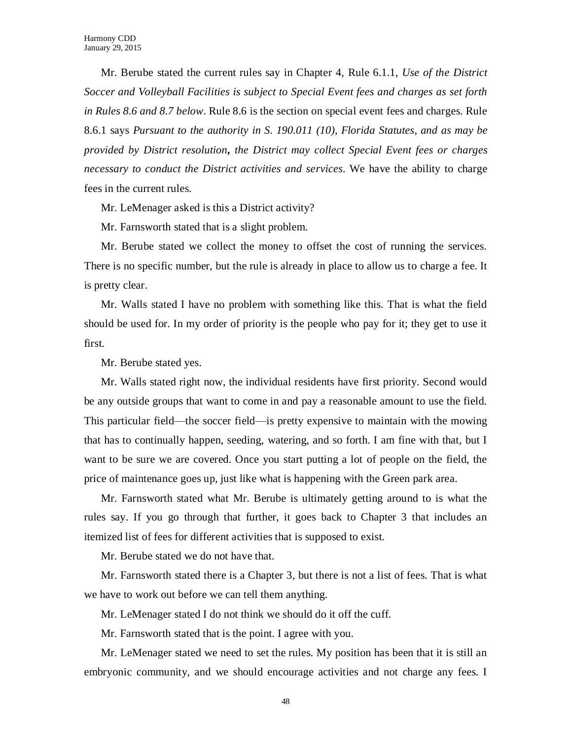Mr. Berube stated the current rules say in Chapter 4, Rule 6.1.1, *Use of the District Soccer and Volleyball Facilities is subject to Special Event fees and charges as set forth in Rules 8.6 and 8.7 below*. Rule 8.6 is the section on special event fees and charges. Rule 8.6.1 says *Pursuant to the authority in S. 190.011 (10), Florida Statutes, and as may be provided by District resolution***,** *the District may collect Special Event fees or charges necessary to conduct the District activities and services*. We have the ability to charge fees in the current rules.

Mr. LeMenager asked is this a District activity?

Mr. Farnsworth stated that is a slight problem.

Mr. Berube stated we collect the money to offset the cost of running the services. There is no specific number, but the rule is already in place to allow us to charge a fee. It is pretty clear.

Mr. Walls stated I have no problem with something like this. That is what the field should be used for. In my order of priority is the people who pay for it; they get to use it first.

Mr. Berube stated yes.

Mr. Walls stated right now, the individual residents have first priority. Second would be any outside groups that want to come in and pay a reasonable amount to use the field. This particular field—the soccer field—is pretty expensive to maintain with the mowing that has to continually happen, seeding, watering, and so forth. I am fine with that, but I want to be sure we are covered. Once you start putting a lot of people on the field, the price of maintenance goes up, just like what is happening with the Green park area.

Mr. Farnsworth stated what Mr. Berube is ultimately getting around to is what the rules say. If you go through that further, it goes back to Chapter 3 that includes an itemized list of fees for different activities that is supposed to exist.

Mr. Berube stated we do not have that.

Mr. Farnsworth stated there is a Chapter 3, but there is not a list of fees. That is what we have to work out before we can tell them anything.

Mr. LeMenager stated I do not think we should do it off the cuff.

Mr. Farnsworth stated that is the point. I agree with you.

Mr. LeMenager stated we need to set the rules. My position has been that it is still an embryonic community, and we should encourage activities and not charge any fees. I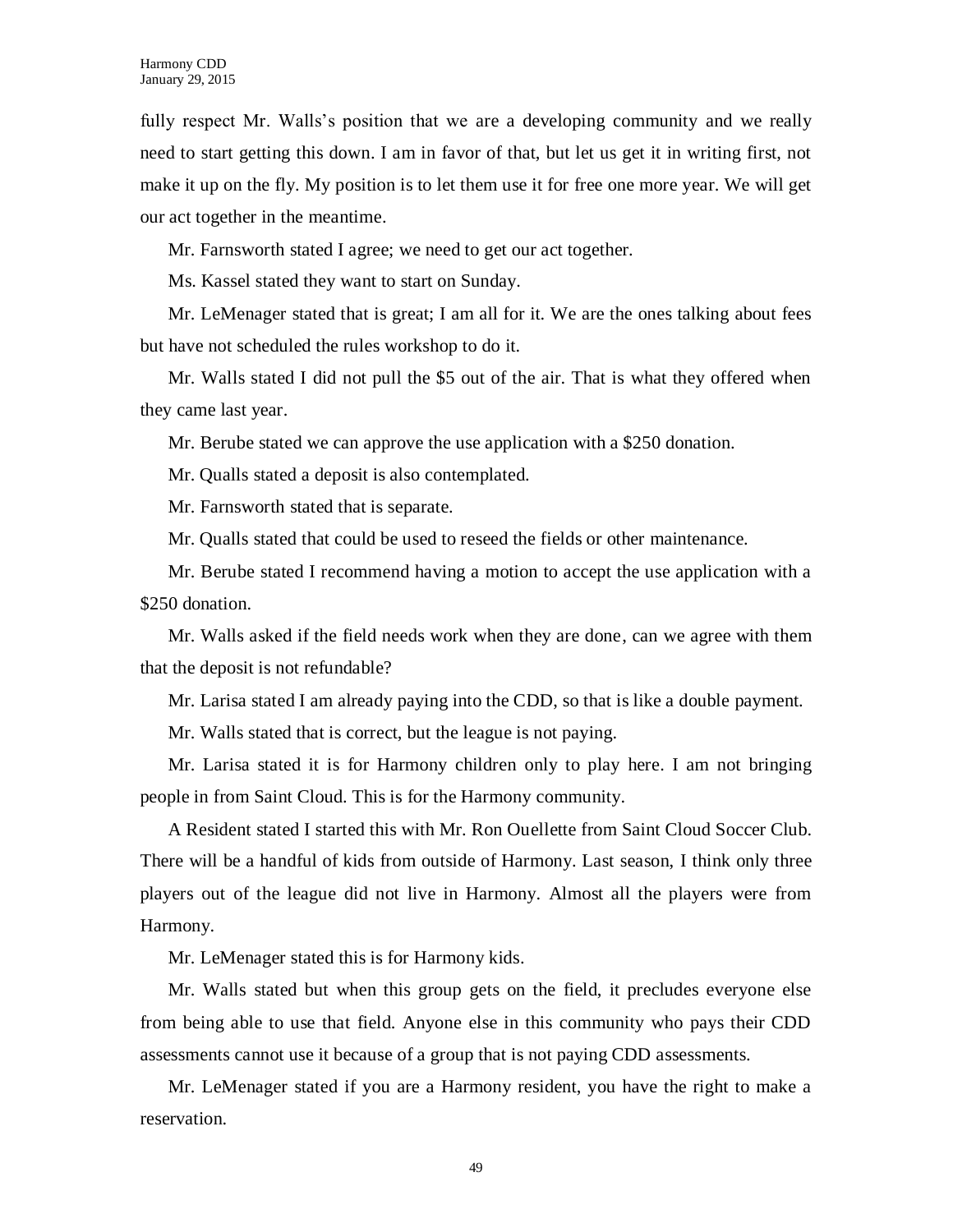fully respect Mr. Walls's position that we are a developing community and we really need to start getting this down. I am in favor of that, but let us get it in writing first, not make it up on the fly. My position is to let them use it for free one more year. We will get our act together in the meantime.

Mr. Farnsworth stated I agree; we need to get our act together.

Ms. Kassel stated they want to start on Sunday.

Mr. LeMenager stated that is great; I am all for it. We are the ones talking about fees but have not scheduled the rules workshop to do it.

Mr. Walls stated I did not pull the $5 out of the air. That is what they offered when they came last year.

Mr. Berube stated we can approve the use application with a $250 donation.

Mr. Qualls stated a deposit is also contemplated.

Mr. Farnsworth stated that is separate.

Mr. Qualls stated that could be used to reseed the fields or other maintenance.

Mr. Berube stated I recommend having a motion to accept the use application with a $250 donation.

Mr. Walls asked if the field needs work when they are done, can we agree with them that the deposit is not refundable?

Mr. Larisa stated I am already paying into the CDD, so that is like a double payment.

Mr. Walls stated that is correct, but the league is not paying.

Mr. Larisa stated it is for Harmony children only to play here. I am not bringing people in from Saint Cloud. This is for the Harmony community.

A Resident stated I started this with Mr. Ron Ouellette from Saint Cloud Soccer Club. There will be a handful of kids from outside of Harmony. Last season, I think only three players out of the league did not live in Harmony. Almost all the players were from Harmony.

Mr. LeMenager stated this is for Harmony kids.

Mr. Walls stated but when this group gets on the field, it precludes everyone else from being able to use that field. Anyone else in this community who pays their CDD assessments cannot use it because of a group that is not paying CDD assessments.

Mr. LeMenager stated if you are a Harmony resident, you have the right to make a reservation.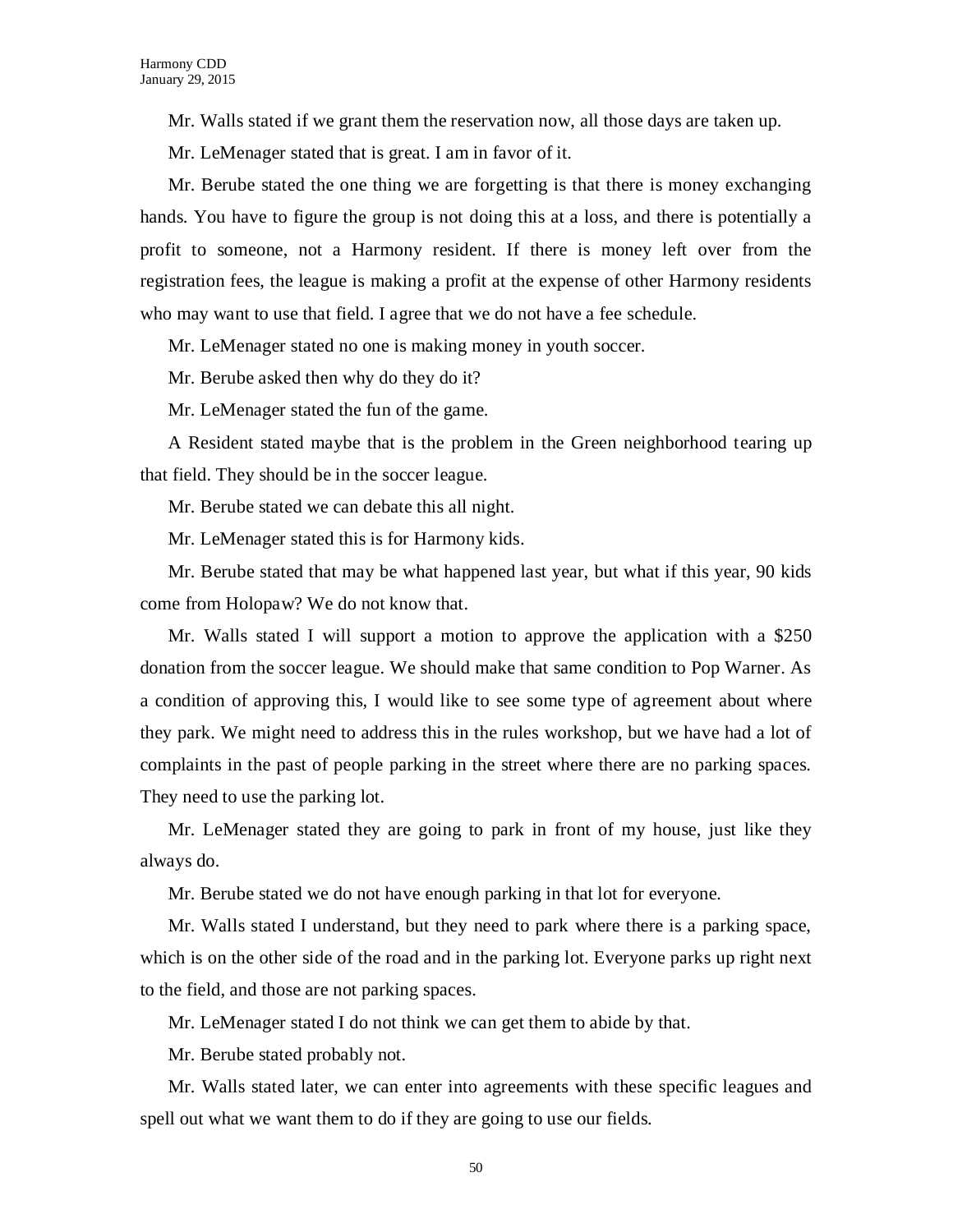Mr. Walls stated if we grant them the reservation now, all those days are taken up.

Mr. LeMenager stated that is great. I am in favor of it.

Mr. Berube stated the one thing we are forgetting is that there is money exchanging hands. You have to figure the group is not doing this at a loss, and there is potentially a profit to someone, not a Harmony resident. If there is money left over from the registration fees, the league is making a profit at the expense of other Harmony residents who may want to use that field. I agree that we do not have a fee schedule.

Mr. LeMenager stated no one is making money in youth soccer.

Mr. Berube asked then why do they do it?

Mr. LeMenager stated the fun of the game.

A Resident stated maybe that is the problem in the Green neighborhood tearing up that field. They should be in the soccer league.

Mr. Berube stated we can debate this all night.

Mr. LeMenager stated this is for Harmony kids.

Mr. Berube stated that may be what happened last year, but what if this year, 90 kids come from Holopaw? We do not know that.

Mr. Walls stated I will support a motion to approve the application with a $250 donation from the soccer league. We should make that same condition to Pop Warner. As a condition of approving this, I would like to see some type of agreement about where they park. We might need to address this in the rules workshop, but we have had a lot of complaints in the past of people parking in the street where there are no parking spaces. They need to use the parking lot.

Mr. LeMenager stated they are going to park in front of my house, just like they always do.

Mr. Berube stated we do not have enough parking in that lot for everyone.

Mr. Walls stated I understand, but they need to park where there is a parking space, which is on the other side of the road and in the parking lot. Everyone parks up right next to the field, and those are not parking spaces.

Mr. LeMenager stated I do not think we can get them to abide by that.

Mr. Berube stated probably not.

Mr. Walls stated later, we can enter into agreements with these specific leagues and spell out what we want them to do if they are going to use our fields.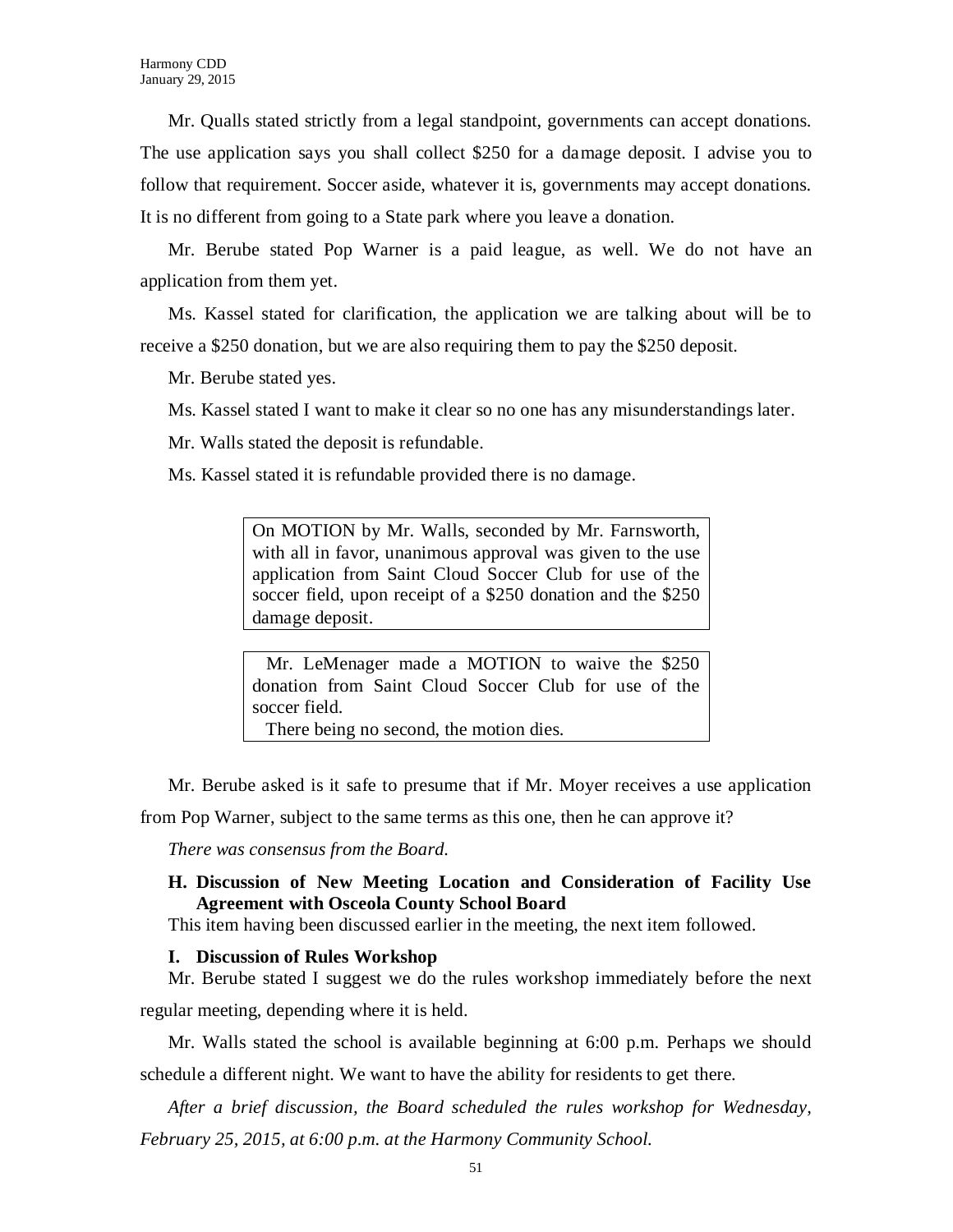Mr. Qualls stated strictly from a legal standpoint, governments can accept donations. The use application says you shall collect $250 for a damage deposit. I advise you to follow that requirement. Soccer aside, whatever it is, governments may accept donations. It is no different from going to a State park where you leave a donation.

Mr. Berube stated Pop Warner is a paid league, as well. We do not have an application from them yet.

Ms. Kassel stated for clarification, the application we are talking about will be to receive a $250 donation, but we are also requiring them to pay the $250 deposit.

Mr. Berube stated yes.

Ms. Kassel stated I want to make it clear so no one has any misunderstandings later.

Mr. Walls stated the deposit is refundable.

Ms. Kassel stated it is refundable provided there is no damage.

> On MOTION by Mr. Walls, seconded by Mr. Farnsworth, with all in favor, unanimous approval was given to the use application from Saint Cloud Soccer Club for use of the soccer field, upon receipt of a $250 donation and the $250 damage deposit.

> Mr. LeMenager made a MOTION to waive the $250 donation from Saint Cloud Soccer Club for use of the soccer field.
> There being no second, the motion dies.

Mr. Berube asked is it safe to presume that if Mr. Moyer receives a use application from Pop Warner, subject to the same terms as this one, then he can approve it?

*There was consensus from the Board.*

### H. Discussion of New Meeting Location and Consideration of Facility Use Agreement with Osceola County School Board

This item having been discussed earlier in the meeting, the next item followed.

### I. Discussion of Rules Workshop

Mr. Berube stated I suggest we do the rules workshop immediately before the next regular meeting, depending where it is held.

Mr. Walls stated the school is available beginning at 6:00 p.m. Perhaps we should schedule a different night. We want to have the ability for residents to get there.

*After a brief discussion, the Board scheduled the rules workshop for Wednesday, February 25, 2015, at 6:00 p.m. at the Harmony Community School.*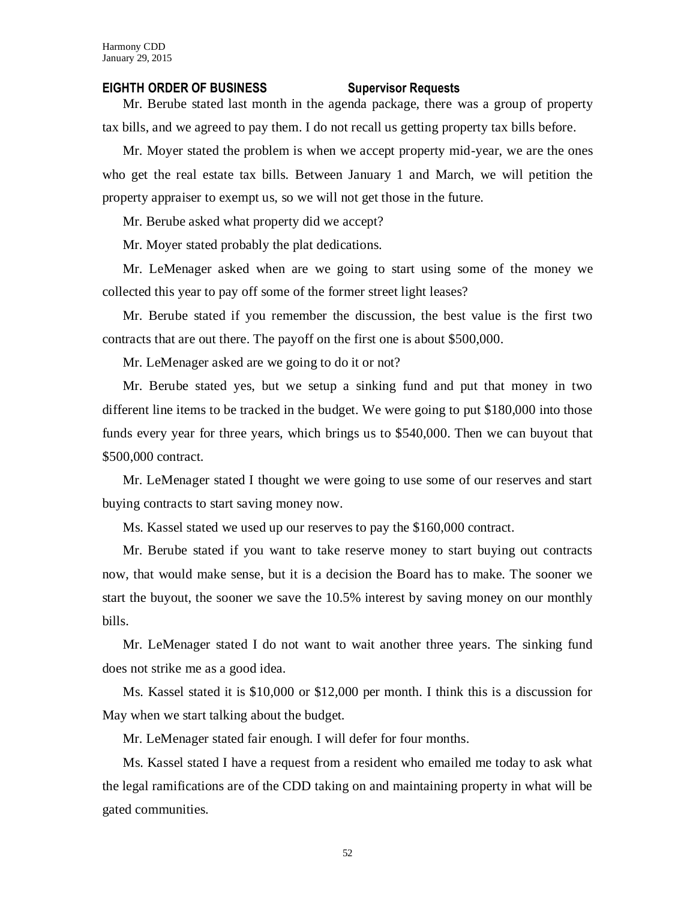**EIGHTH ORDER OF BUSINESS Supervisor Requests**

Mr. Berube stated last month in the agenda package, there was a group of property tax bills, and we agreed to pay them. I do not recall us getting property tax bills before.

Mr. Moyer stated the problem is when we accept property mid-year, we are the ones who get the real estate tax bills. Between January 1 and March, we will petition the property appraiser to exempt us, so we will not get those in the future.

Mr. Berube asked what property did we accept?

Mr. Moyer stated probably the plat dedications.

Mr. LeMenager asked when are we going to start using some of the money we collected this year to pay off some of the former street light leases?

Mr. Berube stated if you remember the discussion, the best value is the first two contracts that are out there. The payoff on the first one is about $500,000.

Mr. LeMenager asked are we going to do it or not?

Mr. Berube stated yes, but we setup a sinking fund and put that money in two different line items to be tracked in the budget. We were going to put $180,000 into those funds every year for three years, which brings us to $540,000. Then we can buyout that $500,000 contract.

Mr. LeMenager stated I thought we were going to use some of our reserves and start buying contracts to start saving money now.

Ms. Kassel stated we used up our reserves to pay the $160,000 contract.

Mr. Berube stated if you want to take reserve money to start buying out contracts now, that would make sense, but it is a decision the Board has to make. The sooner we start the buyout, the sooner we save the 10.5% interest by saving money on our monthly bills.

Mr. LeMenager stated I do not want to wait another three years. The sinking fund does not strike me as a good idea.

Ms. Kassel stated it is $10,000 or $12,000 per month. I think this is a discussion for May when we start talking about the budget.

Mr. LeMenager stated fair enough. I will defer for four months.

Ms. Kassel stated I have a request from a resident who emailed me today to ask what the legal ramifications are of the CDD taking on and maintaining property in what will be gated communities.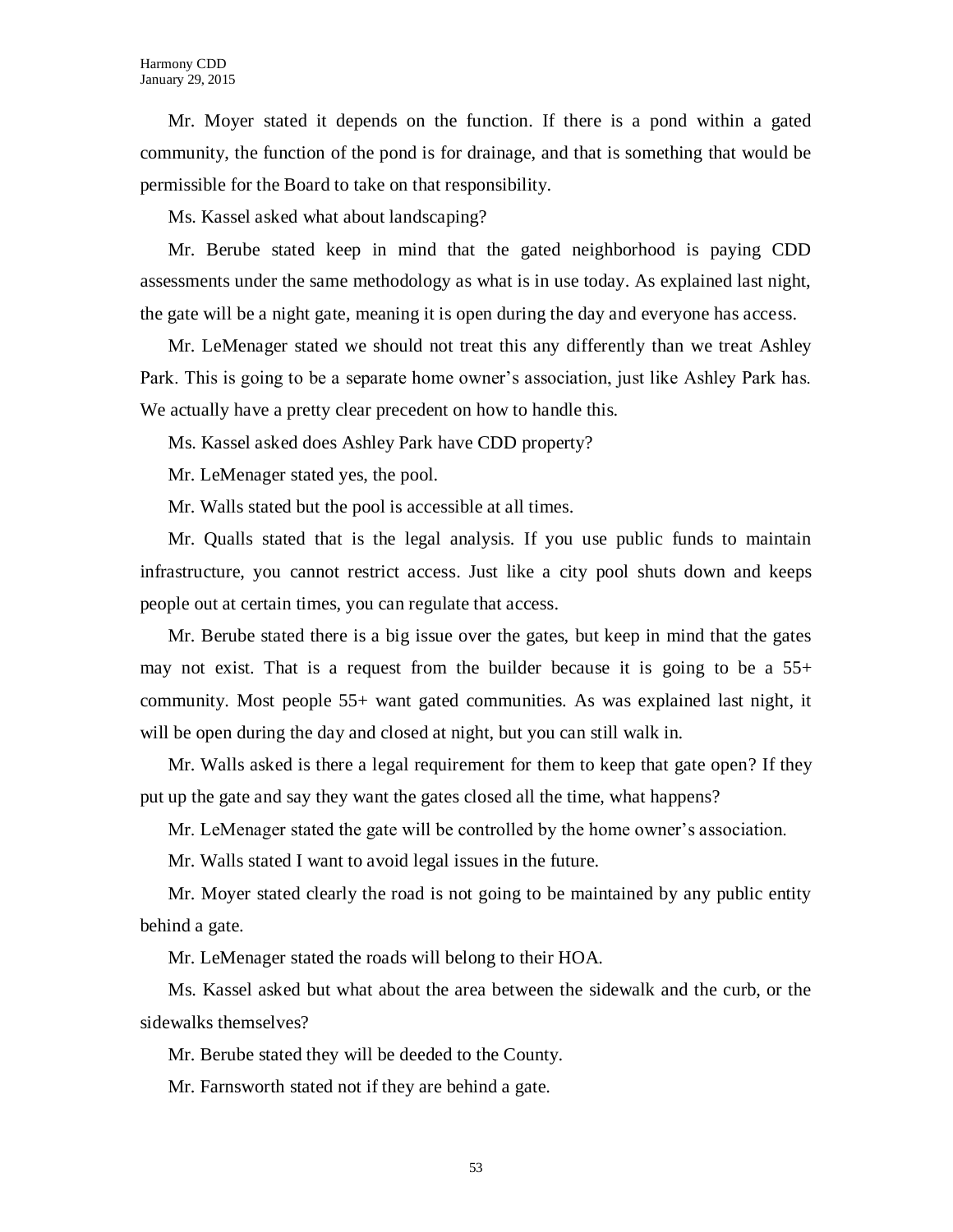Mr. Moyer stated it depends on the function. If there is a pond within a gated community, the function of the pond is for drainage, and that is something that would be permissible for the Board to take on that responsibility.

Ms. Kassel asked what about landscaping?

Mr. Berube stated keep in mind that the gated neighborhood is paying CDD assessments under the same methodology as what is in use today. As explained last night, the gate will be a night gate, meaning it is open during the day and everyone has access.

Mr. LeMenager stated we should not treat this any differently than we treat Ashley Park. This is going to be a separate home owner's association, just like Ashley Park has. We actually have a pretty clear precedent on how to handle this.

Ms. Kassel asked does Ashley Park have CDD property?

Mr. LeMenager stated yes, the pool.

Mr. Walls stated but the pool is accessible at all times.

Mr. Qualls stated that is the legal analysis. If you use public funds to maintain infrastructure, you cannot restrict access. Just like a city pool shuts down and keeps people out at certain times, you can regulate that access.

Mr. Berube stated there is a big issue over the gates, but keep in mind that the gates may not exist. That is a request from the builder because it is going to be a 55+ community. Most people 55+ want gated communities. As was explained last night, it will be open during the day and closed at night, but you can still walk in.

Mr. Walls asked is there a legal requirement for them to keep that gate open? If they put up the gate and say they want the gates closed all the time, what happens?

Mr. LeMenager stated the gate will be controlled by the home owner's association.

Mr. Walls stated I want to avoid legal issues in the future.

Mr. Moyer stated clearly the road is not going to be maintained by any public entity behind a gate.

Mr. LeMenager stated the roads will belong to their HOA.

Ms. Kassel asked but what about the area between the sidewalk and the curb, or the sidewalks themselves?

Mr. Berube stated they will be deeded to the County.

Mr. Farnsworth stated not if they are behind a gate.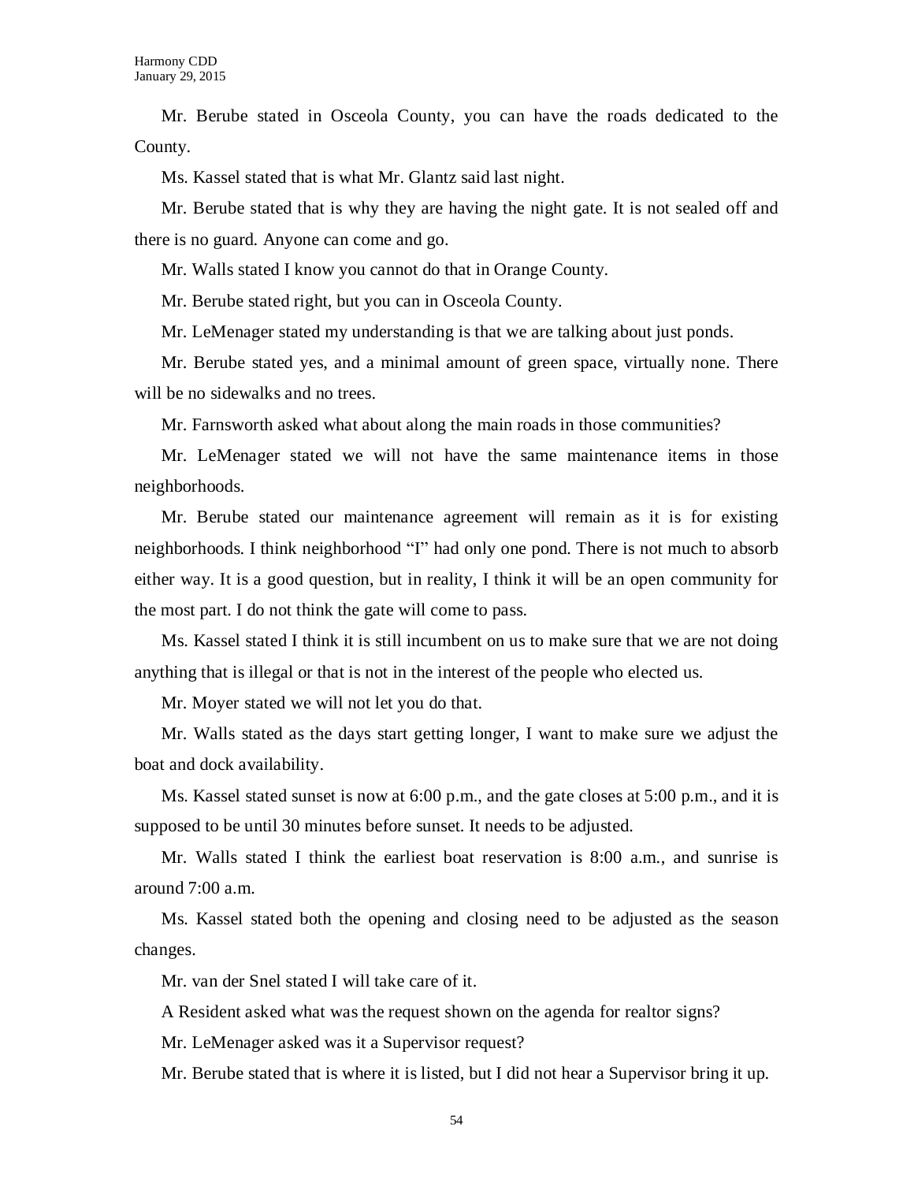Mr. Berube stated in Osceola County, you can have the roads dedicated to the County.

Ms. Kassel stated that is what Mr. Glantz said last night.

Mr. Berube stated that is why they are having the night gate. It is not sealed off and there is no guard. Anyone can come and go.

Mr. Walls stated I know you cannot do that in Orange County.

Mr. Berube stated right, but you can in Osceola County.

Mr. LeMenager stated my understanding is that we are talking about just ponds.

Mr. Berube stated yes, and a minimal amount of green space, virtually none. There will be no sidewalks and no trees.

Mr. Farnsworth asked what about along the main roads in those communities?

Mr. LeMenager stated we will not have the same maintenance items in those neighborhoods.

Mr. Berube stated our maintenance agreement will remain as it is for existing neighborhoods. I think neighborhood "I" had only one pond. There is not much to absorb either way. It is a good question, but in reality, I think it will be an open community for the most part. I do not think the gate will come to pass.

Ms. Kassel stated I think it is still incumbent on us to make sure that we are not doing anything that is illegal or that is not in the interest of the people who elected us.

Mr. Moyer stated we will not let you do that.

Mr. Walls stated as the days start getting longer, I want to make sure we adjust the boat and dock availability.

Ms. Kassel stated sunset is now at 6:00 p.m., and the gate closes at 5:00 p.m., and it is supposed to be until 30 minutes before sunset. It needs to be adjusted.

Mr. Walls stated I think the earliest boat reservation is 8:00 a.m., and sunrise is around 7:00 a.m.

Ms. Kassel stated both the opening and closing need to be adjusted as the season changes.

Mr. van der Snel stated I will take care of it.

A Resident asked what was the request shown on the agenda for realtor signs?

Mr. LeMenager asked was it a Supervisor request?

Mr. Berube stated that is where it is listed, but I did not hear a Supervisor bring it up.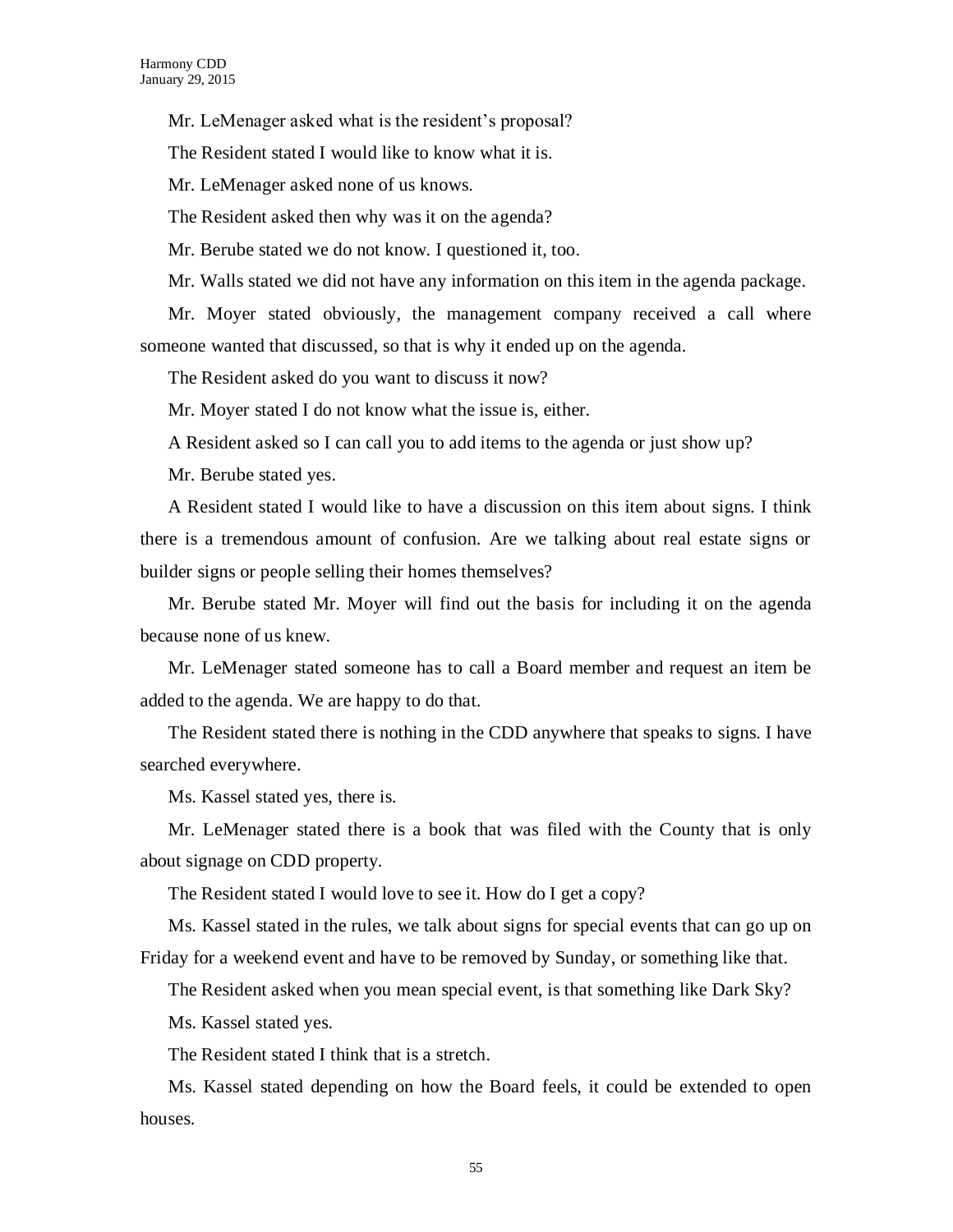Mr. LeMenager asked what is the resident's proposal?

The Resident stated I would like to know what it is.

Mr. LeMenager asked none of us knows.

The Resident asked then why was it on the agenda?

Mr. Berube stated we do not know. I questioned it, too.

Mr. Walls stated we did not have any information on this item in the agenda package.

Mr. Moyer stated obviously, the management company received a call where someone wanted that discussed, so that is why it ended up on the agenda.

The Resident asked do you want to discuss it now?

Mr. Moyer stated I do not know what the issue is, either.

A Resident asked so I can call you to add items to the agenda or just show up?

Mr. Berube stated yes.

A Resident stated I would like to have a discussion on this item about signs. I think there is a tremendous amount of confusion. Are we talking about real estate signs or builder signs or people selling their homes themselves?

Mr. Berube stated Mr. Moyer will find out the basis for including it on the agenda because none of us knew.

Mr. LeMenager stated someone has to call a Board member and request an item be added to the agenda. We are happy to do that.

The Resident stated there is nothing in the CDD anywhere that speaks to signs. I have searched everywhere.

Ms. Kassel stated yes, there is.

Mr. LeMenager stated there is a book that was filed with the County that is only about signage on CDD property.

The Resident stated I would love to see it. How do I get a copy?

Ms. Kassel stated in the rules, we talk about signs for special events that can go up on Friday for a weekend event and have to be removed by Sunday, or something like that.

The Resident asked when you mean special event, is that something like Dark Sky?

Ms. Kassel stated yes.

The Resident stated I think that is a stretch.

Ms. Kassel stated depending on how the Board feels, it could be extended to open houses.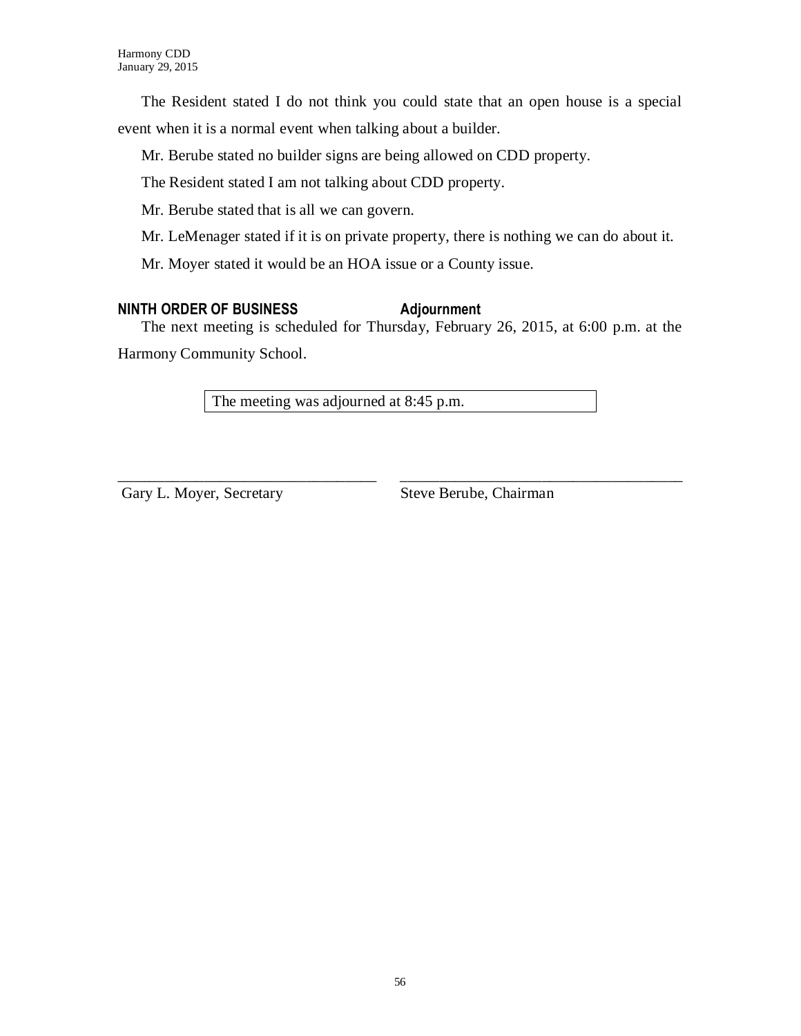The Resident stated I do not think you could state that an open house is a special event when it is a normal event when talking about a builder.

Mr. Berube stated no builder signs are being allowed on CDD property.

The Resident stated I am not talking about CDD property.

Mr. Berube stated that is all we can govern.

Mr. LeMenager stated if it is on private property, there is nothing we can do about it.

Mr. Moyer stated it would be an HOA issue or a County issue.

**NINTH ORDER OF BUSINESS** **Adjournment**

The next meeting is scheduled for Thursday, February 26, 2015, at 6:00 p.m. at the Harmony Community School.

The meeting was adjourned at 8:45 p.m.

_________________________________ _________________________________

Gary L. Moyer, Secretary Steve Berube, Chairman